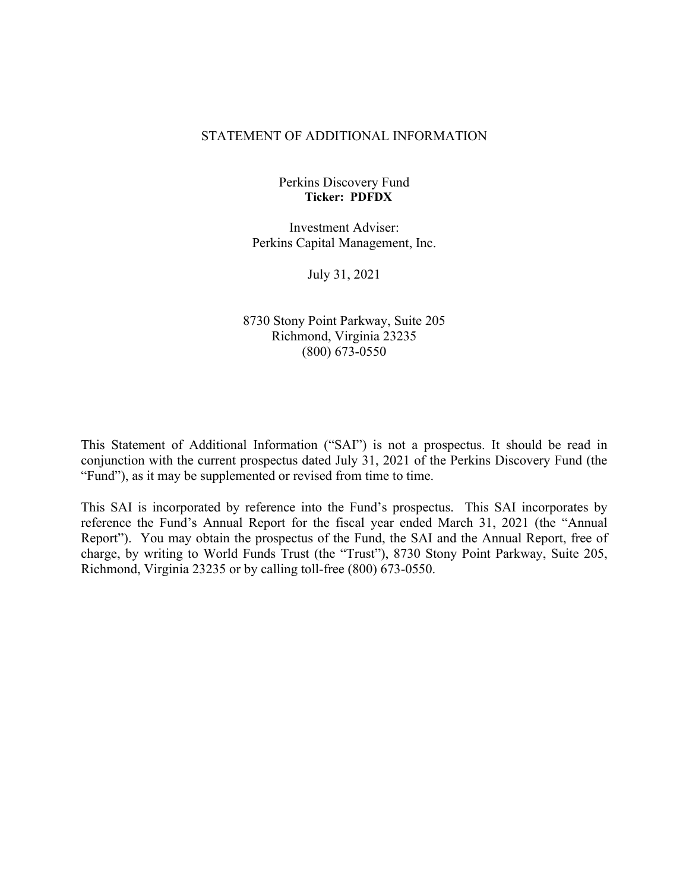# STATEMENT OF ADDITIONAL INFORMATION

Perkins Discovery Fund
**Ticker: PDFDX**

Investment Adviser:
Perkins Capital Management, Inc.

July 31, 2021

8730 Stony Point Parkway, Suite 205
Richmond, Virginia 23235
(800) 673-0550

This Statement of Additional Information ("SAI") is not a prospectus. It should be read in conjunction with the current prospectus dated July 31, 2021 of the Perkins Discovery Fund (the "Fund"), as it may be supplemented or revised from time to time.

This SAI is incorporated by reference into the Fund's prospectus. This SAI incorporates by reference the Fund's Annual Report for the fiscal year ended March 31, 2021 (the "Annual Report"). You may obtain the prospectus of the Fund, the SAI and the Annual Report, free of charge, by writing to World Funds Trust (the "Trust"), 8730 Stony Point Parkway, Suite 205, Richmond, Virginia 23235 or by calling toll-free (800) 673-0550.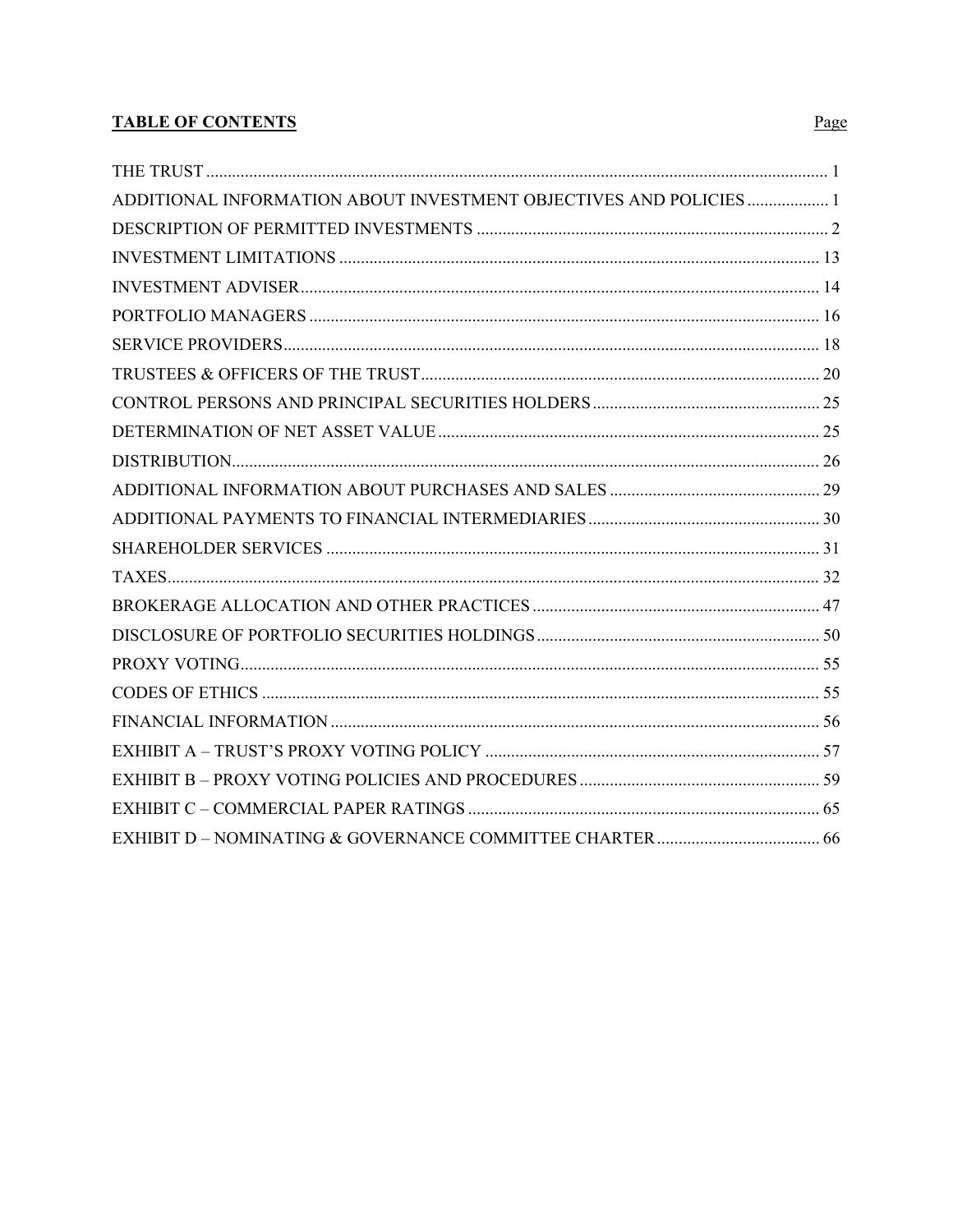## TABLE OF CONTENTS

| | Page |
|---|---|
| THE TRUST | 1 |
| ADDITIONAL INFORMATION ABOUT INVESTMENT OBJECTIVES AND POLICIES | 1 |
| DESCRIPTION OF PERMITTED INVESTMENTS | 2 |
| INVESTMENT LIMITATIONS | 13 |
| INVESTMENT ADVISER | 14 |
| PORTFOLIO MANAGERS | 16 |
| SERVICE PROVIDERS | 18 |
| TRUSTEES & OFFICERS OF THE TRUST | 20 |
| CONTROL PERSONS AND PRINCIPAL SECURITIES HOLDERS | 25 |
| DETERMINATION OF NET ASSET VALUE | 25 |
| DISTRIBUTION | 26 |
| ADDITIONAL INFORMATION ABOUT PURCHASES AND SALES | 29 |
| ADDITIONAL PAYMENTS TO FINANCIAL INTERMEDIARIES | 30 |
| SHAREHOLDER SERVICES | 31 |
| TAXES | 32 |
| BROKERAGE ALLOCATION AND OTHER PRACTICES | 47 |
| DISCLOSURE OF PORTFOLIO SECURITIES HOLDINGS | 50 |
| PROXY VOTING | 55 |
| CODES OF ETHICS | 55 |
| FINANCIAL INFORMATION | 56 |
| EXHIBIT A – TRUST'S PROXY VOTING POLICY | 57 |
| EXHIBIT B – PROXY VOTING POLICIES AND PROCEDURES | 59 |
| EXHIBIT C – COMMERCIAL PAPER RATINGS | 65 |
| EXHIBIT D – NOMINATING & GOVERNANCE COMMITTEE CHARTER | 66 |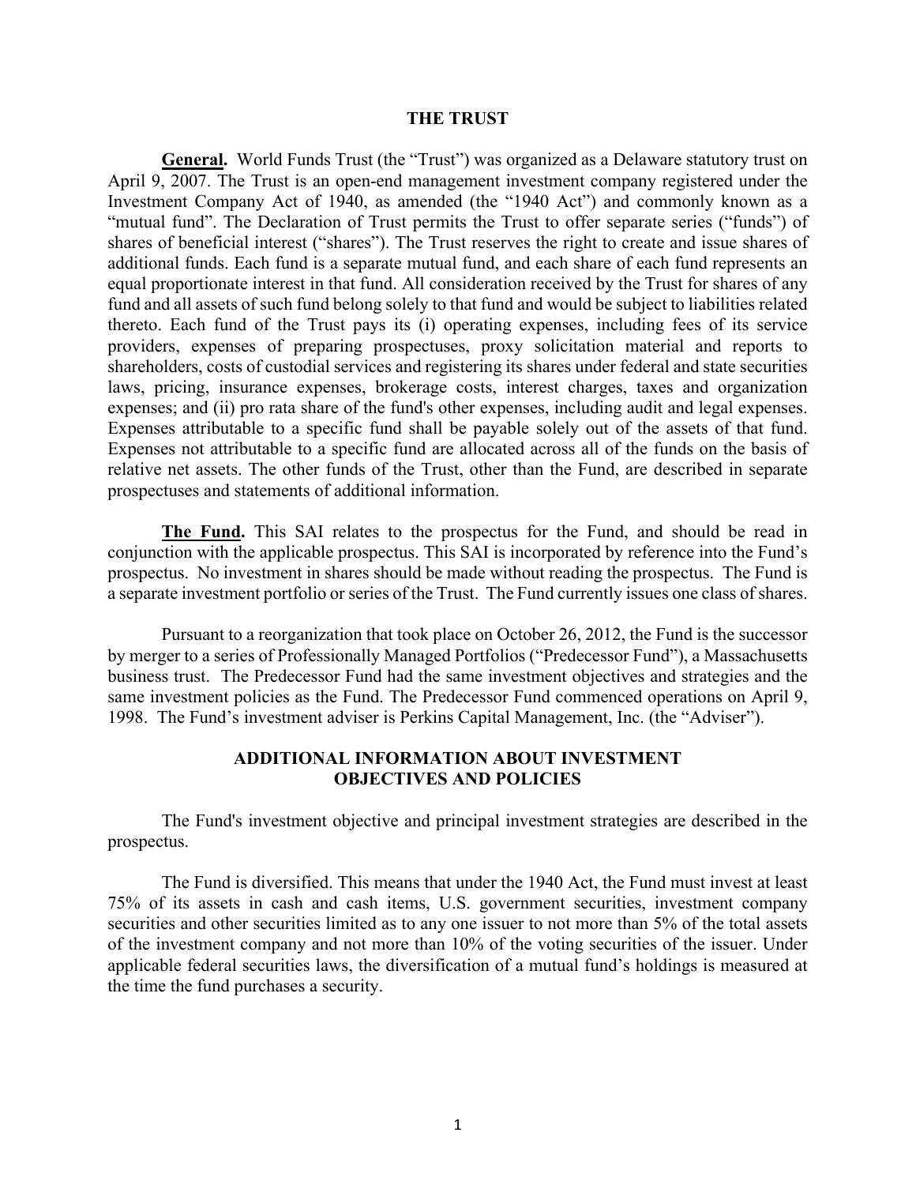## THE TRUST

**General.** World Funds Trust (the "Trust") was organized as a Delaware statutory trust on April 9, 2007. The Trust is an open-end management investment company registered under the Investment Company Act of 1940, as amended (the "1940 Act") and commonly known as a "mutual fund". The Declaration of Trust permits the Trust to offer separate series ("funds") of shares of beneficial interest ("shares"). The Trust reserves the right to create and issue shares of additional funds. Each fund is a separate mutual fund, and each share of each fund represents an equal proportionate interest in that fund. All consideration received by the Trust for shares of any fund and all assets of such fund belong solely to that fund and would be subject to liabilities related thereto. Each fund of the Trust pays its (i) operating expenses, including fees of its service providers, expenses of preparing prospectuses, proxy solicitation material and reports to shareholders, costs of custodial services and registering its shares under federal and state securities laws, pricing, insurance expenses, brokerage costs, interest charges, taxes and organization expenses; and (ii) pro rata share of the fund's other expenses, including audit and legal expenses. Expenses attributable to a specific fund shall be payable solely out of the assets of that fund. Expenses not attributable to a specific fund are allocated across all of the funds on the basis of relative net assets. The other funds of the Trust, other than the Fund, are described in separate prospectuses and statements of additional information.

**The Fund.** This SAI relates to the prospectus for the Fund, and should be read in conjunction with the applicable prospectus. This SAI is incorporated by reference into the Fund's prospectus. No investment in shares should be made without reading the prospectus. The Fund is a separate investment portfolio or series of the Trust. The Fund currently issues one class of shares.

Pursuant to a reorganization that took place on October 26, 2012, the Fund is the successor by merger to a series of Professionally Managed Portfolios ("Predecessor Fund"), a Massachusetts business trust. The Predecessor Fund had the same investment objectives and strategies and the same investment policies as the Fund. The Predecessor Fund commenced operations on April 9, 1998. The Fund's investment adviser is Perkins Capital Management, Inc. (the "Adviser").

## ADDITIONAL INFORMATION ABOUT INVESTMENT OBJECTIVES AND POLICIES

The Fund's investment objective and principal investment strategies are described in the prospectus.

The Fund is diversified. This means that under the 1940 Act, the Fund must invest at least 75% of its assets in cash and cash items, U.S. government securities, investment company securities and other securities limited as to any one issuer to not more than 5% of the total assets of the investment company and not more than 10% of the voting securities of the issuer. Under applicable federal securities laws, the diversification of a mutual fund's holdings is measured at the time the fund purchases a security.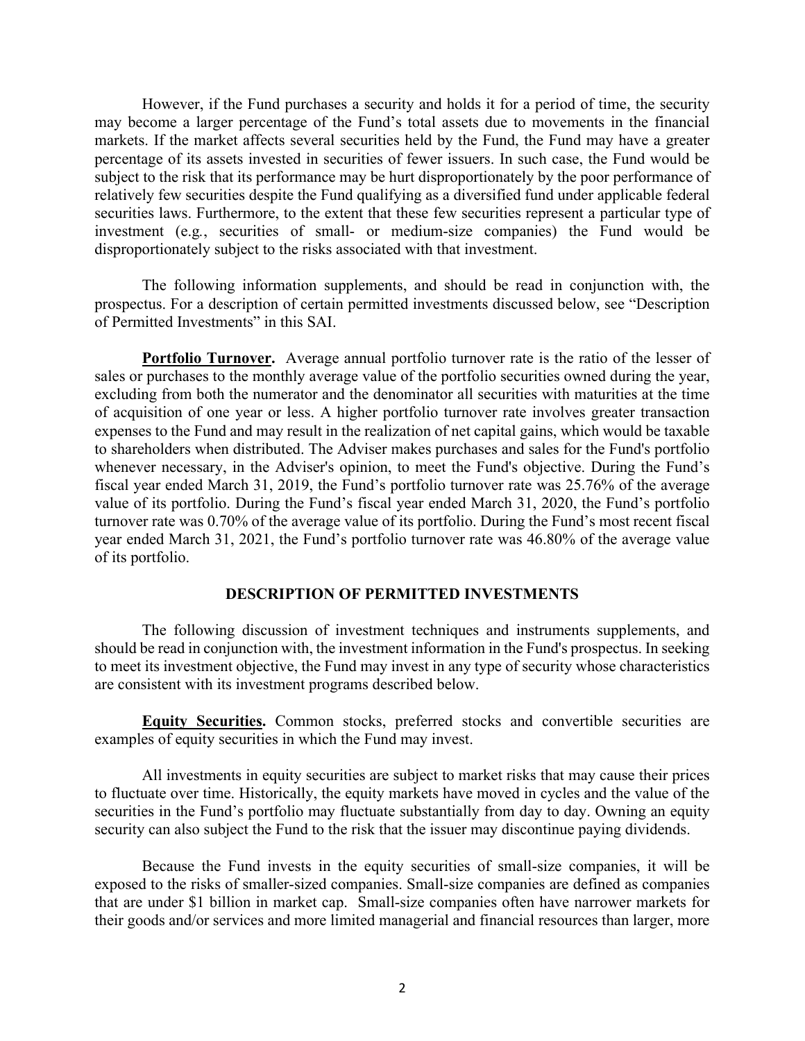However, if the Fund purchases a security and holds it for a period of time, the security may become a larger percentage of the Fund's total assets due to movements in the financial markets. If the market affects several securities held by the Fund, the Fund may have a greater percentage of its assets invested in securities of fewer issuers. In such case, the Fund would be subject to the risk that its performance may be hurt disproportionately by the poor performance of relatively few securities despite the Fund qualifying as a diversified fund under applicable federal securities laws. Furthermore, to the extent that these few securities represent a particular type of investment (e.g., securities of small- or medium-size companies) the Fund would be disproportionately subject to the risks associated with that investment.

The following information supplements, and should be read in conjunction with, the prospectus. For a description of certain permitted investments discussed below, see "Description of Permitted Investments" in this SAI.

**Portfolio Turnover.** Average annual portfolio turnover rate is the ratio of the lesser of sales or purchases to the monthly average value of the portfolio securities owned during the year, excluding from both the numerator and the denominator all securities with maturities at the time of acquisition of one year or less. A higher portfolio turnover rate involves greater transaction expenses to the Fund and may result in the realization of net capital gains, which would be taxable to shareholders when distributed. The Adviser makes purchases and sales for the Fund's portfolio whenever necessary, in the Adviser's opinion, to meet the Fund's objective. During the Fund's fiscal year ended March 31, 2019, the Fund's portfolio turnover rate was 25.76% of the average value of its portfolio. During the Fund's fiscal year ended March 31, 2020, the Fund's portfolio turnover rate was 0.70% of the average value of its portfolio. During the Fund's most recent fiscal year ended March 31, 2021, the Fund's portfolio turnover rate was 46.80% of the average value of its portfolio.

## DESCRIPTION OF PERMITTED INVESTMENTS

The following discussion of investment techniques and instruments supplements, and should be read in conjunction with, the investment information in the Fund's prospectus. In seeking to meet its investment objective, the Fund may invest in any type of security whose characteristics are consistent with its investment programs described below.

**Equity Securities.** Common stocks, preferred stocks and convertible securities are examples of equity securities in which the Fund may invest.

All investments in equity securities are subject to market risks that may cause their prices to fluctuate over time. Historically, the equity markets have moved in cycles and the value of the securities in the Fund's portfolio may fluctuate substantially from day to day. Owning an equity security can also subject the Fund to the risk that the issuer may discontinue paying dividends.

Because the Fund invests in the equity securities of small-size companies, it will be exposed to the risks of smaller-sized companies. Small-size companies are defined as companies that are under $1 billion in market cap. Small-size companies often have narrower markets for their goods and/or services and more limited managerial and financial resources than larger, more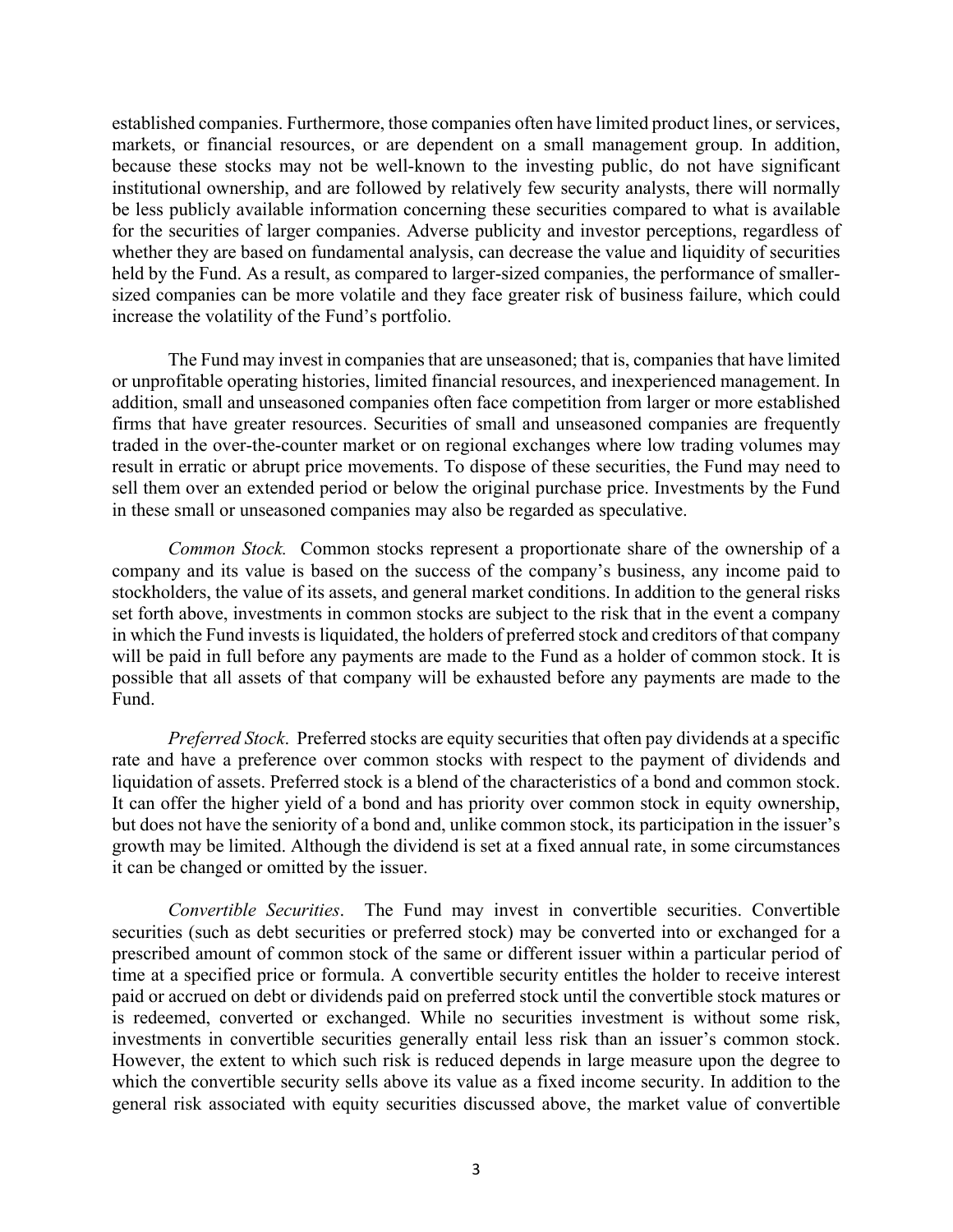established companies. Furthermore, those companies often have limited product lines, or services, markets, or financial resources, or are dependent on a small management group. In addition, because these stocks may not be well-known to the investing public, do not have significant institutional ownership, and are followed by relatively few security analysts, there will normally be less publicly available information concerning these securities compared to what is available for the securities of larger companies. Adverse publicity and investor perceptions, regardless of whether they are based on fundamental analysis, can decrease the value and liquidity of securities held by the Fund. As a result, as compared to larger-sized companies, the performance of smaller-sized companies can be more volatile and they face greater risk of business failure, which could increase the volatility of the Fund's portfolio.

The Fund may invest in companies that are unseasoned; that is, companies that have limited or unprofitable operating histories, limited financial resources, and inexperienced management. In addition, small and unseasoned companies often face competition from larger or more established firms that have greater resources. Securities of small and unseasoned companies are frequently traded in the over-the-counter market or on regional exchanges where low trading volumes may result in erratic or abrupt price movements. To dispose of these securities, the Fund may need to sell them over an extended period or below the original purchase price. Investments by the Fund in these small or unseasoned companies may also be regarded as speculative.

*Common Stock.* Common stocks represent a proportionate share of the ownership of a company and its value is based on the success of the company's business, any income paid to stockholders, the value of its assets, and general market conditions. In addition to the general risks set forth above, investments in common stocks are subject to the risk that in the event a company in which the Fund invests is liquidated, the holders of preferred stock and creditors of that company will be paid in full before any payments are made to the Fund as a holder of common stock. It is possible that all assets of that company will be exhausted before any payments are made to the Fund.

*Preferred Stock*. Preferred stocks are equity securities that often pay dividends at a specific rate and have a preference over common stocks with respect to the payment of dividends and liquidation of assets. Preferred stock is a blend of the characteristics of a bond and common stock. It can offer the higher yield of a bond and has priority over common stock in equity ownership, but does not have the seniority of a bond and, unlike common stock, its participation in the issuer's growth may be limited. Although the dividend is set at a fixed annual rate, in some circumstances it can be changed or omitted by the issuer.

*Convertible Securities*. The Fund may invest in convertible securities. Convertible securities (such as debt securities or preferred stock) may be converted into or exchanged for a prescribed amount of common stock of the same or different issuer within a particular period of time at a specified price or formula. A convertible security entitles the holder to receive interest paid or accrued on debt or dividends paid on preferred stock until the convertible stock matures or is redeemed, converted or exchanged. While no securities investment is without some risk, investments in convertible securities generally entail less risk than an issuer's common stock. However, the extent to which such risk is reduced depends in large measure upon the degree to which the convertible security sells above its value as a fixed income security. In addition to the general risk associated with equity securities discussed above, the market value of convertible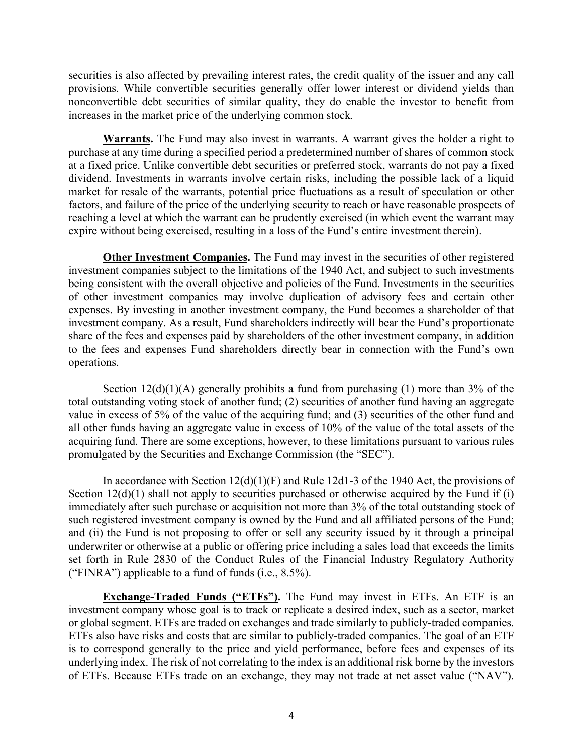securities is also affected by prevailing interest rates, the credit quality of the issuer and any call provisions. While convertible securities generally offer lower interest or dividend yields than nonconvertible debt securities of similar quality, they do enable the investor to benefit from increases in the market price of the underlying common stock.

**Warrants.** The Fund may also invest in warrants. A warrant gives the holder a right to purchase at any time during a specified period a predetermined number of shares of common stock at a fixed price. Unlike convertible debt securities or preferred stock, warrants do not pay a fixed dividend. Investments in warrants involve certain risks, including the possible lack of a liquid market for resale of the warrants, potential price fluctuations as a result of speculation or other factors, and failure of the price of the underlying security to reach or have reasonable prospects of reaching a level at which the warrant can be prudently exercised (in which event the warrant may expire without being exercised, resulting in a loss of the Fund's entire investment therein).

**Other Investment Companies.** The Fund may invest in the securities of other registered investment companies subject to the limitations of the 1940 Act, and subject to such investments being consistent with the overall objective and policies of the Fund. Investments in the securities of other investment companies may involve duplication of advisory fees and certain other expenses. By investing in another investment company, the Fund becomes a shareholder of that investment company. As a result, Fund shareholders indirectly will bear the Fund's proportionate share of the fees and expenses paid by shareholders of the other investment company, in addition to the fees and expenses Fund shareholders directly bear in connection with the Fund's own operations.

Section 12(d)(1)(A) generally prohibits a fund from purchasing (1) more than 3% of the total outstanding voting stock of another fund; (2) securities of another fund having an aggregate value in excess of 5% of the value of the acquiring fund; and (3) securities of the other fund and all other funds having an aggregate value in excess of 10% of the value of the total assets of the acquiring fund. There are some exceptions, however, to these limitations pursuant to various rules promulgated by the Securities and Exchange Commission (the "SEC").

In accordance with Section 12(d)(1)(F) and Rule 12d1-3 of the 1940 Act, the provisions of Section 12(d)(1) shall not apply to securities purchased or otherwise acquired by the Fund if (i) immediately after such purchase or acquisition not more than 3% of the total outstanding stock of such registered investment company is owned by the Fund and all affiliated persons of the Fund; and (ii) the Fund is not proposing to offer or sell any security issued by it through a principal underwriter or otherwise at a public or offering price including a sales load that exceeds the limits set forth in Rule 2830 of the Conduct Rules of the Financial Industry Regulatory Authority ("FINRA") applicable to a fund of funds (i.e., 8.5%).

**Exchange-Traded Funds ("ETFs").** The Fund may invest in ETFs. An ETF is an investment company whose goal is to track or replicate a desired index, such as a sector, market or global segment. ETFs are traded on exchanges and trade similarly to publicly-traded companies. ETFs also have risks and costs that are similar to publicly-traded companies. The goal of an ETF is to correspond generally to the price and yield performance, before fees and expenses of its underlying index. The risk of not correlating to the index is an additional risk borne by the investors of ETFs. Because ETFs trade on an exchange, they may not trade at net asset value ("NAV").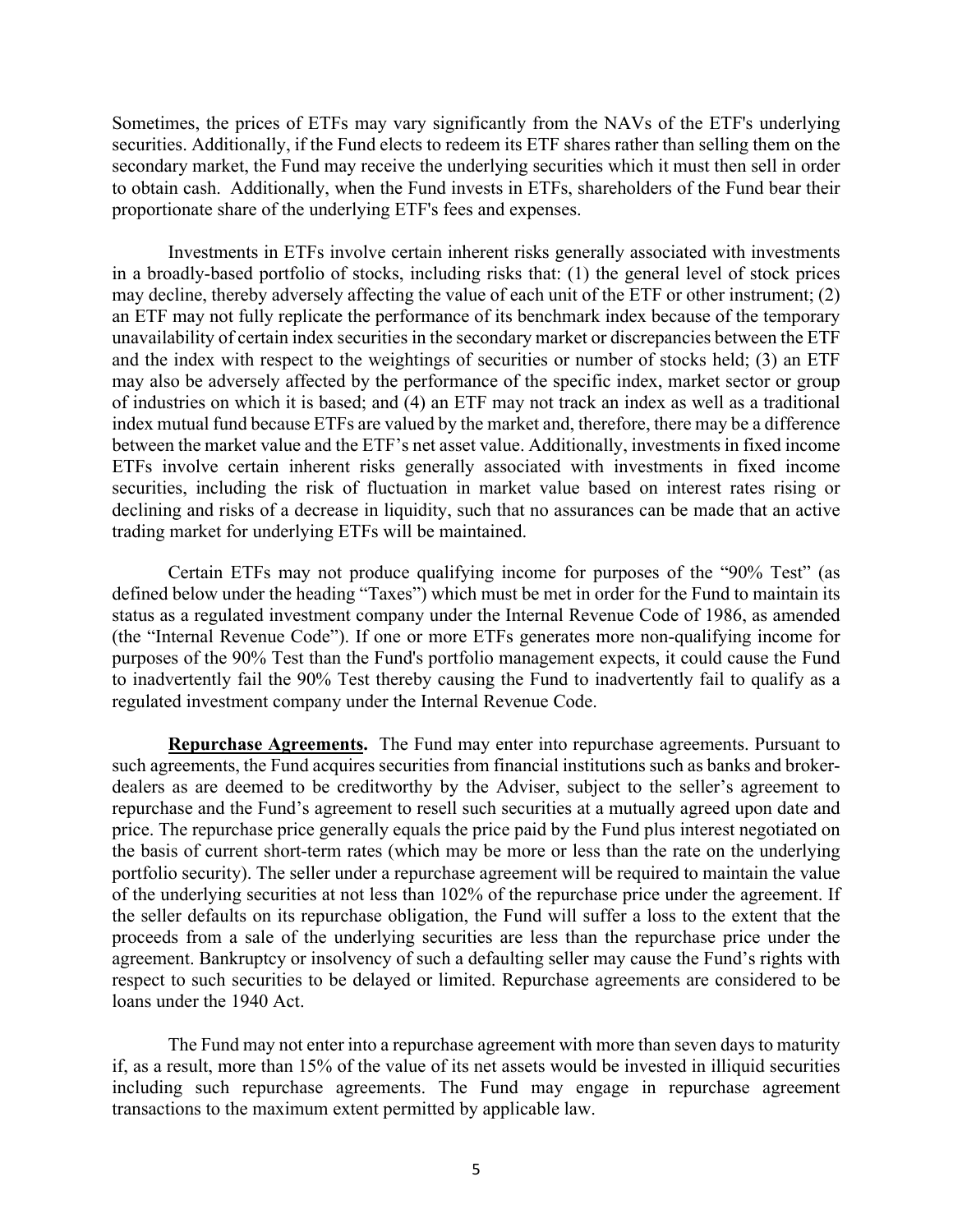Sometimes, the prices of ETFs may vary significantly from the NAVs of the ETF's underlying securities. Additionally, if the Fund elects to redeem its ETF shares rather than selling them on the secondary market, the Fund may receive the underlying securities which it must then sell in order to obtain cash. Additionally, when the Fund invests in ETFs, shareholders of the Fund bear their proportionate share of the underlying ETF's fees and expenses.

Investments in ETFs involve certain inherent risks generally associated with investments in a broadly-based portfolio of stocks, including risks that: (1) the general level of stock prices may decline, thereby adversely affecting the value of each unit of the ETF or other instrument; (2) an ETF may not fully replicate the performance of its benchmark index because of the temporary unavailability of certain index securities in the secondary market or discrepancies between the ETF and the index with respect to the weightings of securities or number of stocks held; (3) an ETF may also be adversely affected by the performance of the specific index, market sector or group of industries on which it is based; and (4) an ETF may not track an index as well as a traditional index mutual fund because ETFs are valued by the market and, therefore, there may be a difference between the market value and the ETF's net asset value. Additionally, investments in fixed income ETFs involve certain inherent risks generally associated with investments in fixed income securities, including the risk of fluctuation in market value based on interest rates rising or declining and risks of a decrease in liquidity, such that no assurances can be made that an active trading market for underlying ETFs will be maintained.

Certain ETFs may not produce qualifying income for purposes of the "90% Test" (as defined below under the heading "Taxes") which must be met in order for the Fund to maintain its status as a regulated investment company under the Internal Revenue Code of 1986, as amended (the "Internal Revenue Code"). If one or more ETFs generates more non-qualifying income for purposes of the 90% Test than the Fund's portfolio management expects, it could cause the Fund to inadvertently fail the 90% Test thereby causing the Fund to inadvertently fail to qualify as a regulated investment company under the Internal Revenue Code.

**Repurchase Agreements.** The Fund may enter into repurchase agreements. Pursuant to such agreements, the Fund acquires securities from financial institutions such as banks and broker-dealers as are deemed to be creditworthy by the Adviser, subject to the seller's agreement to repurchase and the Fund's agreement to resell such securities at a mutually agreed upon date and price. The repurchase price generally equals the price paid by the Fund plus interest negotiated on the basis of current short-term rates (which may be more or less than the rate on the underlying portfolio security). The seller under a repurchase agreement will be required to maintain the value of the underlying securities at not less than 102% of the repurchase price under the agreement. If the seller defaults on its repurchase obligation, the Fund will suffer a loss to the extent that the proceeds from a sale of the underlying securities are less than the repurchase price under the agreement. Bankruptcy or insolvency of such a defaulting seller may cause the Fund's rights with respect to such securities to be delayed or limited. Repurchase agreements are considered to be loans under the 1940 Act.

The Fund may not enter into a repurchase agreement with more than seven days to maturity if, as a result, more than 15% of the value of its net assets would be invested in illiquid securities including such repurchase agreements. The Fund may engage in repurchase agreement transactions to the maximum extent permitted by applicable law.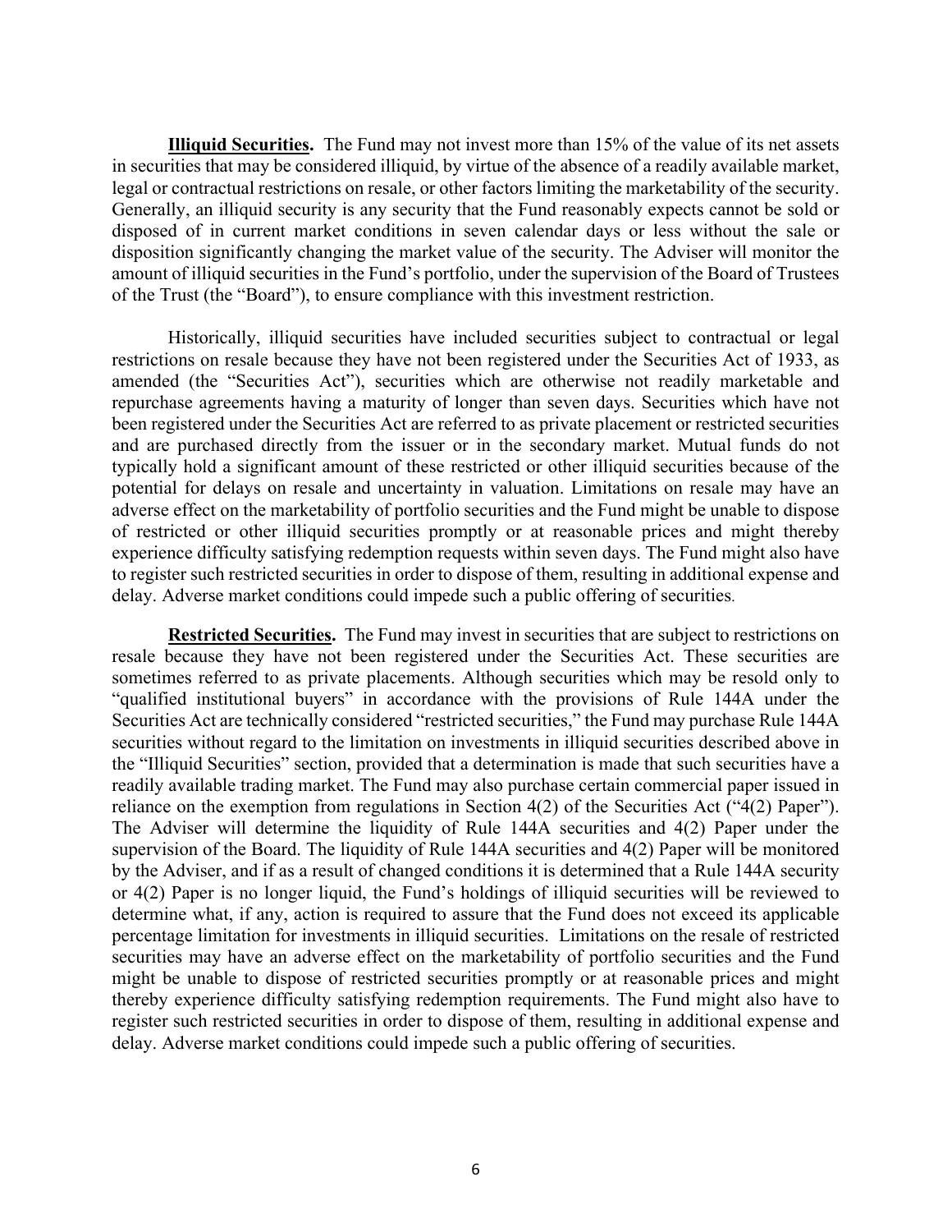**Illiquid Securities.** The Fund may not invest more than 15% of the value of its net assets in securities that may be considered illiquid, by virtue of the absence of a readily available market, legal or contractual restrictions on resale, or other factors limiting the marketability of the security. Generally, an illiquid security is any security that the Fund reasonably expects cannot be sold or disposed of in current market conditions in seven calendar days or less without the sale or disposition significantly changing the market value of the security. The Adviser will monitor the amount of illiquid securities in the Fund's portfolio, under the supervision of the Board of Trustees of the Trust (the "Board"), to ensure compliance with this investment restriction.

Historically, illiquid securities have included securities subject to contractual or legal restrictions on resale because they have not been registered under the Securities Act of 1933, as amended (the "Securities Act"), securities which are otherwise not readily marketable and repurchase agreements having a maturity of longer than seven days. Securities which have not been registered under the Securities Act are referred to as private placement or restricted securities and are purchased directly from the issuer or in the secondary market. Mutual funds do not typically hold a significant amount of these restricted or other illiquid securities because of the potential for delays on resale and uncertainty in valuation. Limitations on resale may have an adverse effect on the marketability of portfolio securities and the Fund might be unable to dispose of restricted or other illiquid securities promptly or at reasonable prices and might thereby experience difficulty satisfying redemption requests within seven days. The Fund might also have to register such restricted securities in order to dispose of them, resulting in additional expense and delay. Adverse market conditions could impede such a public offering of securities.

**Restricted Securities.** The Fund may invest in securities that are subject to restrictions on resale because they have not been registered under the Securities Act. These securities are sometimes referred to as private placements. Although securities which may be resold only to "qualified institutional buyers" in accordance with the provisions of Rule 144A under the Securities Act are technically considered "restricted securities," the Fund may purchase Rule 144A securities without regard to the limitation on investments in illiquid securities described above in the "Illiquid Securities" section, provided that a determination is made that such securities have a readily available trading market. The Fund may also purchase certain commercial paper issued in reliance on the exemption from regulations in Section 4(2) of the Securities Act ("4(2) Paper"). The Adviser will determine the liquidity of Rule 144A securities and 4(2) Paper under the supervision of the Board. The liquidity of Rule 144A securities and 4(2) Paper will be monitored by the Adviser, and if as a result of changed conditions it is determined that a Rule 144A security or 4(2) Paper is no longer liquid, the Fund's holdings of illiquid securities will be reviewed to determine what, if any, action is required to assure that the Fund does not exceed its applicable percentage limitation for investments in illiquid securities. Limitations on the resale of restricted securities may have an adverse effect on the marketability of portfolio securities and the Fund might be unable to dispose of restricted securities promptly or at reasonable prices and might thereby experience difficulty satisfying redemption requirements. The Fund might also have to register such restricted securities in order to dispose of them, resulting in additional expense and delay. Adverse market conditions could impede such a public offering of securities.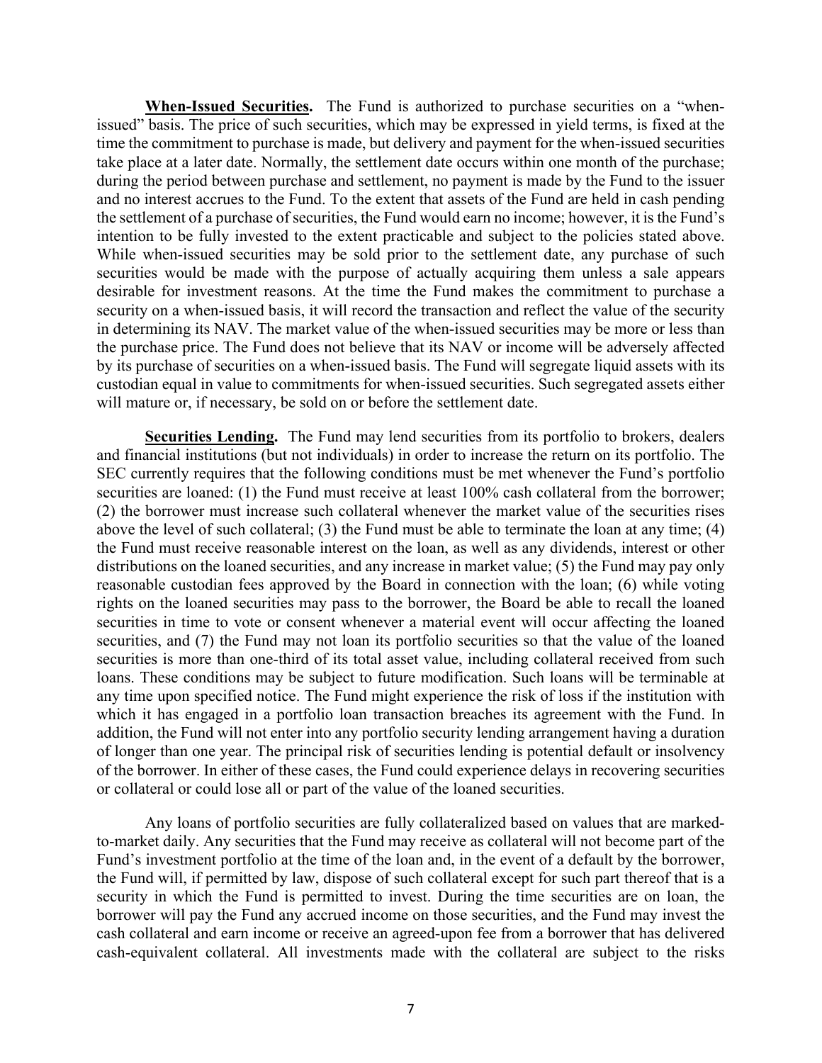**When-Issued Securities.** The Fund is authorized to purchase securities on a "when-issued" basis. The price of such securities, which may be expressed in yield terms, is fixed at the time the commitment to purchase is made, but delivery and payment for the when-issued securities take place at a later date. Normally, the settlement date occurs within one month of the purchase; during the period between purchase and settlement, no payment is made by the Fund to the issuer and no interest accrues to the Fund. To the extent that assets of the Fund are held in cash pending the settlement of a purchase of securities, the Fund would earn no income; however, it is the Fund's intention to be fully invested to the extent practicable and subject to the policies stated above. While when-issued securities may be sold prior to the settlement date, any purchase of such securities would be made with the purpose of actually acquiring them unless a sale appears desirable for investment reasons. At the time the Fund makes the commitment to purchase a security on a when-issued basis, it will record the transaction and reflect the value of the security in determining its NAV. The market value of the when-issued securities may be more or less than the purchase price. The Fund does not believe that its NAV or income will be adversely affected by its purchase of securities on a when-issued basis. The Fund will segregate liquid assets with its custodian equal in value to commitments for when-issued securities. Such segregated assets either will mature or, if necessary, be sold on or before the settlement date.

**Securities Lending.** The Fund may lend securities from its portfolio to brokers, dealers and financial institutions (but not individuals) in order to increase the return on its portfolio. The SEC currently requires that the following conditions must be met whenever the Fund's portfolio securities are loaned: (1) the Fund must receive at least 100% cash collateral from the borrower; (2) the borrower must increase such collateral whenever the market value of the securities rises above the level of such collateral; (3) the Fund must be able to terminate the loan at any time; (4) the Fund must receive reasonable interest on the loan, as well as any dividends, interest or other distributions on the loaned securities, and any increase in market value; (5) the Fund may pay only reasonable custodian fees approved by the Board in connection with the loan; (6) while voting rights on the loaned securities may pass to the borrower, the Board be able to recall the loaned securities in time to vote or consent whenever a material event will occur affecting the loaned securities, and (7) the Fund may not loan its portfolio securities so that the value of the loaned securities is more than one-third of its total asset value, including collateral received from such loans. These conditions may be subject to future modification. Such loans will be terminable at any time upon specified notice. The Fund might experience the risk of loss if the institution with which it has engaged in a portfolio loan transaction breaches its agreement with the Fund. In addition, the Fund will not enter into any portfolio security lending arrangement having a duration of longer than one year. The principal risk of securities lending is potential default or insolvency of the borrower. In either of these cases, the Fund could experience delays in recovering securities or collateral or could lose all or part of the value of the loaned securities.

Any loans of portfolio securities are fully collateralized based on values that are marked-to-market daily. Any securities that the Fund may receive as collateral will not become part of the Fund's investment portfolio at the time of the loan and, in the event of a default by the borrower, the Fund will, if permitted by law, dispose of such collateral except for such part thereof that is a security in which the Fund is permitted to invest. During the time securities are on loan, the borrower will pay the Fund any accrued income on those securities, and the Fund may invest the cash collateral and earn income or receive an agreed-upon fee from a borrower that has delivered cash-equivalent collateral. All investments made with the collateral are subject to the risks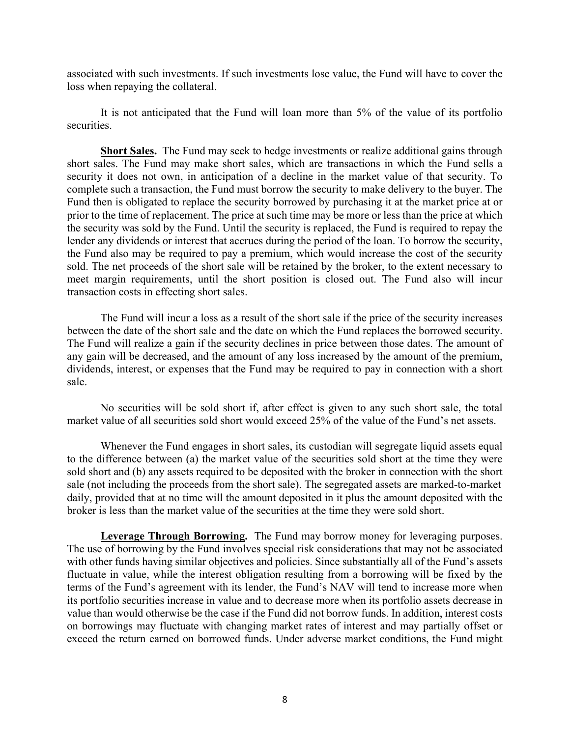associated with such investments. If such investments lose value, the Fund will have to cover the loss when repaying the collateral.

It is not anticipated that the Fund will loan more than 5% of the value of its portfolio securities.

**Short Sales.** The Fund may seek to hedge investments or realize additional gains through short sales. The Fund may make short sales, which are transactions in which the Fund sells a security it does not own, in anticipation of a decline in the market value of that security. To complete such a transaction, the Fund must borrow the security to make delivery to the buyer. The Fund then is obligated to replace the security borrowed by purchasing it at the market price at or prior to the time of replacement. The price at such time may be more or less than the price at which the security was sold by the Fund. Until the security is replaced, the Fund is required to repay the lender any dividends or interest that accrues during the period of the loan. To borrow the security, the Fund also may be required to pay a premium, which would increase the cost of the security sold. The net proceeds of the short sale will be retained by the broker, to the extent necessary to meet margin requirements, until the short position is closed out. The Fund also will incur transaction costs in effecting short sales.

The Fund will incur a loss as a result of the short sale if the price of the security increases between the date of the short sale and the date on which the Fund replaces the borrowed security. The Fund will realize a gain if the security declines in price between those dates. The amount of any gain will be decreased, and the amount of any loss increased by the amount of the premium, dividends, interest, or expenses that the Fund may be required to pay in connection with a short sale.

No securities will be sold short if, after effect is given to any such short sale, the total market value of all securities sold short would exceed 25% of the value of the Fund's net assets.

Whenever the Fund engages in short sales, its custodian will segregate liquid assets equal to the difference between (a) the market value of the securities sold short at the time they were sold short and (b) any assets required to be deposited with the broker in connection with the short sale (not including the proceeds from the short sale). The segregated assets are marked-to-market daily, provided that at no time will the amount deposited in it plus the amount deposited with the broker is less than the market value of the securities at the time they were sold short.

**Leverage Through Borrowing.** The Fund may borrow money for leveraging purposes. The use of borrowing by the Fund involves special risk considerations that may not be associated with other funds having similar objectives and policies. Since substantially all of the Fund's assets fluctuate in value, while the interest obligation resulting from a borrowing will be fixed by the terms of the Fund's agreement with its lender, the Fund's NAV will tend to increase more when its portfolio securities increase in value and to decrease more when its portfolio assets decrease in value than would otherwise be the case if the Fund did not borrow funds. In addition, interest costs on borrowings may fluctuate with changing market rates of interest and may partially offset or exceed the return earned on borrowed funds. Under adverse market conditions, the Fund might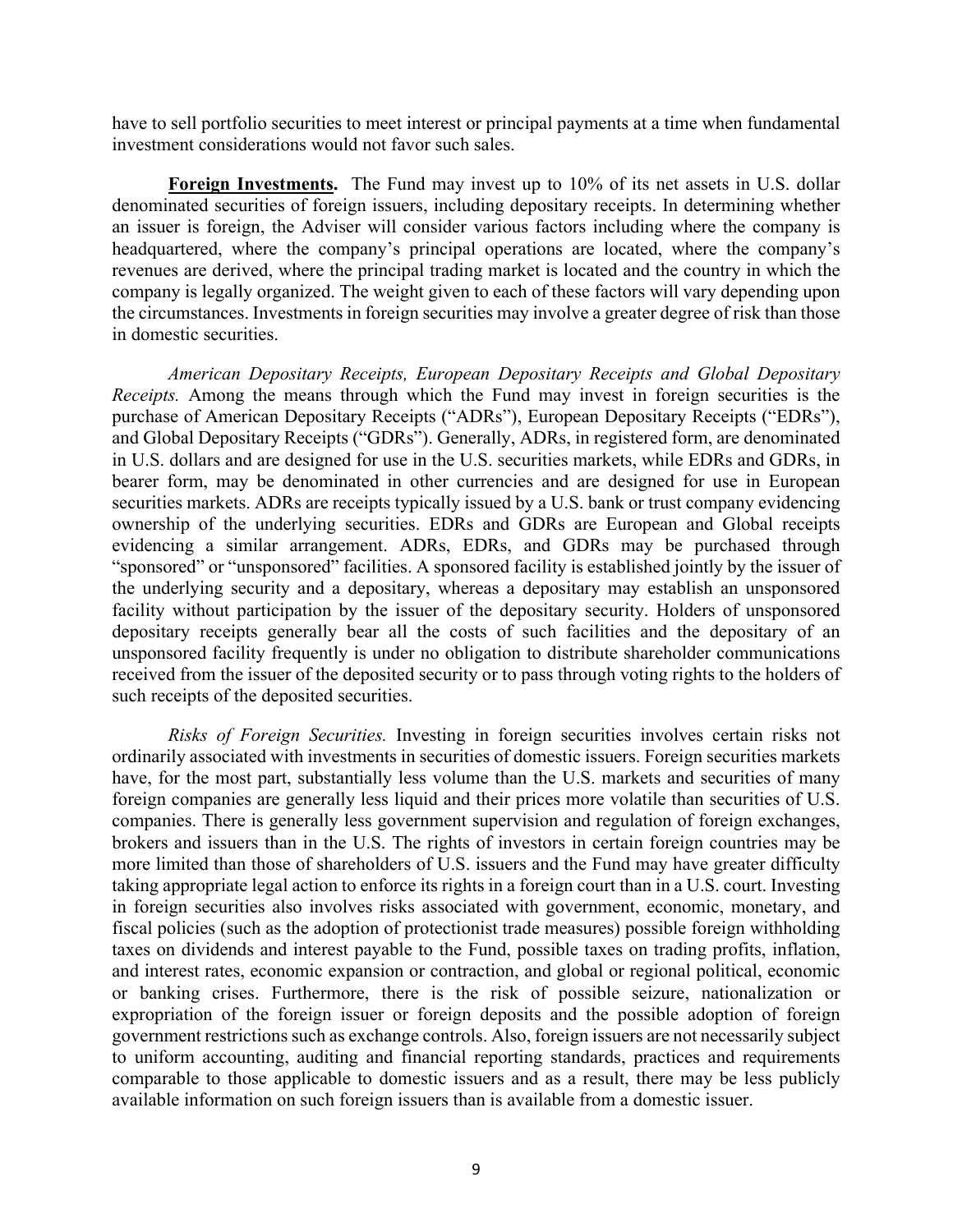have to sell portfolio securities to meet interest or principal payments at a time when fundamental investment considerations would not favor such sales.

**Foreign Investments.** The Fund may invest up to 10% of its net assets in U.S. dollar denominated securities of foreign issuers, including depositary receipts. In determining whether an issuer is foreign, the Adviser will consider various factors including where the company is headquartered, where the company's principal operations are located, where the company's revenues are derived, where the principal trading market is located and the country in which the company is legally organized. The weight given to each of these factors will vary depending upon the circumstances. Investments in foreign securities may involve a greater degree of risk than those in domestic securities.

*American Depositary Receipts, European Depositary Receipts and Global Depositary Receipts.* Among the means through which the Fund may invest in foreign securities is the purchase of American Depositary Receipts ("ADRs"), European Depositary Receipts ("EDRs"), and Global Depositary Receipts ("GDRs"). Generally, ADRs, in registered form, are denominated in U.S. dollars and are designed for use in the U.S. securities markets, while EDRs and GDRs, in bearer form, may be denominated in other currencies and are designed for use in European securities markets. ADRs are receipts typically issued by a U.S. bank or trust company evidencing ownership of the underlying securities. EDRs and GDRs are European and Global receipts evidencing a similar arrangement. ADRs, EDRs, and GDRs may be purchased through "sponsored" or "unsponsored" facilities. A sponsored facility is established jointly by the issuer of the underlying security and a depositary, whereas a depositary may establish an unsponsored facility without participation by the issuer of the depositary security. Holders of unsponsored depositary receipts generally bear all the costs of such facilities and the depositary of an unsponsored facility frequently is under no obligation to distribute shareholder communications received from the issuer of the deposited security or to pass through voting rights to the holders of such receipts of the deposited securities.

*Risks of Foreign Securities.* Investing in foreign securities involves certain risks not ordinarily associated with investments in securities of domestic issuers. Foreign securities markets have, for the most part, substantially less volume than the U.S. markets and securities of many foreign companies are generally less liquid and their prices more volatile than securities of U.S. companies. There is generally less government supervision and regulation of foreign exchanges, brokers and issuers than in the U.S. The rights of investors in certain foreign countries may be more limited than those of shareholders of U.S. issuers and the Fund may have greater difficulty taking appropriate legal action to enforce its rights in a foreign court than in a U.S. court. Investing in foreign securities also involves risks associated with government, economic, monetary, and fiscal policies (such as the adoption of protectionist trade measures) possible foreign withholding taxes on dividends and interest payable to the Fund, possible taxes on trading profits, inflation, and interest rates, economic expansion or contraction, and global or regional political, economic or banking crises. Furthermore, there is the risk of possible seizure, nationalization or expropriation of the foreign issuer or foreign deposits and the possible adoption of foreign government restrictions such as exchange controls. Also, foreign issuers are not necessarily subject to uniform accounting, auditing and financial reporting standards, practices and requirements comparable to those applicable to domestic issuers and as a result, there may be less publicly available information on such foreign issuers than is available from a domestic issuer.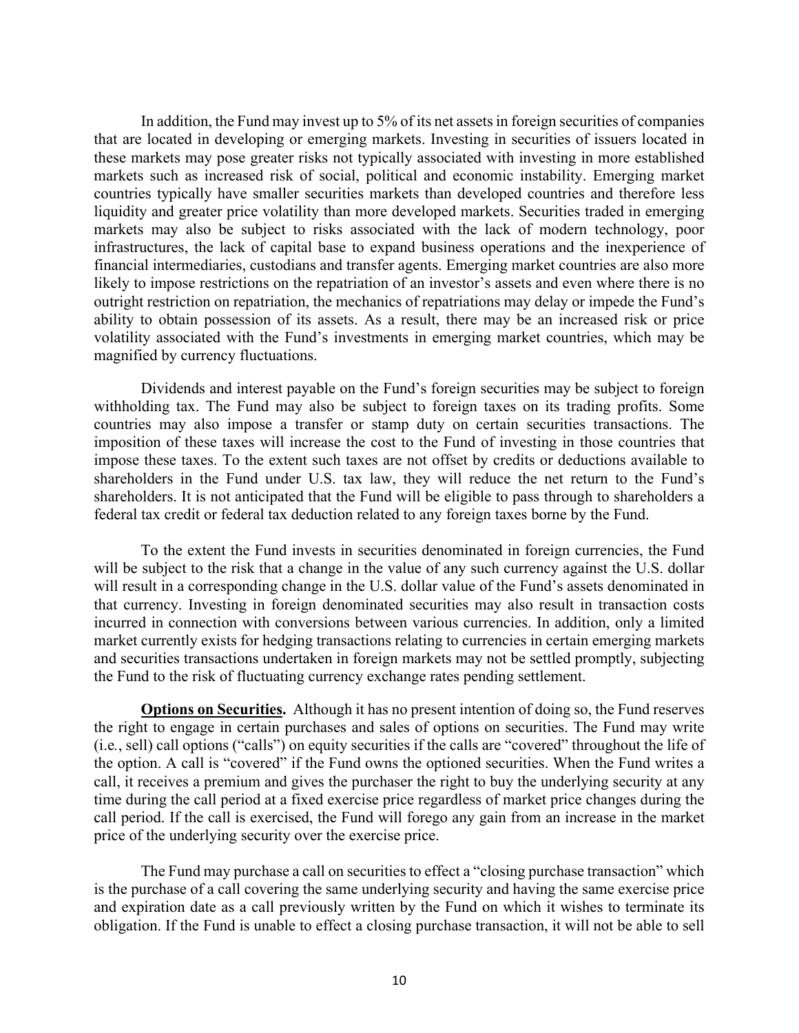In addition, the Fund may invest up to 5% of its net assets in foreign securities of companies that are located in developing or emerging markets. Investing in securities of issuers located in these markets may pose greater risks not typically associated with investing in more established markets such as increased risk of social, political and economic instability. Emerging market countries typically have smaller securities markets than developed countries and therefore less liquidity and greater price volatility than more developed markets. Securities traded in emerging markets may also be subject to risks associated with the lack of modern technology, poor infrastructures, the lack of capital base to expand business operations and the inexperience of financial intermediaries, custodians and transfer agents. Emerging market countries are also more likely to impose restrictions on the repatriation of an investor's assets and even where there is no outright restriction on repatriation, the mechanics of repatriations may delay or impede the Fund's ability to obtain possession of its assets. As a result, there may be an increased risk or price volatility associated with the Fund's investments in emerging market countries, which may be magnified by currency fluctuations.

Dividends and interest payable on the Fund's foreign securities may be subject to foreign withholding tax. The Fund may also be subject to foreign taxes on its trading profits. Some countries may also impose a transfer or stamp duty on certain securities transactions. The imposition of these taxes will increase the cost to the Fund of investing in those countries that impose these taxes. To the extent such taxes are not offset by credits or deductions available to shareholders in the Fund under U.S. tax law, they will reduce the net return to the Fund's shareholders. It is not anticipated that the Fund will be eligible to pass through to shareholders a federal tax credit or federal tax deduction related to any foreign taxes borne by the Fund.

To the extent the Fund invests in securities denominated in foreign currencies, the Fund will be subject to the risk that a change in the value of any such currency against the U.S. dollar will result in a corresponding change in the U.S. dollar value of the Fund's assets denominated in that currency. Investing in foreign denominated securities may also result in transaction costs incurred in connection with conversions between various currencies. In addition, only a limited market currently exists for hedging transactions relating to currencies in certain emerging markets and securities transactions undertaken in foreign markets may not be settled promptly, subjecting the Fund to the risk of fluctuating currency exchange rates pending settlement.

**<u>Options on Securities</u>.** Although it has no present intention of doing so, the Fund reserves the right to engage in certain purchases and sales of options on securities. The Fund may write (i.e., sell) call options ("calls") on equity securities if the calls are "covered" throughout the life of the option. A call is "covered" if the Fund owns the optioned securities. When the Fund writes a call, it receives a premium and gives the purchaser the right to buy the underlying security at any time during the call period at a fixed exercise price regardless of market price changes during the call period. If the call is exercised, the Fund will forego any gain from an increase in the market price of the underlying security over the exercise price.

The Fund may purchase a call on securities to effect a "closing purchase transaction" which is the purchase of a call covering the same underlying security and having the same exercise price and expiration date as a call previously written by the Fund on which it wishes to terminate its obligation. If the Fund is unable to effect a closing purchase transaction, it will not be able to sell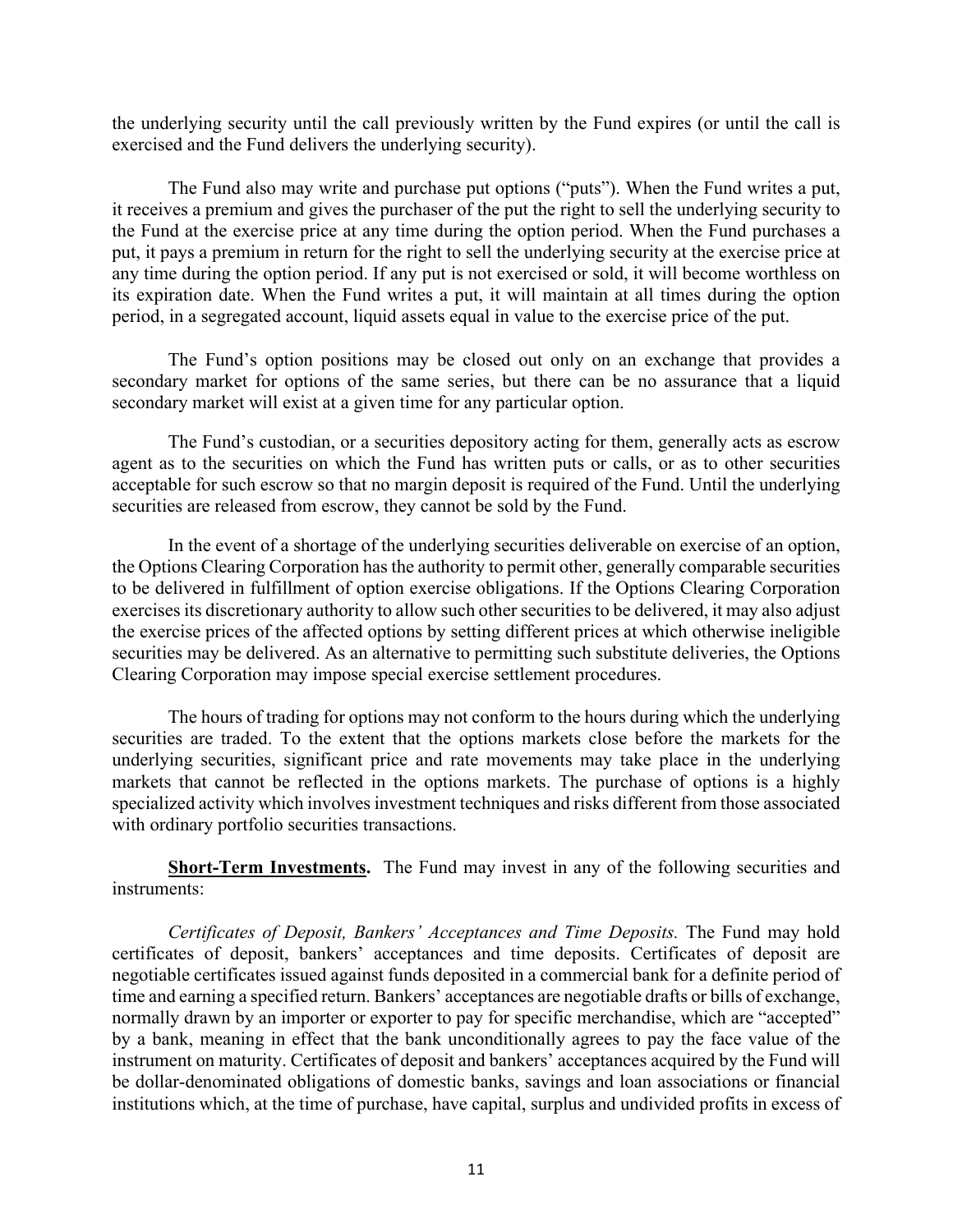the underlying security until the call previously written by the Fund expires (or until the call is exercised and the Fund delivers the underlying security).

The Fund also may write and purchase put options ("puts"). When the Fund writes a put, it receives a premium and gives the purchaser of the put the right to sell the underlying security to the Fund at the exercise price at any time during the option period. When the Fund purchases a put, it pays a premium in return for the right to sell the underlying security at the exercise price at any time during the option period. If any put is not exercised or sold, it will become worthless on its expiration date. When the Fund writes a put, it will maintain at all times during the option period, in a segregated account, liquid assets equal in value to the exercise price of the put.

The Fund's option positions may be closed out only on an exchange that provides a secondary market for options of the same series, but there can be no assurance that a liquid secondary market will exist at a given time for any particular option.

The Fund's custodian, or a securities depository acting for them, generally acts as escrow agent as to the securities on which the Fund has written puts or calls, or as to other securities acceptable for such escrow so that no margin deposit is required of the Fund. Until the underlying securities are released from escrow, they cannot be sold by the Fund.

In the event of a shortage of the underlying securities deliverable on exercise of an option, the Options Clearing Corporation has the authority to permit other, generally comparable securities to be delivered in fulfillment of option exercise obligations. If the Options Clearing Corporation exercises its discretionary authority to allow such other securities to be delivered, it may also adjust the exercise prices of the affected options by setting different prices at which otherwise ineligible securities may be delivered. As an alternative to permitting such substitute deliveries, the Options Clearing Corporation may impose special exercise settlement procedures.

The hours of trading for options may not conform to the hours during which the underlying securities are traded. To the extent that the options markets close before the markets for the underlying securities, significant price and rate movements may take place in the underlying markets that cannot be reflected in the options markets. The purchase of options is a highly specialized activity which involves investment techniques and risks different from those associated with ordinary portfolio securities transactions.

**Short-Term Investments.** The Fund may invest in any of the following securities and instruments:

*Certificates of Deposit, Bankers' Acceptances and Time Deposits.* The Fund may hold certificates of deposit, bankers' acceptances and time deposits. Certificates of deposit are negotiable certificates issued against funds deposited in a commercial bank for a definite period of time and earning a specified return. Bankers' acceptances are negotiable drafts or bills of exchange, normally drawn by an importer or exporter to pay for specific merchandise, which are "accepted" by a bank, meaning in effect that the bank unconditionally agrees to pay the face value of the instrument on maturity. Certificates of deposit and bankers' acceptances acquired by the Fund will be dollar-denominated obligations of domestic banks, savings and loan associations or financial institutions which, at the time of purchase, have capital, surplus and undivided profits in excess of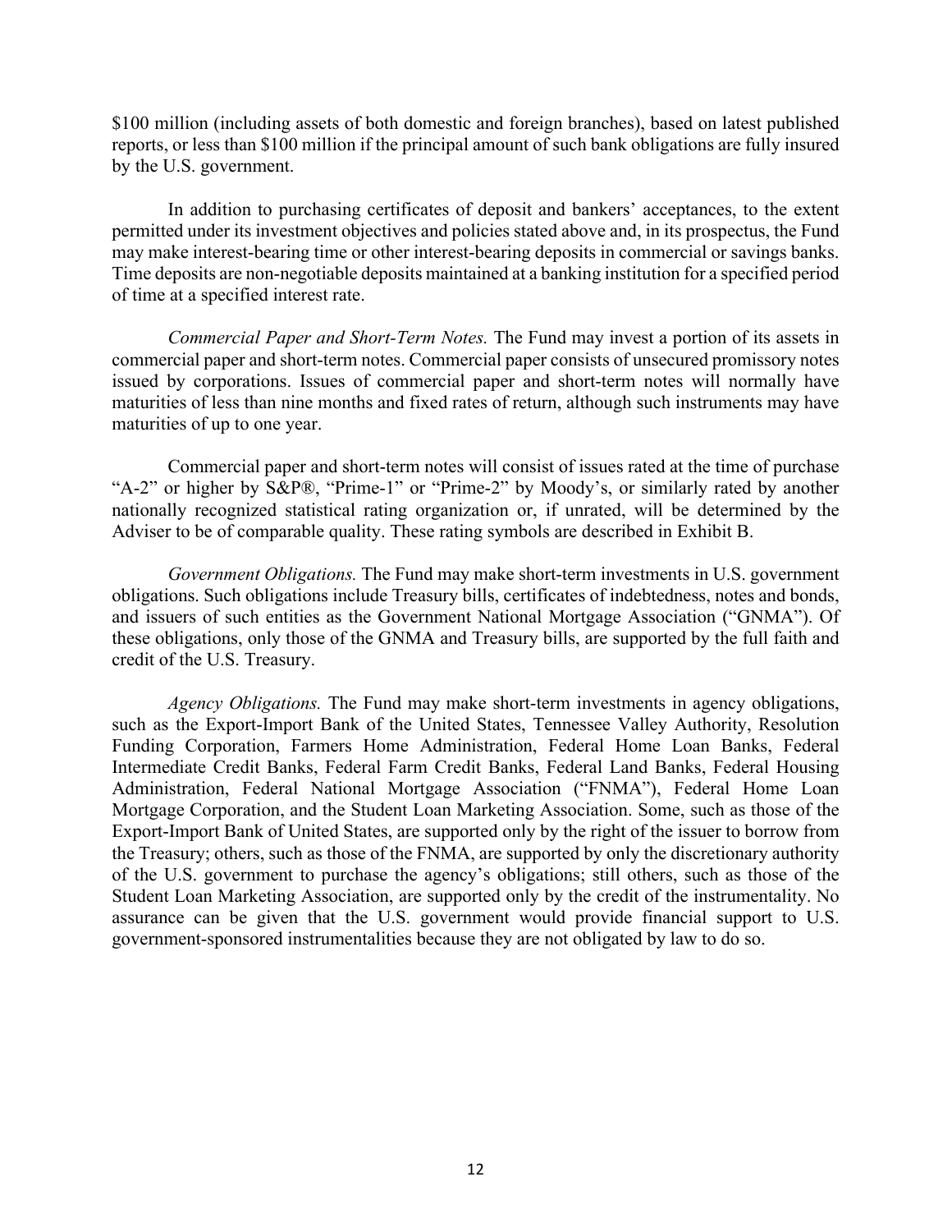$100 million (including assets of both domestic and foreign branches), based on latest published reports, or less than $100 million if the principal amount of such bank obligations are fully insured by the U.S. government.

In addition to purchasing certificates of deposit and bankers' acceptances, to the extent permitted under its investment objectives and policies stated above and, in its prospectus, the Fund may make interest-bearing time or other interest-bearing deposits in commercial or savings banks. Time deposits are non-negotiable deposits maintained at a banking institution for a specified period of time at a specified interest rate.

*Commercial Paper and Short-Term Notes.* The Fund may invest a portion of its assets in commercial paper and short-term notes. Commercial paper consists of unsecured promissory notes issued by corporations. Issues of commercial paper and short-term notes will normally have maturities of less than nine months and fixed rates of return, although such instruments may have maturities of up to one year.

Commercial paper and short-term notes will consist of issues rated at the time of purchase "A-2" or higher by S&P®, "Prime-1" or "Prime-2" by Moody's, or similarly rated by another nationally recognized statistical rating organization or, if unrated, will be determined by the Adviser to be of comparable quality. These rating symbols are described in Exhibit B.

*Government Obligations.* The Fund may make short-term investments in U.S. government obligations. Such obligations include Treasury bills, certificates of indebtedness, notes and bonds, and issuers of such entities as the Government National Mortgage Association ("GNMA"). Of these obligations, only those of the GNMA and Treasury bills, are supported by the full faith and credit of the U.S. Treasury.

*Agency Obligations.* The Fund may make short-term investments in agency obligations, such as the Export-Import Bank of the United States, Tennessee Valley Authority, Resolution Funding Corporation, Farmers Home Administration, Federal Home Loan Banks, Federal Intermediate Credit Banks, Federal Farm Credit Banks, Federal Land Banks, Federal Housing Administration, Federal National Mortgage Association ("FNMA"), Federal Home Loan Mortgage Corporation, and the Student Loan Marketing Association. Some, such as those of the Export-Import Bank of United States, are supported only by the right of the issuer to borrow from the Treasury; others, such as those of the FNMA, are supported by only the discretionary authority of the U.S. government to purchase the agency's obligations; still others, such as those of the Student Loan Marketing Association, are supported only by the credit of the instrumentality. No assurance can be given that the U.S. government would provide financial support to U.S. government-sponsored instrumentalities because they are not obligated by law to do so.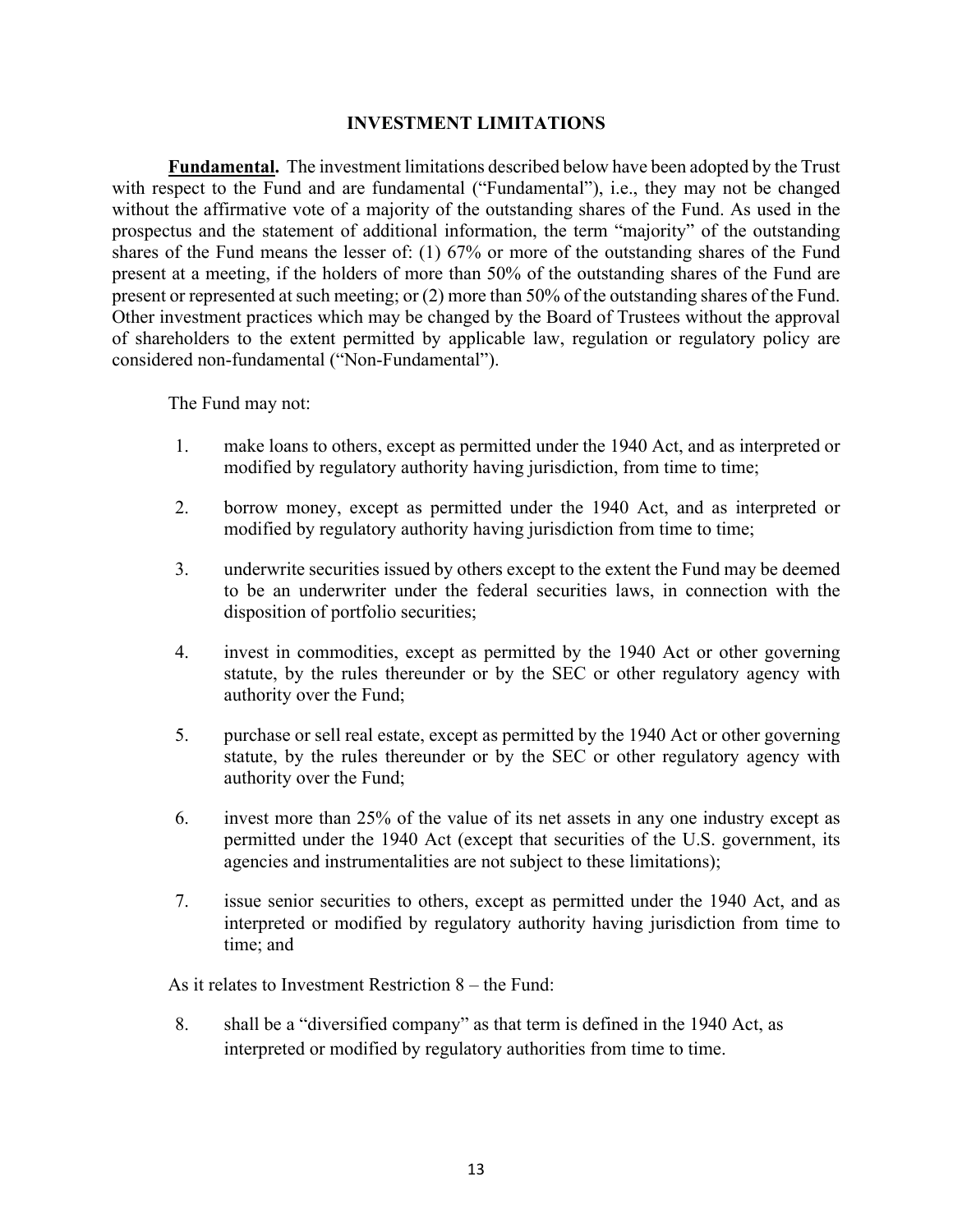## INVESTMENT LIMITATIONS

**Fundamental.** The investment limitations described below have been adopted by the Trust with respect to the Fund and are fundamental ("Fundamental"), i.e., they may not be changed without the affirmative vote of a majority of the outstanding shares of the Fund. As used in the prospectus and the statement of additional information, the term "majority" of the outstanding shares of the Fund means the lesser of: (1) 67% or more of the outstanding shares of the Fund present at a meeting, if the holders of more than 50% of the outstanding shares of the Fund are present or represented at such meeting; or (2) more than 50% of the outstanding shares of the Fund. Other investment practices which may be changed by the Board of Trustees without the approval of shareholders to the extent permitted by applicable law, regulation or regulatory policy are considered non-fundamental ("Non-Fundamental").

The Fund may not:

1. make loans to others, except as permitted under the 1940 Act, and as interpreted or modified by regulatory authority having jurisdiction, from time to time;
2. borrow money, except as permitted under the 1940 Act, and as interpreted or modified by regulatory authority having jurisdiction from time to time;
3. underwrite securities issued by others except to the extent the Fund may be deemed to be an underwriter under the federal securities laws, in connection with the disposition of portfolio securities;
4. invest in commodities, except as permitted by the 1940 Act or other governing statute, by the rules thereunder or by the SEC or other regulatory agency with authority over the Fund;
5. purchase or sell real estate, except as permitted by the 1940 Act or other governing statute, by the rules thereunder or by the SEC or other regulatory agency with authority over the Fund;
6. invest more than 25% of the value of its net assets in any one industry except as permitted under the 1940 Act (except that securities of the U.S. government, its agencies and instrumentalities are not subject to these limitations);
7. issue senior securities to others, except as permitted under the 1940 Act, and as interpreted or modified by regulatory authority having jurisdiction from time to time; and

As it relates to Investment Restriction 8 – the Fund:

8. shall be a "diversified company" as that term is defined in the 1940 Act, as interpreted or modified by regulatory authorities from time to time.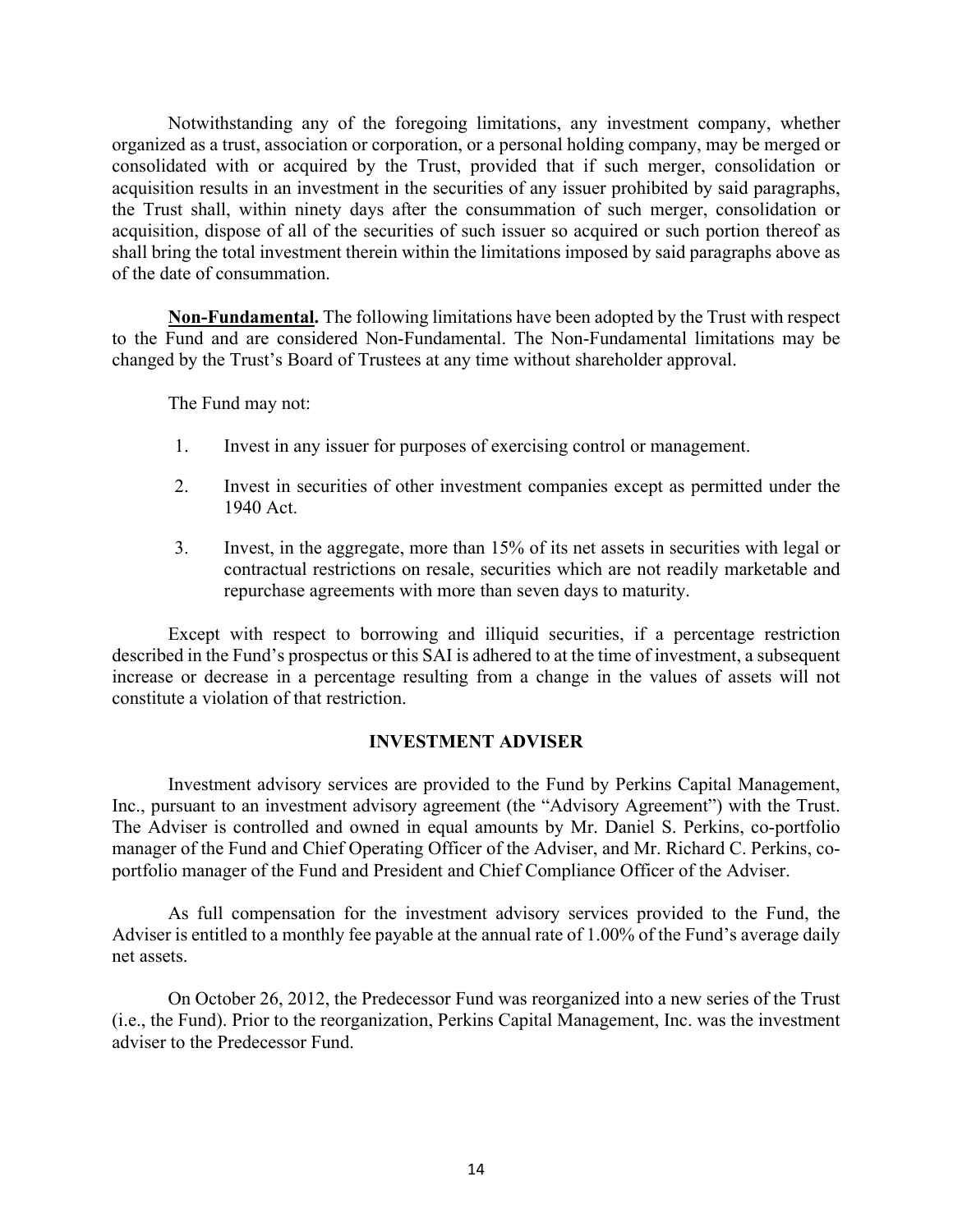Notwithstanding any of the foregoing limitations, any investment company, whether organized as a trust, association or corporation, or a personal holding company, may be merged or consolidated with or acquired by the Trust, provided that if such merger, consolidation or acquisition results in an investment in the securities of any issuer prohibited by said paragraphs, the Trust shall, within ninety days after the consummation of such merger, consolidation or acquisition, dispose of all of the securities of such issuer so acquired or such portion thereof as shall bring the total investment therein within the limitations imposed by said paragraphs above as of the date of consummation.

**Non-Fundamental.** The following limitations have been adopted by the Trust with respect to the Fund and are considered Non-Fundamental. The Non-Fundamental limitations may be changed by the Trust's Board of Trustees at any time without shareholder approval.

The Fund may not:

1. Invest in any issuer for purposes of exercising control or management.
2. Invest in securities of other investment companies except as permitted under the 1940 Act.
3. Invest, in the aggregate, more than 15% of its net assets in securities with legal or contractual restrictions on resale, securities which are not readily marketable and repurchase agreements with more than seven days to maturity.

Except with respect to borrowing and illiquid securities, if a percentage restriction described in the Fund's prospectus or this SAI is adhered to at the time of investment, a subsequent increase or decrease in a percentage resulting from a change in the values of assets will not constitute a violation of that restriction.

## INVESTMENT ADVISER

Investment advisory services are provided to the Fund by Perkins Capital Management, Inc., pursuant to an investment advisory agreement (the "Advisory Agreement") with the Trust. The Adviser is controlled and owned in equal amounts by Mr. Daniel S. Perkins, co-portfolio manager of the Fund and Chief Operating Officer of the Adviser, and Mr. Richard C. Perkins, co-portfolio manager of the Fund and President and Chief Compliance Officer of the Adviser.

As full compensation for the investment advisory services provided to the Fund, the Adviser is entitled to a monthly fee payable at the annual rate of 1.00% of the Fund's average daily net assets.

On October 26, 2012, the Predecessor Fund was reorganized into a new series of the Trust (i.e., the Fund). Prior to the reorganization, Perkins Capital Management, Inc. was the investment adviser to the Predecessor Fund.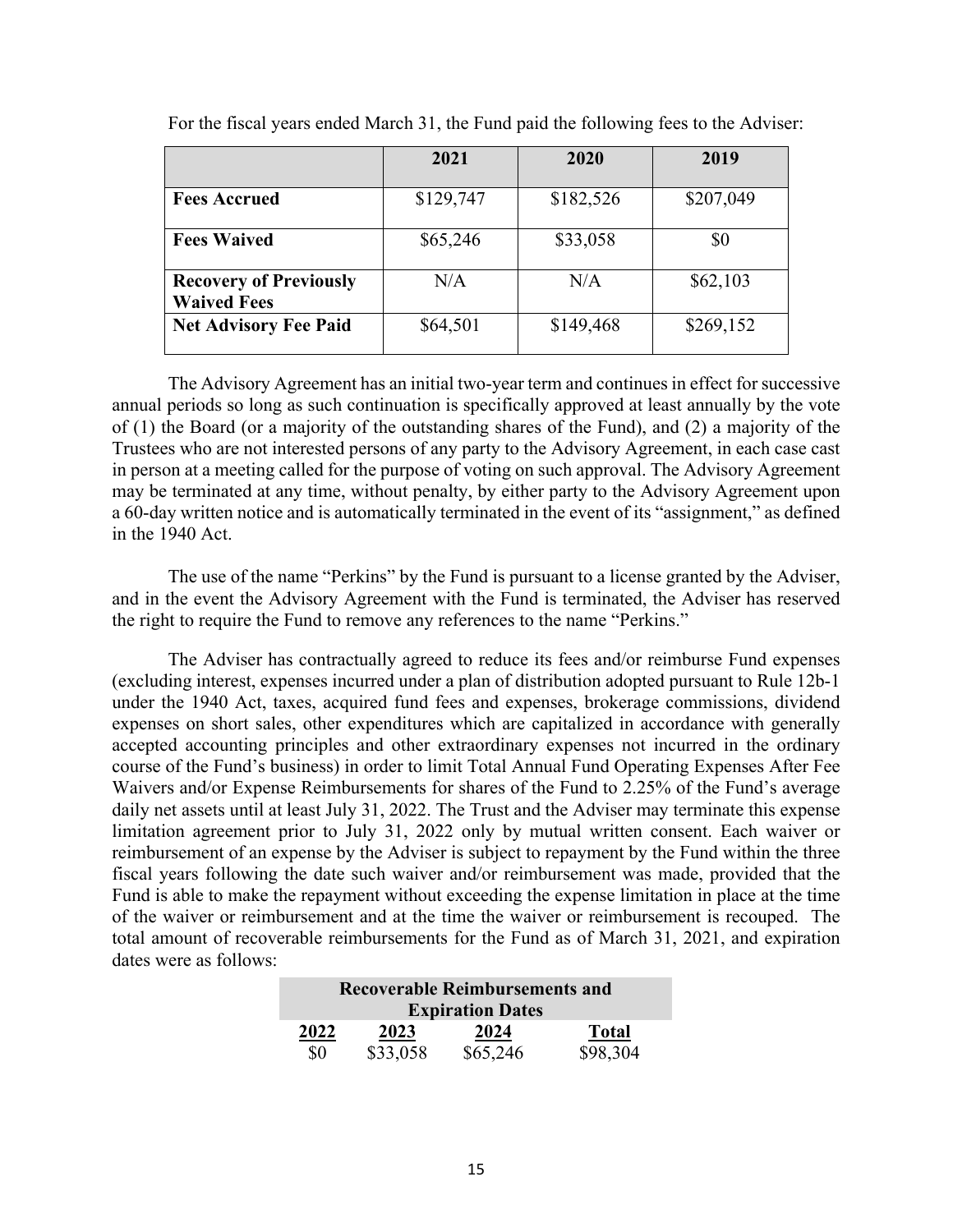For the fiscal years ended March 31, the Fund paid the following fees to the Adviser:

| | 2021 | 2020 | 2019 |
|---|---|---|---|
| **Fees Accrued** | $129,747 | $182,526 | $207,049 |
| **Fees Waived** | $65,246 | $33,058 | $0 |
| **Recovery of Previously Waived Fees** | N/A | N/A | $62,103 |
| **Net Advisory Fee Paid** | $64,501 | $149,468 | $269,152 |

The Advisory Agreement has an initial two-year term and continues in effect for successive annual periods so long as such continuation is specifically approved at least annually by the vote of (1) the Board (or a majority of the outstanding shares of the Fund), and (2) a majority of the Trustees who are not interested persons of any party to the Advisory Agreement, in each case cast in person at a meeting called for the purpose of voting on such approval. The Advisory Agreement may be terminated at any time, without penalty, by either party to the Advisory Agreement upon a 60-day written notice and is automatically terminated in the event of its "assignment," as defined in the 1940 Act.

The use of the name "Perkins" by the Fund is pursuant to a license granted by the Adviser, and in the event the Advisory Agreement with the Fund is terminated, the Adviser has reserved the right to require the Fund to remove any references to the name "Perkins."

The Adviser has contractually agreed to reduce its fees and/or reimburse Fund expenses (excluding interest, expenses incurred under a plan of distribution adopted pursuant to Rule 12b-1 under the 1940 Act, taxes, acquired fund fees and expenses, brokerage commissions, dividend expenses on short sales, other expenditures which are capitalized in accordance with generally accepted accounting principles and other extraordinary expenses not incurred in the ordinary course of the Fund's business) in order to limit Total Annual Fund Operating Expenses After Fee Waivers and/or Expense Reimbursements for shares of the Fund to 2.25% of the Fund's average daily net assets until at least July 31, 2022. The Trust and the Adviser may terminate this expense limitation agreement prior to July 31, 2022 only by mutual written consent. Each waiver or reimbursement of an expense by the Adviser is subject to repayment by the Fund within the three fiscal years following the date such waiver and/or reimbursement was made, provided that the Fund is able to make the repayment without exceeding the expense limitation in place at the time of the waiver or reimbursement and at the time the waiver or reimbursement is recouped. The total amount of recoverable reimbursements for the Fund as of March 31, 2021, and expiration dates were as follows:

| Recoverable Reimbursements and Expiration Dates | | | |
|---|---|---|---|
| **2022** | **2023** | **2024** | **Total** |
| $0 | $33,058 | $65,246 | $98,304 |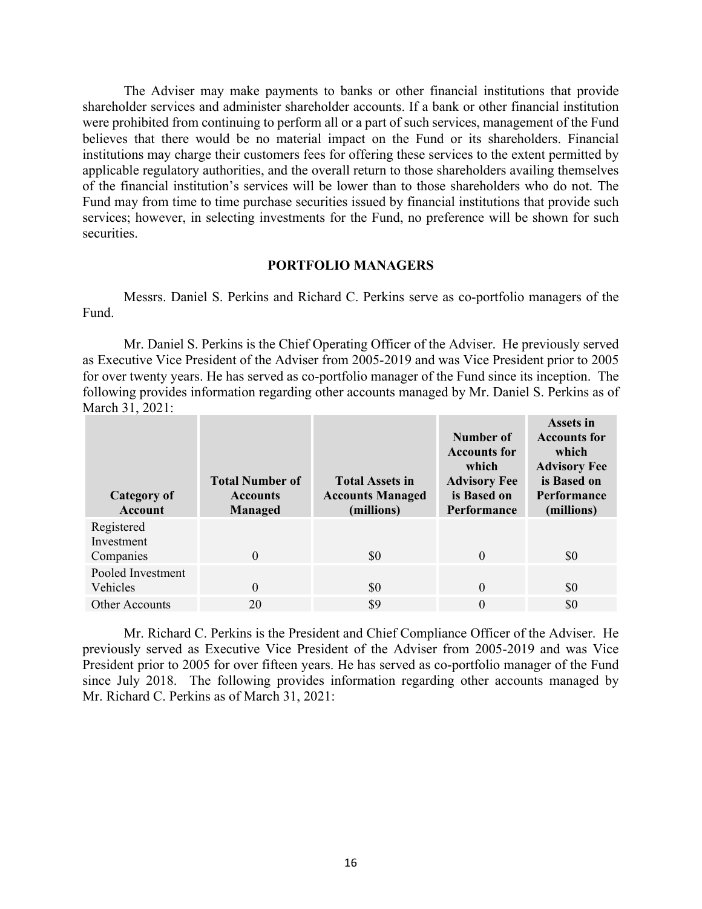The Adviser may make payments to banks or other financial institutions that provide shareholder services and administer shareholder accounts. If a bank or other financial institution were prohibited from continuing to perform all or a part of such services, management of the Fund believes that there would be no material impact on the Fund or its shareholders. Financial institutions may charge their customers fees for offering these services to the extent permitted by applicable regulatory authorities, and the overall return to those shareholders availing themselves of the financial institution's services will be lower than to those shareholders who do not. The Fund may from time to time purchase securities issued by financial institutions that provide such services; however, in selecting investments for the Fund, no preference will be shown for such securities.

## PORTFOLIO MANAGERS

Messrs. Daniel S. Perkins and Richard C. Perkins serve as co-portfolio managers of the Fund.

Mr. Daniel S. Perkins is the Chief Operating Officer of the Adviser. He previously served as Executive Vice President of the Adviser from 2005-2019 and was Vice President prior to 2005 for over twenty years. He has served as co-portfolio manager of the Fund since its inception. The following provides information regarding other accounts managed by Mr. Daniel S. Perkins as of March 31, 2021:

| Category of Account | Total Number of Accounts Managed | Total Assets in Accounts Managed (millions) | Number of Accounts for which Advisory Fee is Based on Performance | Assets in Accounts for which Advisory Fee is Based on Performance (millions) |
|---|---|---|---|---|
| Registered Investment Companies | 0 | $0 | 0 | $0 |
| Pooled Investment Vehicles | 0 | $0 | 0 | $0 |
| Other Accounts | 20 | $9 | 0 | $0 |

Mr. Richard C. Perkins is the President and Chief Compliance Officer of the Adviser. He previously served as Executive Vice President of the Adviser from 2005-2019 and was Vice President prior to 2005 for over fifteen years. He has served as co-portfolio manager of the Fund since July 2018. The following provides information regarding other accounts managed by Mr. Richard C. Perkins as of March 31, 2021: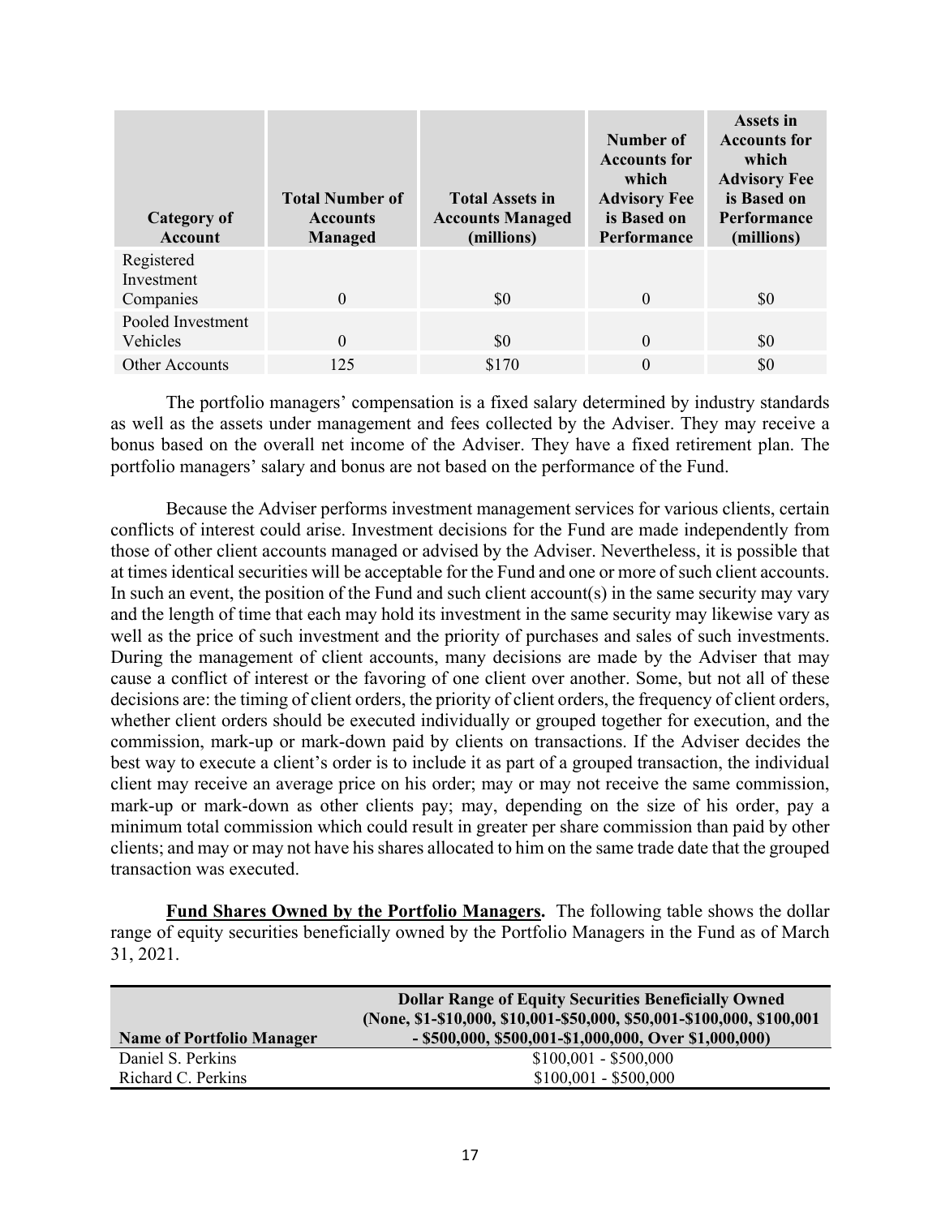| Category of Account | Total Number of Accounts Managed | Total Assets in Accounts Managed (millions) | Number of Accounts for which Advisory Fee is Based on Performance | Assets in Accounts for which Advisory Fee is Based on Performance (millions) |
|---|---|---|---|---|
| Registered Investment Companies | 0 | $0 | 0 | $0 |
| Pooled Investment Vehicles | 0 | $0 | 0 | $0 |
| Other Accounts | 125 | $170 | 0 | $0 |

The portfolio managers' compensation is a fixed salary determined by industry standards as well as the assets under management and fees collected by the Adviser. They may receive a bonus based on the overall net income of the Adviser. They have a fixed retirement plan. The portfolio managers' salary and bonus are not based on the performance of the Fund.

Because the Adviser performs investment management services for various clients, certain conflicts of interest could arise. Investment decisions for the Fund are made independently from those of other client accounts managed or advised by the Adviser. Nevertheless, it is possible that at times identical securities will be acceptable for the Fund and one or more of such client accounts. In such an event, the position of the Fund and such client account(s) in the same security may vary and the length of time that each may hold its investment in the same security may likewise vary as well as the price of such investment and the priority of purchases and sales of such investments. During the management of client accounts, many decisions are made by the Adviser that may cause a conflict of interest or the favoring of one client over another. Some, but not all of these decisions are: the timing of client orders, the priority of client orders, the frequency of client orders, whether client orders should be executed individually or grouped together for execution, and the commission, mark-up or mark-down paid by clients on transactions. If the Adviser decides the best way to execute a client's order is to include it as part of a grouped transaction, the individual client may receive an average price on his order; may or may not receive the same commission, mark-up or mark-down as other clients pay; may, depending on the size of his order, pay a minimum total commission which could result in greater per share commission than paid by other clients; and may or may not have his shares allocated to him on the same trade date that the grouped transaction was executed.

**Fund Shares Owned by the Portfolio Managers.** The following table shows the dollar range of equity securities beneficially owned by the Portfolio Managers in the Fund as of March 31, 2021.

| Name of Portfolio Manager | Dollar Range of Equity Securities Beneficially Owned (None, $1-$10,000, $10,001-$50,000, $50,001-$100,000, $100,001 - $500,000, $500,001-$1,000,000, Over $1,000,000) |
|---|---|
| Daniel S. Perkins | $100,001 - $500,000 |
| Richard C. Perkins | $100,001 - $500,000 |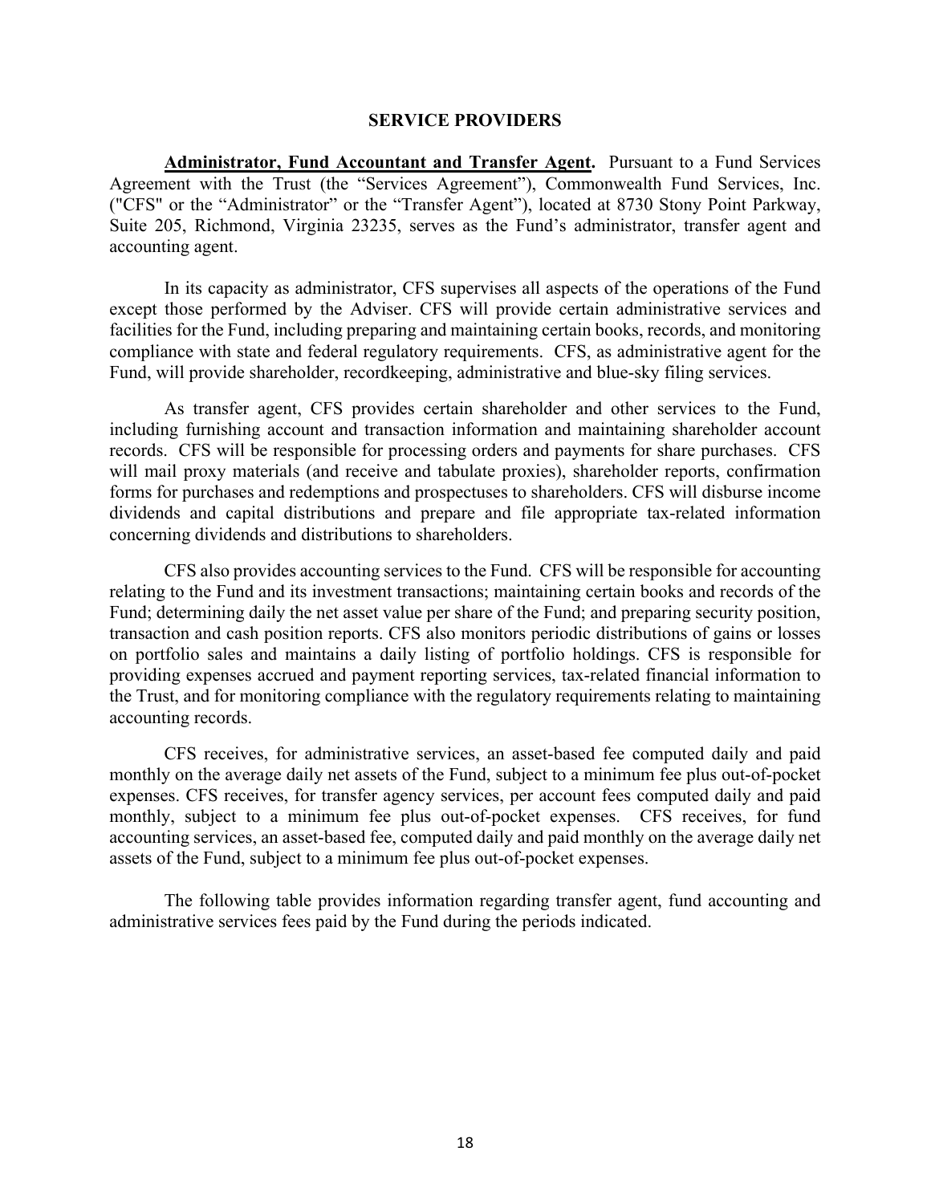## SERVICE PROVIDERS

**Administrator, Fund Accountant and Transfer Agent.** Pursuant to a Fund Services Agreement with the Trust (the "Services Agreement"), Commonwealth Fund Services, Inc. ("CFS" or the "Administrator" or the "Transfer Agent"), located at 8730 Stony Point Parkway, Suite 205, Richmond, Virginia 23235, serves as the Fund's administrator, transfer agent and accounting agent.

In its capacity as administrator, CFS supervises all aspects of the operations of the Fund except those performed by the Adviser. CFS will provide certain administrative services and facilities for the Fund, including preparing and maintaining certain books, records, and monitoring compliance with state and federal regulatory requirements. CFS, as administrative agent for the Fund, will provide shareholder, recordkeeping, administrative and blue-sky filing services.

As transfer agent, CFS provides certain shareholder and other services to the Fund, including furnishing account and transaction information and maintaining shareholder account records. CFS will be responsible for processing orders and payments for share purchases. CFS will mail proxy materials (and receive and tabulate proxies), shareholder reports, confirmation forms for purchases and redemptions and prospectuses to shareholders. CFS will disburse income dividends and capital distributions and prepare and file appropriate tax-related information concerning dividends and distributions to shareholders.

CFS also provides accounting services to the Fund. CFS will be responsible for accounting relating to the Fund and its investment transactions; maintaining certain books and records of the Fund; determining daily the net asset value per share of the Fund; and preparing security position, transaction and cash position reports. CFS also monitors periodic distributions of gains or losses on portfolio sales and maintains a daily listing of portfolio holdings. CFS is responsible for providing expenses accrued and payment reporting services, tax-related financial information to the Trust, and for monitoring compliance with the regulatory requirements relating to maintaining accounting records.

CFS receives, for administrative services, an asset-based fee computed daily and paid monthly on the average daily net assets of the Fund, subject to a minimum fee plus out-of-pocket expenses. CFS receives, for transfer agency services, per account fees computed daily and paid monthly, subject to a minimum fee plus out-of-pocket expenses. CFS receives, for fund accounting services, an asset-based fee, computed daily and paid monthly on the average daily net assets of the Fund, subject to a minimum fee plus out-of-pocket expenses.

The following table provides information regarding transfer agent, fund accounting and administrative services fees paid by the Fund during the periods indicated.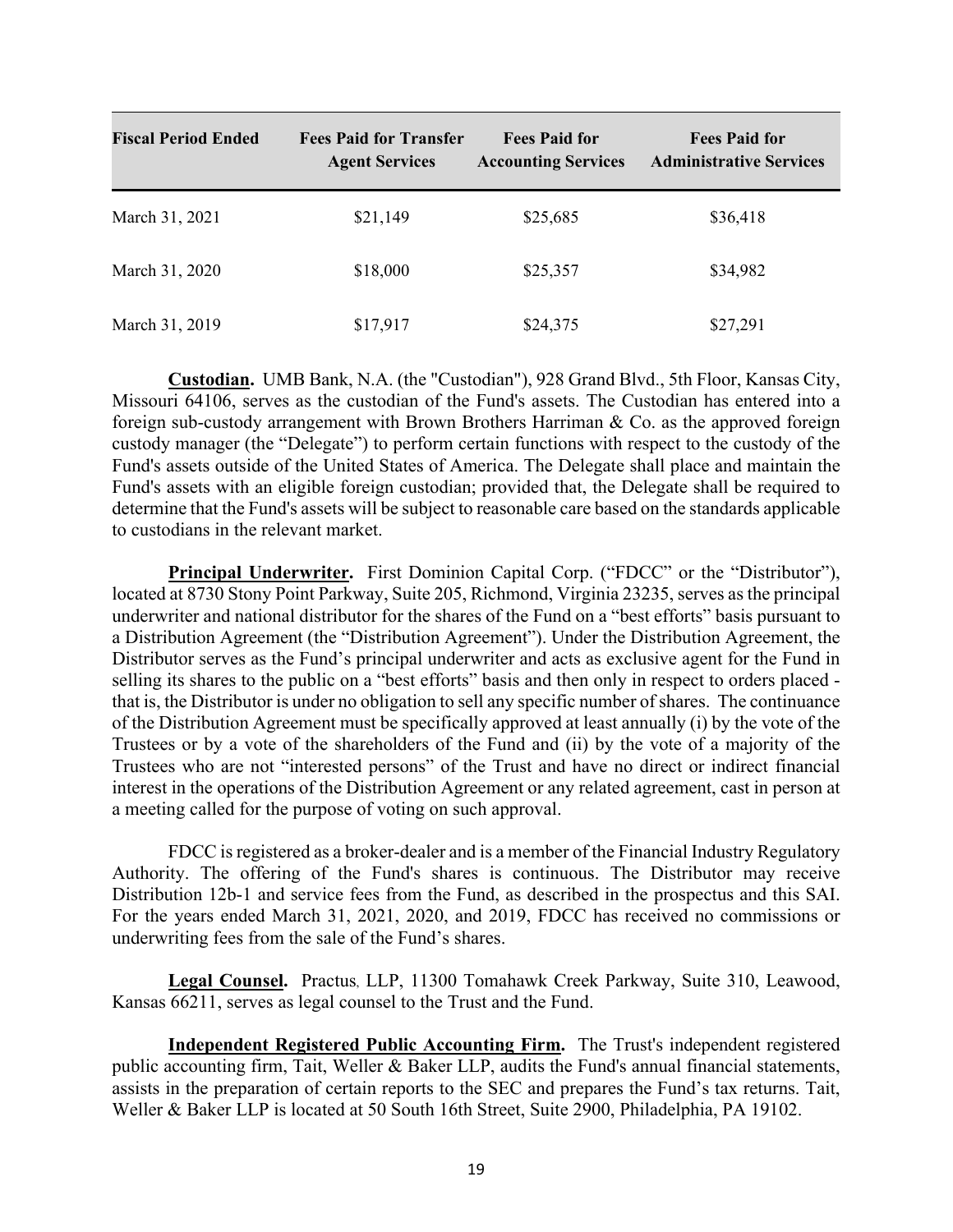| Fiscal Period Ended | Fees Paid for Transfer Agent Services | Fees Paid for Accounting Services | Fees Paid for Administrative Services |
|---|---|---|---|
| March 31, 2021 | $21,149 | $25,685 | $36,418 |
| March 31, 2020 | $18,000 | $25,357 | $34,982 |
| March 31, 2019 | $17,917 | $24,375 | $27,291 |

**Custodian.** UMB Bank, N.A. (the "Custodian"), 928 Grand Blvd., 5th Floor, Kansas City, Missouri 64106, serves as the custodian of the Fund's assets. The Custodian has entered into a foreign sub-custody arrangement with Brown Brothers Harriman & Co. as the approved foreign custody manager (the "Delegate") to perform certain functions with respect to the custody of the Fund's assets outside of the United States of America. The Delegate shall place and maintain the Fund's assets with an eligible foreign custodian; provided that, the Delegate shall be required to determine that the Fund's assets will be subject to reasonable care based on the standards applicable to custodians in the relevant market.

**Principal Underwriter.** First Dominion Capital Corp. ("FDCC" or the "Distributor"), located at 8730 Stony Point Parkway, Suite 205, Richmond, Virginia 23235, serves as the principal underwriter and national distributor for the shares of the Fund on a "best efforts" basis pursuant to a Distribution Agreement (the "Distribution Agreement"). Under the Distribution Agreement, the Distributor serves as the Fund's principal underwriter and acts as exclusive agent for the Fund in selling its shares to the public on a "best efforts" basis and then only in respect to orders placed - that is, the Distributor is under no obligation to sell any specific number of shares. The continuance of the Distribution Agreement must be specifically approved at least annually (i) by the vote of the Trustees or by a vote of the shareholders of the Fund and (ii) by the vote of a majority of the Trustees who are not "interested persons" of the Trust and have no direct or indirect financial interest in the operations of the Distribution Agreement or any related agreement, cast in person at a meeting called for the purpose of voting on such approval.

FDCC is registered as a broker-dealer and is a member of the Financial Industry Regulatory Authority. The offering of the Fund's shares is continuous. The Distributor may receive Distribution 12b-1 and service fees from the Fund, as described in the prospectus and this SAI. For the years ended March 31, 2021, 2020, and 2019, FDCC has received no commissions or underwriting fees from the sale of the Fund's shares.

**Legal Counsel.** Practus, LLP, 11300 Tomahawk Creek Parkway, Suite 310, Leawood, Kansas 66211, serves as legal counsel to the Trust and the Fund.

**Independent Registered Public Accounting Firm.** The Trust's independent registered public accounting firm, Tait, Weller & Baker LLP, audits the Fund's annual financial statements, assists in the preparation of certain reports to the SEC and prepares the Fund's tax returns. Tait, Weller & Baker LLP is located at 50 South 16th Street, Suite 2900, Philadelphia, PA 19102.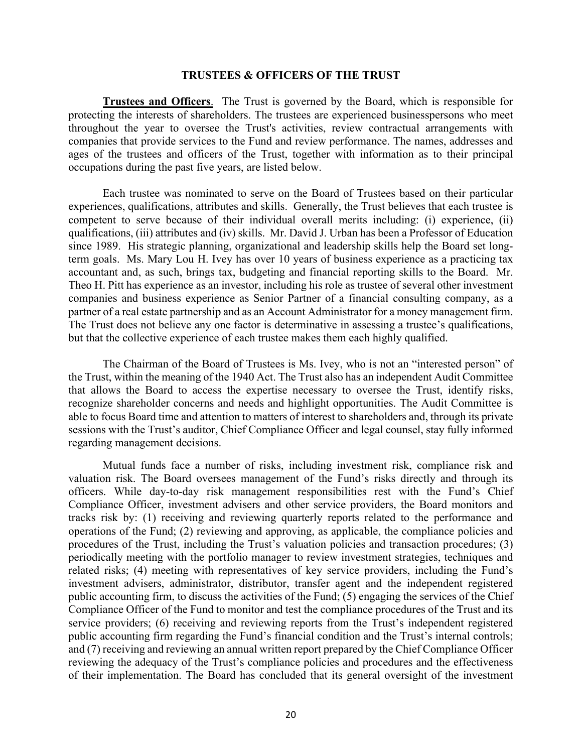## TRUSTEES & OFFICERS OF THE TRUST

**Trustees and Officers**. The Trust is governed by the Board, which is responsible for protecting the interests of shareholders. The trustees are experienced businesspersons who meet throughout the year to oversee the Trust's activities, review contractual arrangements with companies that provide services to the Fund and review performance. The names, addresses and ages of the trustees and officers of the Trust, together with information as to their principal occupations during the past five years, are listed below.

Each trustee was nominated to serve on the Board of Trustees based on their particular experiences, qualifications, attributes and skills. Generally, the Trust believes that each trustee is competent to serve because of their individual overall merits including: (i) experience, (ii) qualifications, (iii) attributes and (iv) skills. Mr. David J. Urban has been a Professor of Education since 1989. His strategic planning, organizational and leadership skills help the Board set long-term goals. Ms. Mary Lou H. Ivey has over 10 years of business experience as a practicing tax accountant and, as such, brings tax, budgeting and financial reporting skills to the Board. Mr. Theo H. Pitt has experience as an investor, including his role as trustee of several other investment companies and business experience as Senior Partner of a financial consulting company, as a partner of a real estate partnership and as an Account Administrator for a money management firm. The Trust does not believe any one factor is determinative in assessing a trustee's qualifications, but that the collective experience of each trustee makes them each highly qualified.

The Chairman of the Board of Trustees is Ms. Ivey, who is not an "interested person" of the Trust, within the meaning of the 1940 Act. The Trust also has an independent Audit Committee that allows the Board to access the expertise necessary to oversee the Trust, identify risks, recognize shareholder concerns and needs and highlight opportunities. The Audit Committee is able to focus Board time and attention to matters of interest to shareholders and, through its private sessions with the Trust's auditor, Chief Compliance Officer and legal counsel, stay fully informed regarding management decisions.

Mutual funds face a number of risks, including investment risk, compliance risk and valuation risk. The Board oversees management of the Fund's risks directly and through its officers. While day-to-day risk management responsibilities rest with the Fund's Chief Compliance Officer, investment advisers and other service providers, the Board monitors and tracks risk by: (1) receiving and reviewing quarterly reports related to the performance and operations of the Fund; (2) reviewing and approving, as applicable, the compliance policies and procedures of the Trust, including the Trust's valuation policies and transaction procedures; (3) periodically meeting with the portfolio manager to review investment strategies, techniques and related risks; (4) meeting with representatives of key service providers, including the Fund's investment advisers, administrator, distributor, transfer agent and the independent registered public accounting firm, to discuss the activities of the Fund; (5) engaging the services of the Chief Compliance Officer of the Fund to monitor and test the compliance procedures of the Trust and its service providers; (6) receiving and reviewing reports from the Trust's independent registered public accounting firm regarding the Fund's financial condition and the Trust's internal controls; and (7) receiving and reviewing an annual written report prepared by the Chief Compliance Officer reviewing the adequacy of the Trust's compliance policies and procedures and the effectiveness of their implementation. The Board has concluded that its general oversight of the investment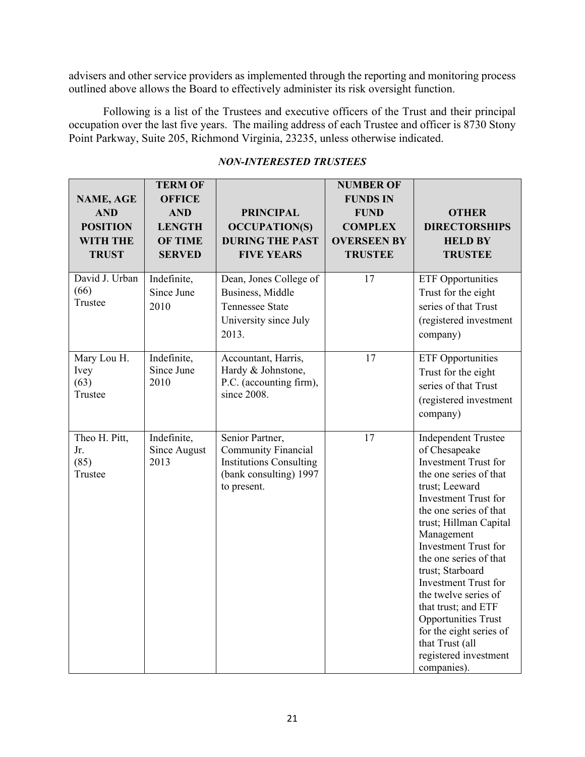advisers and other service providers as implemented through the reporting and monitoring process outlined above allows the Board to effectively administer its risk oversight function.

Following is a list of the Trustees and executive officers of the Trust and their principal occupation over the last five years. The mailing address of each Trustee and officer is 8730 Stony Point Parkway, Suite 205, Richmond Virginia, 23235, unless otherwise indicated.

***NON-INTERESTED TRUSTEES***

| NAME, AGE AND POSITION WITH THE TRUST | TERM OF OFFICE AND LENGTH OF TIME SERVED | PRINCIPAL OCCUPATION(S) DURING THE PAST FIVE YEARS | NUMBER OF FUNDS IN FUND COMPLEX OVERSEEN BY TRUSTEE | OTHER DIRECTORSHIPS HELD BY TRUSTEE |
|---|---|---|---|---|
| David J. Urban (66) Trustee | Indefinite, Since June 2010 | Dean, Jones College of Business, Middle Tennessee State University since July 2013. | 17 | ETF Opportunities Trust for the eight series of that Trust (registered investment company) |
| Mary Lou H. Ivey (63) Trustee | Indefinite, Since June 2010 | Accountant, Harris, Hardy & Johnstone, P.C. (accounting firm), since 2008. | 17 | ETF Opportunities Trust for the eight series of that Trust (registered investment company) |
| Theo H. Pitt, Jr. (85) Trustee | Indefinite, Since August 2013 | Senior Partner, Community Financial Institutions Consulting (bank consulting) 1997 to present. | 17 | Independent Trustee of Chesapeake Investment Trust for the one series of that trust; Leeward Investment Trust for the one series of that trust; Hillman Capital Management Investment Trust for the one series of that trust; Starboard Investment Trust for the twelve series of that trust; and ETF Opportunities Trust for the eight series of that Trust (all registered investment companies). |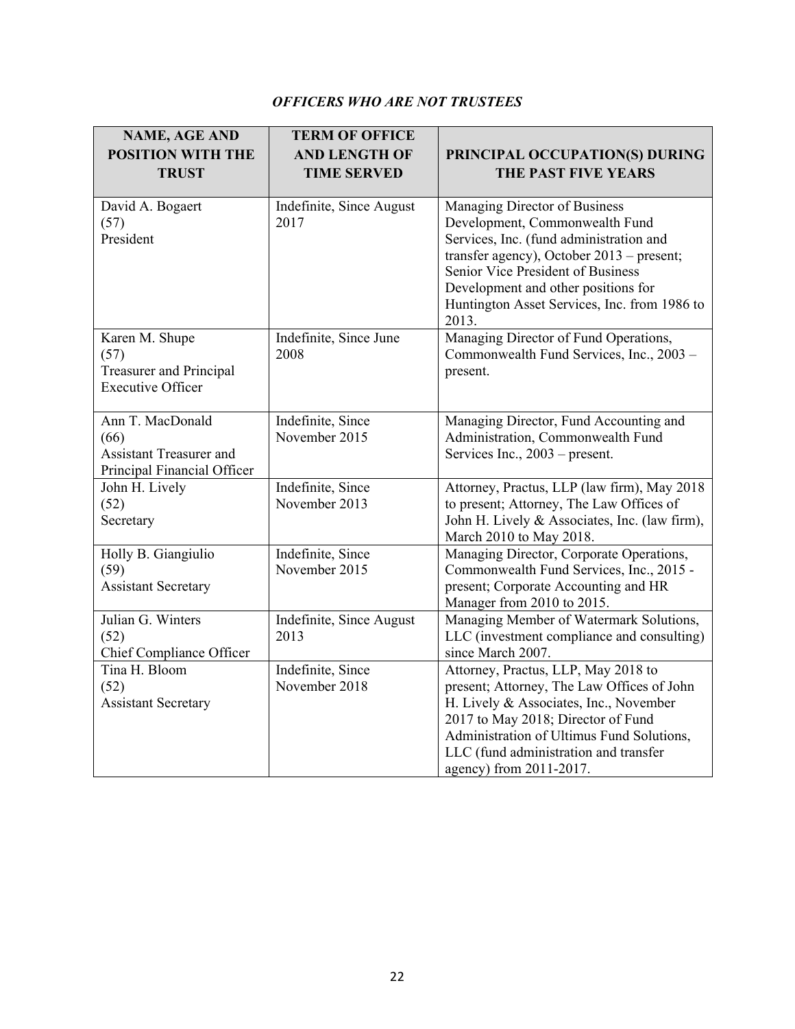***OFFICERS WHO ARE NOT TRUSTEES***

| NAME, AGE AND POSITION WITH THE TRUST | TERM OF OFFICE AND LENGTH OF TIME SERVED | PRINCIPAL OCCUPATION(S) DURING THE PAST FIVE YEARS |
|---|---|---|
| David A. Bogaert (57) President | Indefinite, Since August 2017 | Managing Director of Business Development, Commonwealth Fund Services, Inc. (fund administration and transfer agency), October 2013 – present; Senior Vice President of Business Development and other positions for Huntington Asset Services, Inc. from 1986 to 2013. |
| Karen M. Shupe (57) Treasurer and Principal Executive Officer | Indefinite, Since June 2008 | Managing Director of Fund Operations, Commonwealth Fund Services, Inc., 2003 – present. |
| Ann T. MacDonald (66) Assistant Treasurer and Principal Financial Officer | Indefinite, Since November 2015 | Managing Director, Fund Accounting and Administration, Commonwealth Fund Services Inc., 2003 – present. |
| John H. Lively (52) Secretary | Indefinite, Since November 2013 | Attorney, Practus, LLP (law firm), May 2018 to present; Attorney, The Law Offices of John H. Lively & Associates, Inc. (law firm), March 2010 to May 2018. |
| Holly B. Giangiulio (59) Assistant Secretary | Indefinite, Since November 2015 | Managing Director, Corporate Operations, Commonwealth Fund Services, Inc., 2015 - present; Corporate Accounting and HR Manager from 2010 to 2015. |
| Julian G. Winters (52) Chief Compliance Officer | Indefinite, Since August 2013 | Managing Member of Watermark Solutions, LLC (investment compliance and consulting) since March 2007. |
| Tina H. Bloom (52) Assistant Secretary | Indefinite, Since November 2018 | Attorney, Practus, LLP, May 2018 to present; Attorney, The Law Offices of John H. Lively & Associates, Inc., November 2017 to May 2018; Director of Fund Administration of Ultimus Fund Solutions, LLC (fund administration and transfer agency) from 2011-2017. |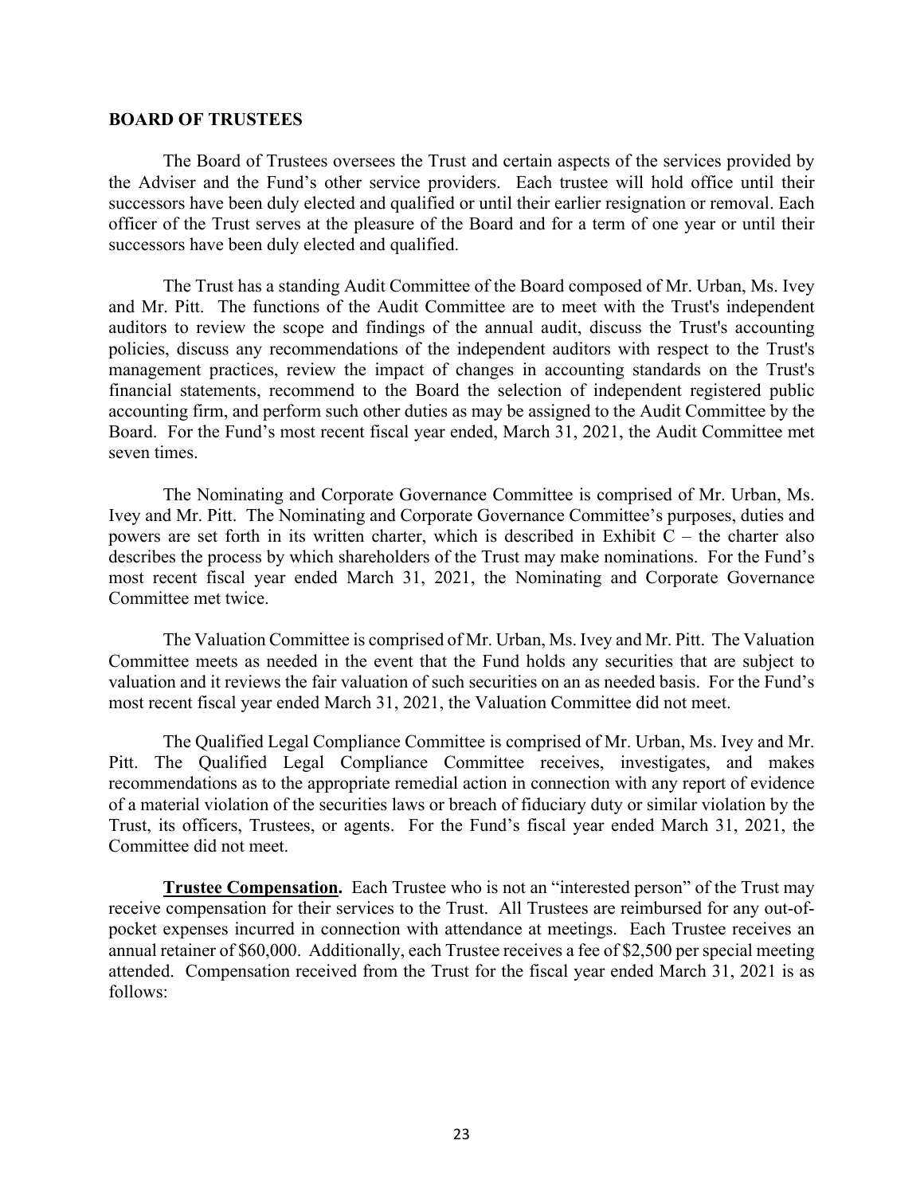## BOARD OF TRUSTEES

The Board of Trustees oversees the Trust and certain aspects of the services provided by the Adviser and the Fund's other service providers. Each trustee will hold office until their successors have been duly elected and qualified or until their earlier resignation or removal. Each officer of the Trust serves at the pleasure of the Board and for a term of one year or until their successors have been duly elected and qualified.

The Trust has a standing Audit Committee of the Board composed of Mr. Urban, Ms. Ivey and Mr. Pitt. The functions of the Audit Committee are to meet with the Trust's independent auditors to review the scope and findings of the annual audit, discuss the Trust's accounting policies, discuss any recommendations of the independent auditors with respect to the Trust's management practices, review the impact of changes in accounting standards on the Trust's financial statements, recommend to the Board the selection of independent registered public accounting firm, and perform such other duties as may be assigned to the Audit Committee by the Board. For the Fund's most recent fiscal year ended, March 31, 2021, the Audit Committee met seven times.

The Nominating and Corporate Governance Committee is comprised of Mr. Urban, Ms. Ivey and Mr. Pitt. The Nominating and Corporate Governance Committee's purposes, duties and powers are set forth in its written charter, which is described in Exhibit C – the charter also describes the process by which shareholders of the Trust may make nominations. For the Fund's most recent fiscal year ended March 31, 2021, the Nominating and Corporate Governance Committee met twice.

The Valuation Committee is comprised of Mr. Urban, Ms. Ivey and Mr. Pitt. The Valuation Committee meets as needed in the event that the Fund holds any securities that are subject to valuation and it reviews the fair valuation of such securities on an as needed basis. For the Fund's most recent fiscal year ended March 31, 2021, the Valuation Committee did not meet.

The Qualified Legal Compliance Committee is comprised of Mr. Urban, Ms. Ivey and Mr. Pitt. The Qualified Legal Compliance Committee receives, investigates, and makes recommendations as to the appropriate remedial action in connection with any report of evidence of a material violation of the securities laws or breach of fiduciary duty or similar violation by the Trust, its officers, Trustees, or agents. For the Fund's fiscal year ended March 31, 2021, the Committee did not meet.

**Trustee Compensation.** Each Trustee who is not an "interested person" of the Trust may receive compensation for their services to the Trust. All Trustees are reimbursed for any out-of-pocket expenses incurred in connection with attendance at meetings. Each Trustee receives an annual retainer of $60,000. Additionally, each Trustee receives a fee of $2,500 per special meeting attended. Compensation received from the Trust for the fiscal year ended March 31, 2021 is as follows: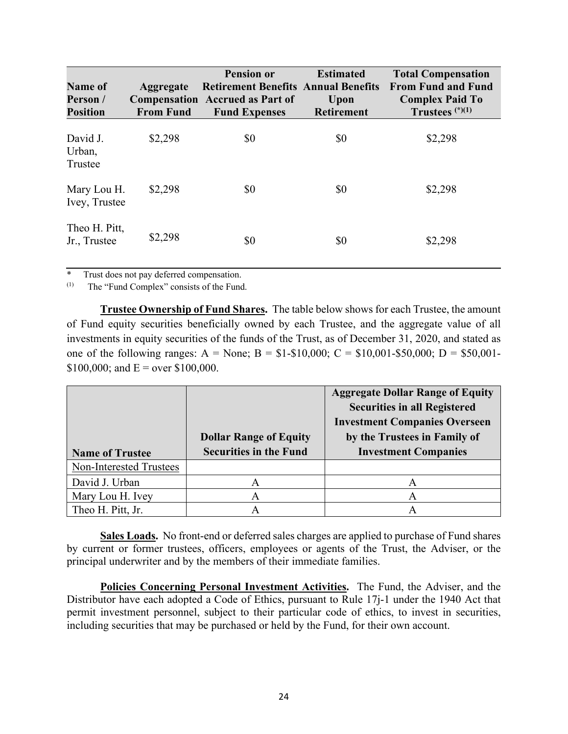| Name of Person / Position | Aggregate Compensation From Fund | Pension or Retirement Benefits Accrued as Part of Fund Expenses | Estimated Annual Benefits Upon Retirement | Total Compensation From Fund and Fund Complex Paid To Trustees (*)(1) |
|---|---|---|---|---|
| David J. Urban, Trustee | $2,298 | $0 | $0 | $2,298 |
| Mary Lou H. Ivey, Trustee | $2,298 | $0 | $0 | $2,298 |
| Theo H. Pitt, Jr., Trustee | $2,298 | $0 | $0 | $2,298 |

\* Trust does not pay deferred compensation.

(1) The "Fund Complex" consists of the Fund.

**Trustee Ownership of Fund Shares.** The table below shows for each Trustee, the amount of Fund equity securities beneficially owned by each Trustee, and the aggregate value of all investments in equity securities of the funds of the Trust, as of December 31, 2020, and stated as one of the following ranges: A = None; B = $1-$10,000; C = $10,001-$50,000; D = $50,001-$100,000; and E = over $100,000.

| Name of Trustee | Dollar Range of Equity Securities in the Fund | Aggregate Dollar Range of Equity Securities in all Registered Investment Companies Overseen by the Trustees in Family of Investment Companies |
|---|---|---|
| Non-Interested Trustees | | |
| David J. Urban | A | A |
| Mary Lou H. Ivey | A | A |
| Theo H. Pitt, Jr. | A | A |

**Sales Loads.** No front-end or deferred sales charges are applied to purchase of Fund shares by current or former trustees, officers, employees or agents of the Trust, the Adviser, or the principal underwriter and by the members of their immediate families.

**Policies Concerning Personal Investment Activities.** The Fund, the Adviser, and the Distributor have each adopted a Code of Ethics, pursuant to Rule 17j-1 under the 1940 Act that permit investment personnel, subject to their particular code of ethics, to invest in securities, including securities that may be purchased or held by the Fund, for their own account.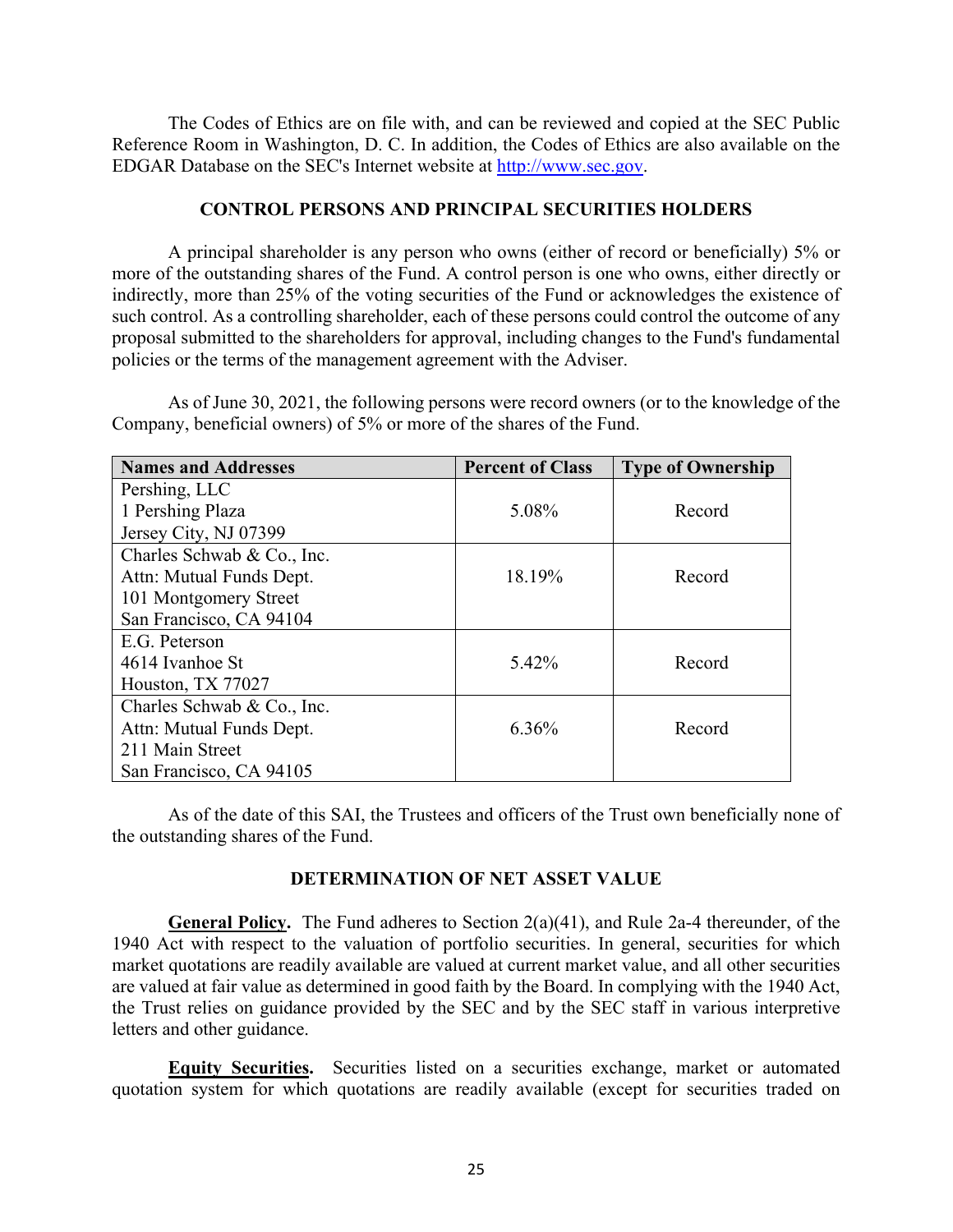The Codes of Ethics are on file with, and can be reviewed and copied at the SEC Public Reference Room in Washington, D. C. In addition, the Codes of Ethics are also available on the EDGAR Database on the SEC's Internet website at http://www.sec.gov.

## CONTROL PERSONS AND PRINCIPAL SECURITIES HOLDERS

A principal shareholder is any person who owns (either of record or beneficially) 5% or more of the outstanding shares of the Fund. A control person is one who owns, either directly or indirectly, more than 25% of the voting securities of the Fund or acknowledges the existence of such control. As a controlling shareholder, each of these persons could control the outcome of any proposal submitted to the shareholders for approval, including changes to the Fund's fundamental policies or the terms of the management agreement with the Adviser.

As of June 30, 2021, the following persons were record owners (or to the knowledge of the Company, beneficial owners) of 5% or more of the shares of the Fund.

| Names and Addresses | Percent of Class | Type of Ownership |
|---|---|---|
| Pershing, LLC<br>1 Pershing Plaza<br>Jersey City, NJ 07399 | 5.08% | Record |
| Charles Schwab & Co., Inc.<br>Attn: Mutual Funds Dept.<br>101 Montgomery Street<br>San Francisco, CA 94104 | 18.19% | Record |
| E.G. Peterson<br>4614 Ivanhoe St<br>Houston, TX 77027 | 5.42% | Record |
| Charles Schwab & Co., Inc.<br>Attn: Mutual Funds Dept.<br>211 Main Street<br>San Francisco, CA 94105 | 6.36% | Record |

As of the date of this SAI, the Trustees and officers of the Trust own beneficially none of the outstanding shares of the Fund.

## DETERMINATION OF NET ASSET VALUE

**General Policy.** The Fund adheres to Section 2(a)(41), and Rule 2a-4 thereunder, of the 1940 Act with respect to the valuation of portfolio securities. In general, securities for which market quotations are readily available are valued at current market value, and all other securities are valued at fair value as determined in good faith by the Board. In complying with the 1940 Act, the Trust relies on guidance provided by the SEC and by the SEC staff in various interpretive letters and other guidance.

**Equity Securities.** Securities listed on a securities exchange, market or automated quotation system for which quotations are readily available (except for securities traded on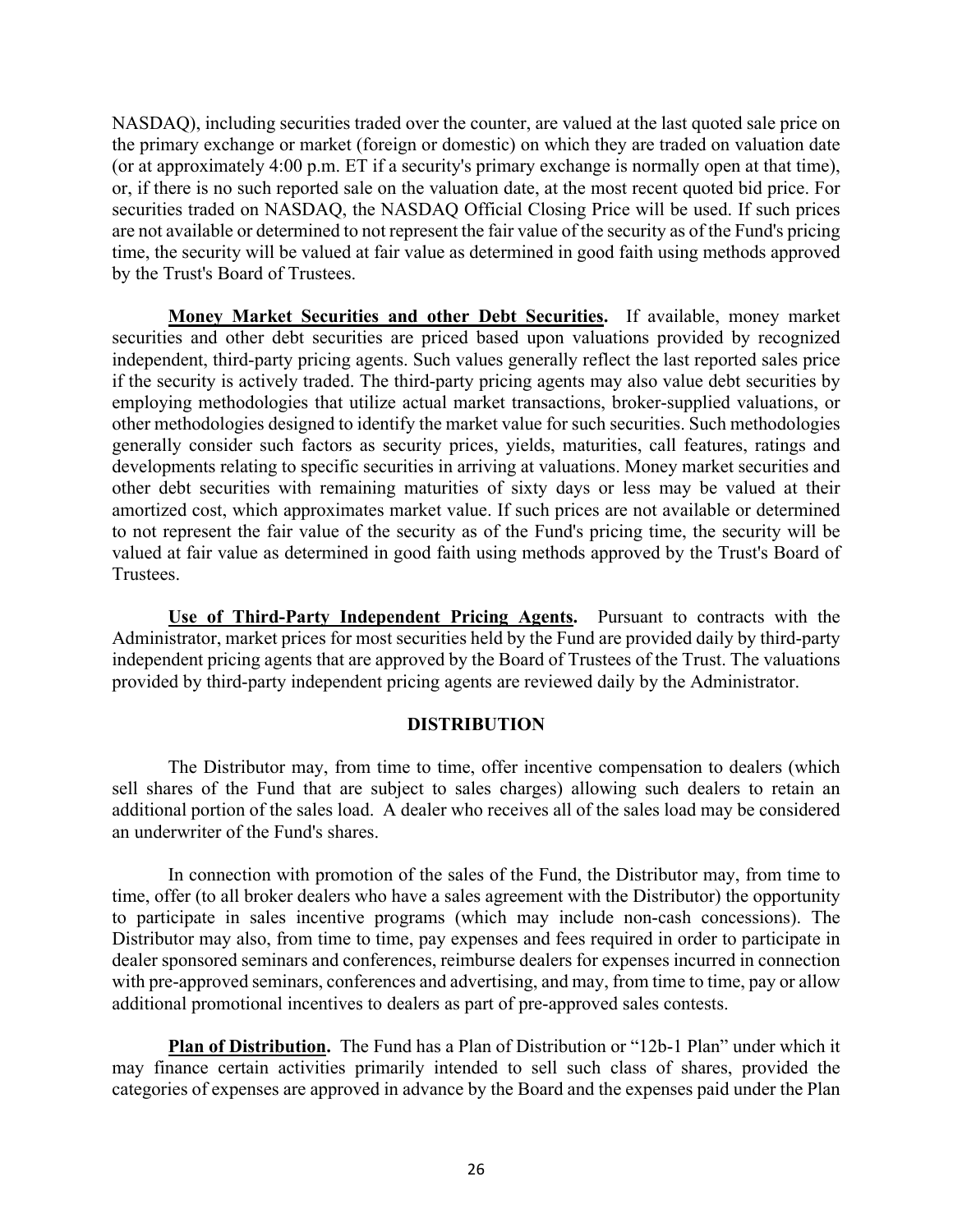NASDAQ), including securities traded over the counter, are valued at the last quoted sale price on the primary exchange or market (foreign or domestic) on which they are traded on valuation date (or at approximately 4:00 p.m. ET if a security's primary exchange is normally open at that time), or, if there is no such reported sale on the valuation date, at the most recent quoted bid price. For securities traded on NASDAQ, the NASDAQ Official Closing Price will be used. If such prices are not available or determined to not represent the fair value of the security as of the Fund's pricing time, the security will be valued at fair value as determined in good faith using methods approved by the Trust's Board of Trustees.

**Money Market Securities and other Debt Securities.** If available, money market securities and other debt securities are priced based upon valuations provided by recognized independent, third-party pricing agents. Such values generally reflect the last reported sales price if the security is actively traded. The third-party pricing agents may also value debt securities by employing methodologies that utilize actual market transactions, broker-supplied valuations, or other methodologies designed to identify the market value for such securities. Such methodologies generally consider such factors as security prices, yields, maturities, call features, ratings and developments relating to specific securities in arriving at valuations. Money market securities and other debt securities with remaining maturities of sixty days or less may be valued at their amortized cost, which approximates market value. If such prices are not available or determined to not represent the fair value of the security as of the Fund's pricing time, the security will be valued at fair value as determined in good faith using methods approved by the Trust's Board of Trustees.

**Use of Third-Party Independent Pricing Agents.** Pursuant to contracts with the Administrator, market prices for most securities held by the Fund are provided daily by third-party independent pricing agents that are approved by the Board of Trustees of the Trust. The valuations provided by third-party independent pricing agents are reviewed daily by the Administrator.

## DISTRIBUTION

The Distributor may, from time to time, offer incentive compensation to dealers (which sell shares of the Fund that are subject to sales charges) allowing such dealers to retain an additional portion of the sales load. A dealer who receives all of the sales load may be considered an underwriter of the Fund's shares.

In connection with promotion of the sales of the Fund, the Distributor may, from time to time, offer (to all broker dealers who have a sales agreement with the Distributor) the opportunity to participate in sales incentive programs (which may include non-cash concessions). The Distributor may also, from time to time, pay expenses and fees required in order to participate in dealer sponsored seminars and conferences, reimburse dealers for expenses incurred in connection with pre-approved seminars, conferences and advertising, and may, from time to time, pay or allow additional promotional incentives to dealers as part of pre-approved sales contests.

**Plan of Distribution.** The Fund has a Plan of Distribution or "12b-1 Plan" under which it may finance certain activities primarily intended to sell such class of shares, provided the categories of expenses are approved in advance by the Board and the expenses paid under the Plan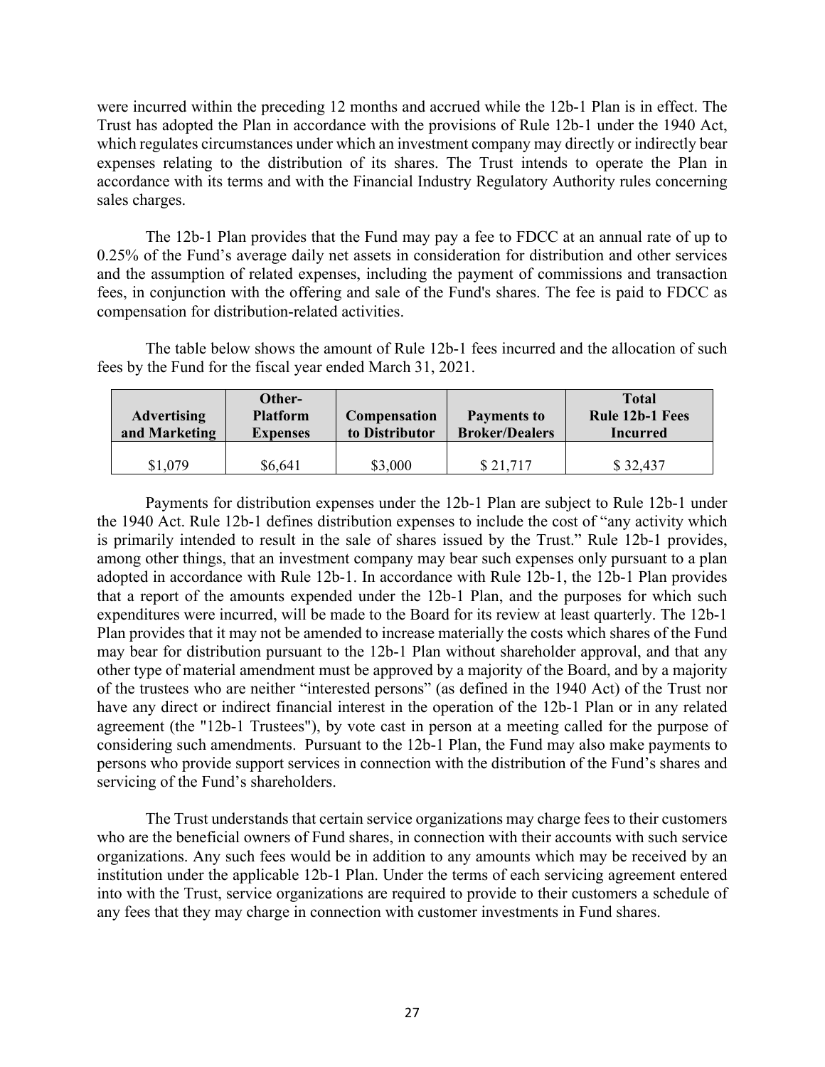were incurred within the preceding 12 months and accrued while the 12b-1 Plan is in effect. The Trust has adopted the Plan in accordance with the provisions of Rule 12b-1 under the 1940 Act, which regulates circumstances under which an investment company may directly or indirectly bear expenses relating to the distribution of its shares. The Trust intends to operate the Plan in accordance with its terms and with the Financial Industry Regulatory Authority rules concerning sales charges.

The 12b-1 Plan provides that the Fund may pay a fee to FDCC at an annual rate of up to 0.25% of the Fund's average daily net assets in consideration for distribution and other services and the assumption of related expenses, including the payment of commissions and transaction fees, in conjunction with the offering and sale of the Fund's shares. The fee is paid to FDCC as compensation for distribution-related activities.

The table below shows the amount of Rule 12b-1 fees incurred and the allocation of such fees by the Fund for the fiscal year ended March 31, 2021.

| Advertising and Marketing | Other-Platform Expenses | Compensation to Distributor | Payments to Broker/Dealers | Total Rule 12b-1 Fees Incurred |
|---|---|---|---|---|
| $1,079 | $6,641 | $3,000 | $ 21,717 | $ 32,437 |

Payments for distribution expenses under the 12b-1 Plan are subject to Rule 12b-1 under the 1940 Act. Rule 12b-1 defines distribution expenses to include the cost of "any activity which is primarily intended to result in the sale of shares issued by the Trust." Rule 12b-1 provides, among other things, that an investment company may bear such expenses only pursuant to a plan adopted in accordance with Rule 12b-1. In accordance with Rule 12b-1, the 12b-1 Plan provides that a report of the amounts expended under the 12b-1 Plan, and the purposes for which such expenditures were incurred, will be made to the Board for its review at least quarterly. The 12b-1 Plan provides that it may not be amended to increase materially the costs which shares of the Fund may bear for distribution pursuant to the 12b-1 Plan without shareholder approval, and that any other type of material amendment must be approved by a majority of the Board, and by a majority of the trustees who are neither "interested persons" (as defined in the 1940 Act) of the Trust nor have any direct or indirect financial interest in the operation of the 12b-1 Plan or in any related agreement (the "12b-1 Trustees"), by vote cast in person at a meeting called for the purpose of considering such amendments. Pursuant to the 12b-1 Plan, the Fund may also make payments to persons who provide support services in connection with the distribution of the Fund's shares and servicing of the Fund's shareholders.

The Trust understands that certain service organizations may charge fees to their customers who are the beneficial owners of Fund shares, in connection with their accounts with such service organizations. Any such fees would be in addition to any amounts which may be received by an institution under the applicable 12b-1 Plan. Under the terms of each servicing agreement entered into with the Trust, service organizations are required to provide to their customers a schedule of any fees that they may charge in connection with customer investments in Fund shares.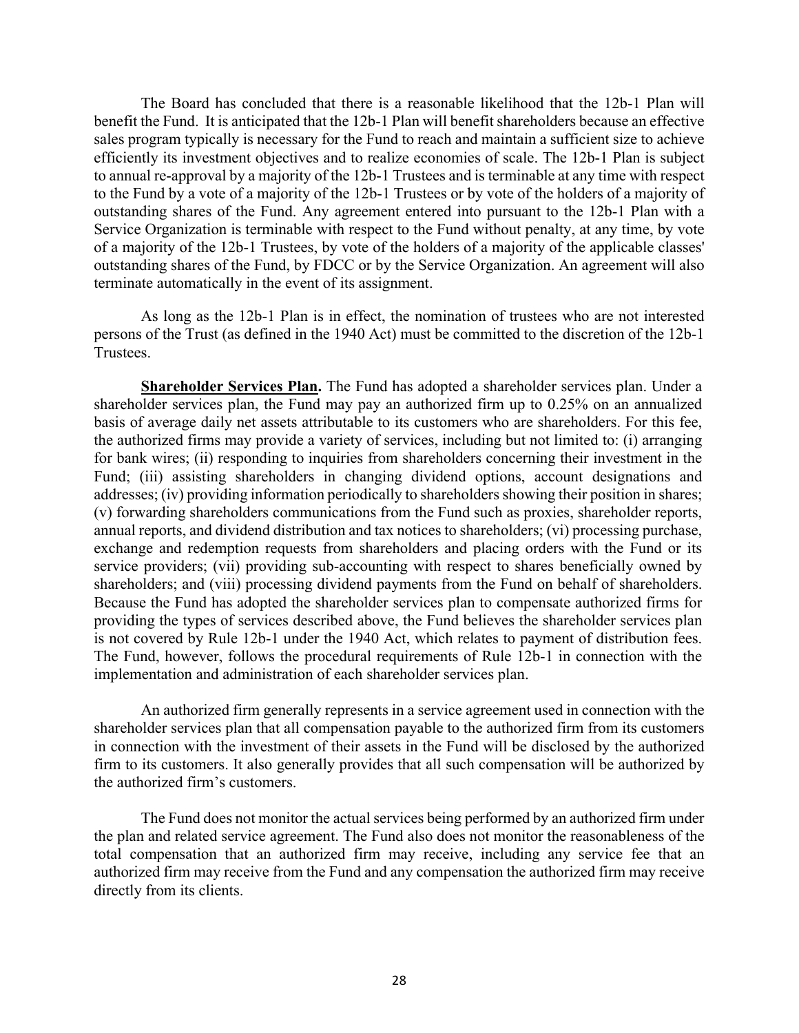The Board has concluded that there is a reasonable likelihood that the 12b-1 Plan will benefit the Fund. It is anticipated that the 12b-1 Plan will benefit shareholders because an effective sales program typically is necessary for the Fund to reach and maintain a sufficient size to achieve efficiently its investment objectives and to realize economies of scale. The 12b-1 Plan is subject to annual re-approval by a majority of the 12b-1 Trustees and is terminable at any time with respect to the Fund by a vote of a majority of the 12b-1 Trustees or by vote of the holders of a majority of outstanding shares of the Fund. Any agreement entered into pursuant to the 12b-1 Plan with a Service Organization is terminable with respect to the Fund without penalty, at any time, by vote of a majority of the 12b-1 Trustees, by vote of the holders of a majority of the applicable classes' outstanding shares of the Fund, by FDCC or by the Service Organization. An agreement will also terminate automatically in the event of its assignment.

As long as the 12b-1 Plan is in effect, the nomination of trustees who are not interested persons of the Trust (as defined in the 1940 Act) must be committed to the discretion of the 12b-1 Trustees.

**Shareholder Services Plan.** The Fund has adopted a shareholder services plan. Under a shareholder services plan, the Fund may pay an authorized firm up to 0.25% on an annualized basis of average daily net assets attributable to its customers who are shareholders. For this fee, the authorized firms may provide a variety of services, including but not limited to: (i) arranging for bank wires; (ii) responding to inquiries from shareholders concerning their investment in the Fund; (iii) assisting shareholders in changing dividend options, account designations and addresses; (iv) providing information periodically to shareholders showing their position in shares; (v) forwarding shareholders communications from the Fund such as proxies, shareholder reports, annual reports, and dividend distribution and tax notices to shareholders; (vi) processing purchase, exchange and redemption requests from shareholders and placing orders with the Fund or its service providers; (vii) providing sub-accounting with respect to shares beneficially owned by shareholders; and (viii) processing dividend payments from the Fund on behalf of shareholders. Because the Fund has adopted the shareholder services plan to compensate authorized firms for providing the types of services described above, the Fund believes the shareholder services plan is not covered by Rule 12b-1 under the 1940 Act, which relates to payment of distribution fees. The Fund, however, follows the procedural requirements of Rule 12b-1 in connection with the implementation and administration of each shareholder services plan.

An authorized firm generally represents in a service agreement used in connection with the shareholder services plan that all compensation payable to the authorized firm from its customers in connection with the investment of their assets in the Fund will be disclosed by the authorized firm to its customers. It also generally provides that all such compensation will be authorized by the authorized firm's customers.

The Fund does not monitor the actual services being performed by an authorized firm under the plan and related service agreement. The Fund also does not monitor the reasonableness of the total compensation that an authorized firm may receive, including any service fee that an authorized firm may receive from the Fund and any compensation the authorized firm may receive directly from its clients.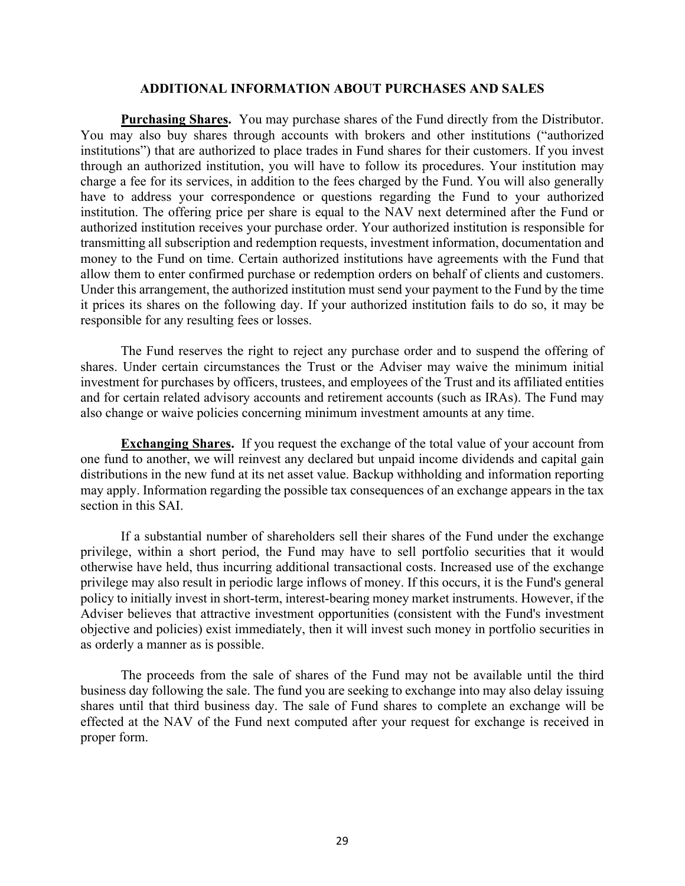## ADDITIONAL INFORMATION ABOUT PURCHASES AND SALES

**Purchasing Shares.** You may purchase shares of the Fund directly from the Distributor. You may also buy shares through accounts with brokers and other institutions ("authorized institutions") that are authorized to place trades in Fund shares for their customers. If you invest through an authorized institution, you will have to follow its procedures. Your institution may charge a fee for its services, in addition to the fees charged by the Fund. You will also generally have to address your correspondence or questions regarding the Fund to your authorized institution. The offering price per share is equal to the NAV next determined after the Fund or authorized institution receives your purchase order. Your authorized institution is responsible for transmitting all subscription and redemption requests, investment information, documentation and money to the Fund on time. Certain authorized institutions have agreements with the Fund that allow them to enter confirmed purchase or redemption orders on behalf of clients and customers. Under this arrangement, the authorized institution must send your payment to the Fund by the time it prices its shares on the following day. If your authorized institution fails to do so, it may be responsible for any resulting fees or losses.

The Fund reserves the right to reject any purchase order and to suspend the offering of shares. Under certain circumstances the Trust or the Adviser may waive the minimum initial investment for purchases by officers, trustees, and employees of the Trust and its affiliated entities and for certain related advisory accounts and retirement accounts (such as IRAs). The Fund may also change or waive policies concerning minimum investment amounts at any time.

**Exchanging Shares.** If you request the exchange of the total value of your account from one fund to another, we will reinvest any declared but unpaid income dividends and capital gain distributions in the new fund at its net asset value. Backup withholding and information reporting may apply. Information regarding the possible tax consequences of an exchange appears in the tax section in this SAI.

If a substantial number of shareholders sell their shares of the Fund under the exchange privilege, within a short period, the Fund may have to sell portfolio securities that it would otherwise have held, thus incurring additional transactional costs. Increased use of the exchange privilege may also result in periodic large inflows of money. If this occurs, it is the Fund's general policy to initially invest in short-term, interest-bearing money market instruments. However, if the Adviser believes that attractive investment opportunities (consistent with the Fund's investment objective and policies) exist immediately, then it will invest such money in portfolio securities in as orderly a manner as is possible.

The proceeds from the sale of shares of the Fund may not be available until the third business day following the sale. The fund you are seeking to exchange into may also delay issuing shares until that third business day. The sale of Fund shares to complete an exchange will be effected at the NAV of the Fund next computed after your request for exchange is received in proper form.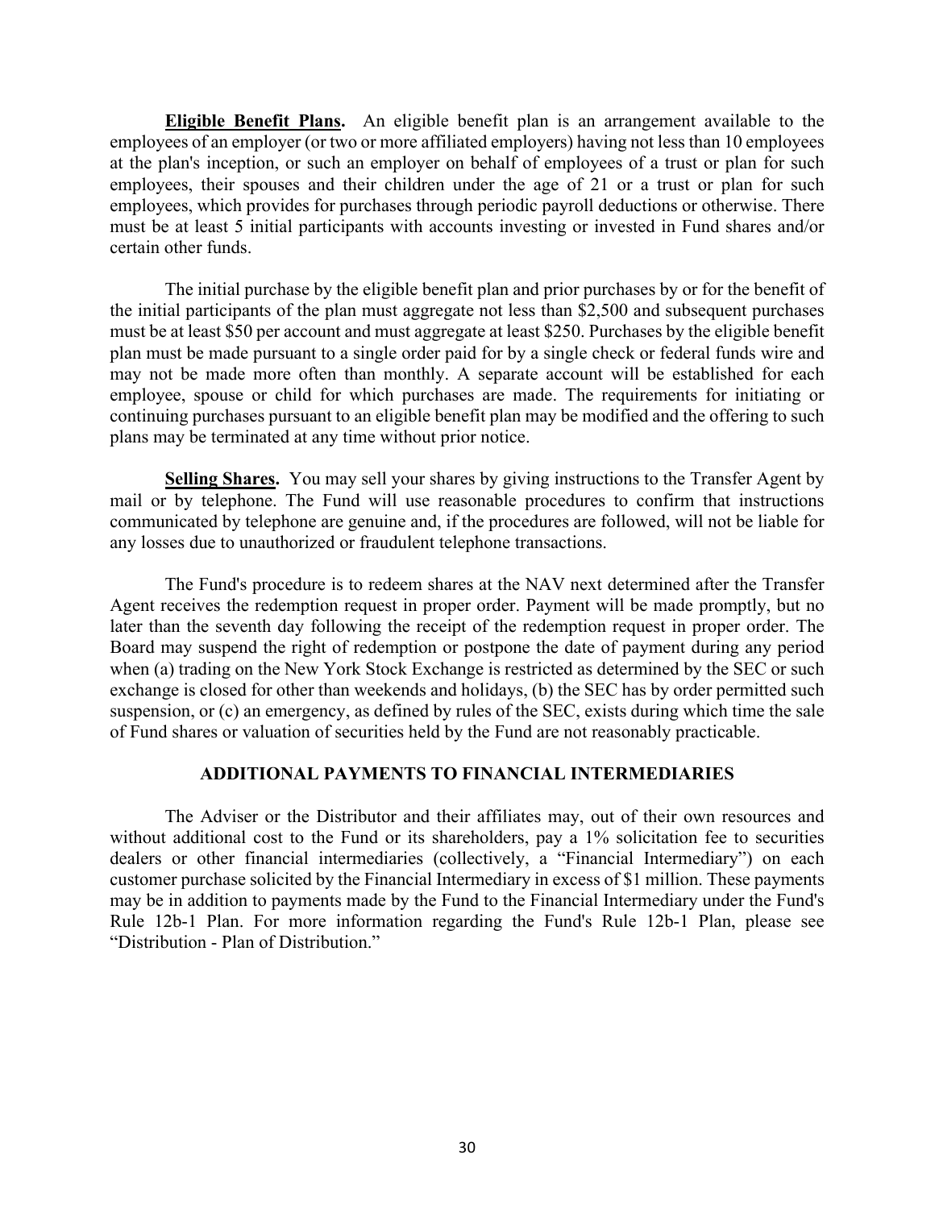**Eligible Benefit Plans.** An eligible benefit plan is an arrangement available to the employees of an employer (or two or more affiliated employers) having not less than 10 employees at the plan's inception, or such an employer on behalf of employees of a trust or plan for such employees, their spouses and their children under the age of 21 or a trust or plan for such employees, which provides for purchases through periodic payroll deductions or otherwise. There must be at least 5 initial participants with accounts investing or invested in Fund shares and/or certain other funds.

The initial purchase by the eligible benefit plan and prior purchases by or for the benefit of the initial participants of the plan must aggregate not less than $2,500 and subsequent purchases must be at least $50 per account and must aggregate at least $250. Purchases by the eligible benefit plan must be made pursuant to a single order paid for by a single check or federal funds wire and may not be made more often than monthly. A separate account will be established for each employee, spouse or child for which purchases are made. The requirements for initiating or continuing purchases pursuant to an eligible benefit plan may be modified and the offering to such plans may be terminated at any time without prior notice.

**Selling Shares.** You may sell your shares by giving instructions to the Transfer Agent by mail or by telephone. The Fund will use reasonable procedures to confirm that instructions communicated by telephone are genuine and, if the procedures are followed, will not be liable for any losses due to unauthorized or fraudulent telephone transactions.

The Fund's procedure is to redeem shares at the NAV next determined after the Transfer Agent receives the redemption request in proper order. Payment will be made promptly, but no later than the seventh day following the receipt of the redemption request in proper order. The Board may suspend the right of redemption or postpone the date of payment during any period when (a) trading on the New York Stock Exchange is restricted as determined by the SEC or such exchange is closed for other than weekends and holidays, (b) the SEC has by order permitted such suspension, or (c) an emergency, as defined by rules of the SEC, exists during which time the sale of Fund shares or valuation of securities held by the Fund are not reasonably practicable.

## ADDITIONAL PAYMENTS TO FINANCIAL INTERMEDIARIES

The Adviser or the Distributor and their affiliates may, out of their own resources and without additional cost to the Fund or its shareholders, pay a 1% solicitation fee to securities dealers or other financial intermediaries (collectively, a "Financial Intermediary") on each customer purchase solicited by the Financial Intermediary in excess of $1 million. These payments may be in addition to payments made by the Fund to the Financial Intermediary under the Fund's Rule 12b-1 Plan. For more information regarding the Fund's Rule 12b-1 Plan, please see "Distribution - Plan of Distribution."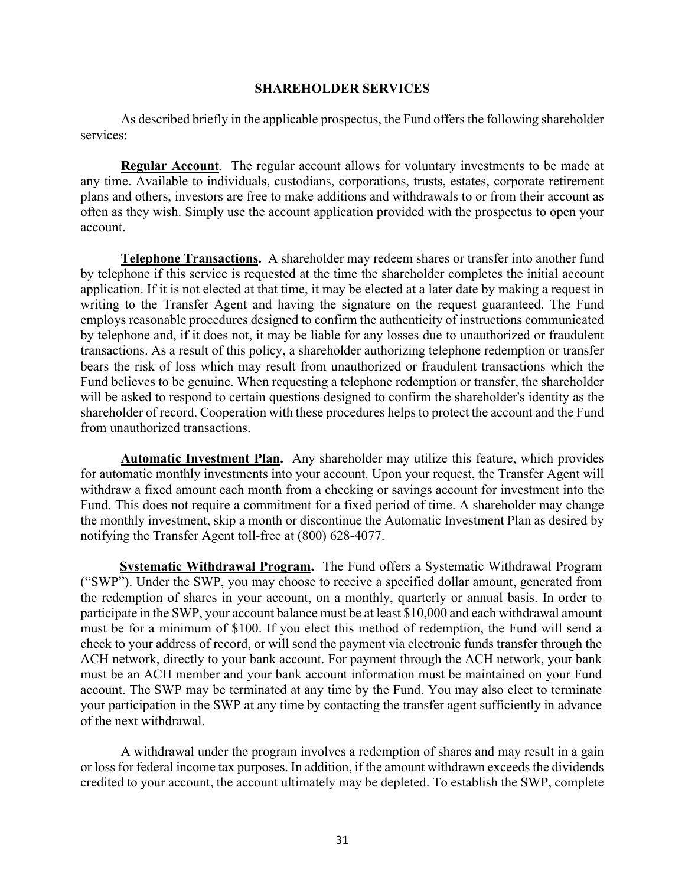## SHAREHOLDER SERVICES

As described briefly in the applicable prospectus, the Fund offers the following shareholder services:

**Regular Account**. The regular account allows for voluntary investments to be made at any time. Available to individuals, custodians, corporations, trusts, estates, corporate retirement plans and others, investors are free to make additions and withdrawals to or from their account as often as they wish. Simply use the account application provided with the prospectus to open your account.

**Telephone Transactions.** A shareholder may redeem shares or transfer into another fund by telephone if this service is requested at the time the shareholder completes the initial account application. If it is not elected at that time, it may be elected at a later date by making a request in writing to the Transfer Agent and having the signature on the request guaranteed. The Fund employs reasonable procedures designed to confirm the authenticity of instructions communicated by telephone and, if it does not, it may be liable for any losses due to unauthorized or fraudulent transactions. As a result of this policy, a shareholder authorizing telephone redemption or transfer bears the risk of loss which may result from unauthorized or fraudulent transactions which the Fund believes to be genuine. When requesting a telephone redemption or transfer, the shareholder will be asked to respond to certain questions designed to confirm the shareholder's identity as the shareholder of record. Cooperation with these procedures helps to protect the account and the Fund from unauthorized transactions.

**Automatic Investment Plan.** Any shareholder may utilize this feature, which provides for automatic monthly investments into your account. Upon your request, the Transfer Agent will withdraw a fixed amount each month from a checking or savings account for investment into the Fund. This does not require a commitment for a fixed period of time. A shareholder may change the monthly investment, skip a month or discontinue the Automatic Investment Plan as desired by notifying the Transfer Agent toll-free at (800) 628-4077.

**Systematic Withdrawal Program.** The Fund offers a Systematic Withdrawal Program ("SWP"). Under the SWP, you may choose to receive a specified dollar amount, generated from the redemption of shares in your account, on a monthly, quarterly or annual basis. In order to participate in the SWP, your account balance must be at least $10,000 and each withdrawal amount must be for a minimum of $100. If you elect this method of redemption, the Fund will send a check to your address of record, or will send the payment via electronic funds transfer through the ACH network, directly to your bank account. For payment through the ACH network, your bank must be an ACH member and your bank account information must be maintained on your Fund account. The SWP may be terminated at any time by the Fund. You may also elect to terminate your participation in the SWP at any time by contacting the transfer agent sufficiently in advance of the next withdrawal.

A withdrawal under the program involves a redemption of shares and may result in a gain or loss for federal income tax purposes. In addition, if the amount withdrawn exceeds the dividends credited to your account, the account ultimately may be depleted. To establish the SWP, complete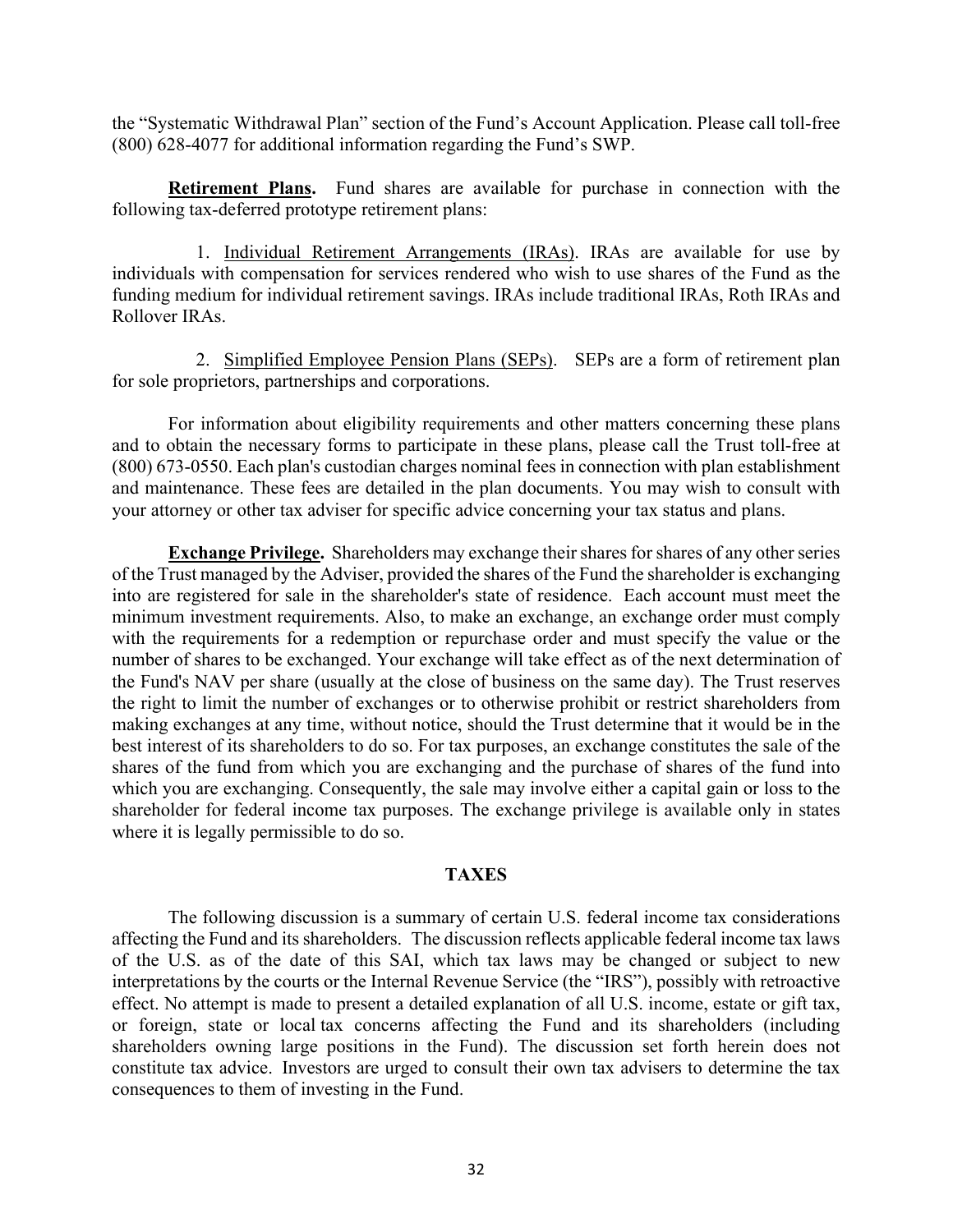the "Systematic Withdrawal Plan" section of the Fund's Account Application. Please call toll-free (800) 628-4077 for additional information regarding the Fund's SWP.

**Retirement Plans.** Fund shares are available for purchase in connection with the following tax-deferred prototype retirement plans:

1. Individual Retirement Arrangements (IRAs). IRAs are available for use by individuals with compensation for services rendered who wish to use shares of the Fund as the funding medium for individual retirement savings. IRAs include traditional IRAs, Roth IRAs and Rollover IRAs.

2. Simplified Employee Pension Plans (SEPs). SEPs are a form of retirement plan for sole proprietors, partnerships and corporations.

For information about eligibility requirements and other matters concerning these plans and to obtain the necessary forms to participate in these plans, please call the Trust toll-free at (800) 673-0550. Each plan's custodian charges nominal fees in connection with plan establishment and maintenance. These fees are detailed in the plan documents. You may wish to consult with your attorney or other tax adviser for specific advice concerning your tax status and plans.

**Exchange Privilege.** Shareholders may exchange their shares for shares of any other series of the Trust managed by the Adviser, provided the shares of the Fund the shareholder is exchanging into are registered for sale in the shareholder's state of residence. Each account must meet the minimum investment requirements. Also, to make an exchange, an exchange order must comply with the requirements for a redemption or repurchase order and must specify the value or the number of shares to be exchanged. Your exchange will take effect as of the next determination of the Fund's NAV per share (usually at the close of business on the same day). The Trust reserves the right to limit the number of exchanges or to otherwise prohibit or restrict shareholders from making exchanges at any time, without notice, should the Trust determine that it would be in the best interest of its shareholders to do so. For tax purposes, an exchange constitutes the sale of the shares of the fund from which you are exchanging and the purchase of shares of the fund into which you are exchanging. Consequently, the sale may involve either a capital gain or loss to the shareholder for federal income tax purposes. The exchange privilege is available only in states where it is legally permissible to do so.

## TAXES

The following discussion is a summary of certain U.S. federal income tax considerations affecting the Fund and its shareholders. The discussion reflects applicable federal income tax laws of the U.S. as of the date of this SAI, which tax laws may be changed or subject to new interpretations by the courts or the Internal Revenue Service (the "IRS"), possibly with retroactive effect. No attempt is made to present a detailed explanation of all U.S. income, estate or gift tax, or foreign, state or local tax concerns affecting the Fund and its shareholders (including shareholders owning large positions in the Fund). The discussion set forth herein does not constitute tax advice. Investors are urged to consult their own tax advisers to determine the tax consequences to them of investing in the Fund.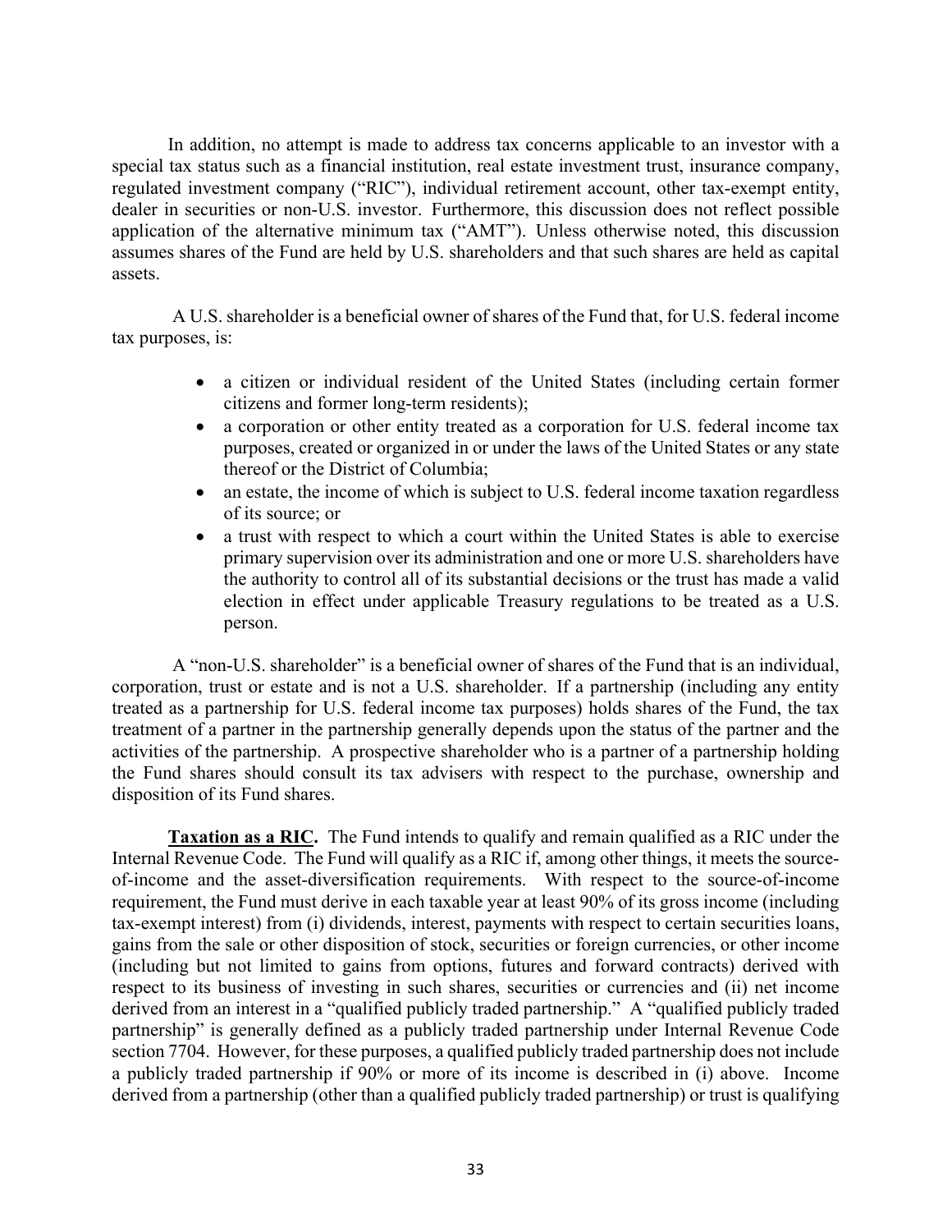In addition, no attempt is made to address tax concerns applicable to an investor with a special tax status such as a financial institution, real estate investment trust, insurance company, regulated investment company ("RIC"), individual retirement account, other tax-exempt entity, dealer in securities or non-U.S. investor. Furthermore, this discussion does not reflect possible application of the alternative minimum tax ("AMT"). Unless otherwise noted, this discussion assumes shares of the Fund are held by U.S. shareholders and that such shares are held as capital assets.

A U.S. shareholder is a beneficial owner of shares of the Fund that, for U.S. federal income tax purposes, is:

- a citizen or individual resident of the United States (including certain former citizens and former long-term residents);
- a corporation or other entity treated as a corporation for U.S. federal income tax purposes, created or organized in or under the laws of the United States or any state thereof or the District of Columbia;
- an estate, the income of which is subject to U.S. federal income taxation regardless of its source; or
- a trust with respect to which a court within the United States is able to exercise primary supervision over its administration and one or more U.S. shareholders have the authority to control all of its substantial decisions or the trust has made a valid election in effect under applicable Treasury regulations to be treated as a U.S. person.

A "non-U.S. shareholder" is a beneficial owner of shares of the Fund that is an individual, corporation, trust or estate and is not a U.S. shareholder. If a partnership (including any entity treated as a partnership for U.S. federal income tax purposes) holds shares of the Fund, the tax treatment of a partner in the partnership generally depends upon the status of the partner and the activities of the partnership. A prospective shareholder who is a partner of a partnership holding the Fund shares should consult its tax advisers with respect to the purchase, ownership and disposition of its Fund shares.

**Taxation as a RIC.** The Fund intends to qualify and remain qualified as a RIC under the Internal Revenue Code. The Fund will qualify as a RIC if, among other things, it meets the source-of-income and the asset-diversification requirements. With respect to the source-of-income requirement, the Fund must derive in each taxable year at least 90% of its gross income (including tax-exempt interest) from (i) dividends, interest, payments with respect to certain securities loans, gains from the sale or other disposition of stock, securities or foreign currencies, or other income (including but not limited to gains from options, futures and forward contracts) derived with respect to its business of investing in such shares, securities or currencies and (ii) net income derived from an interest in a "qualified publicly traded partnership." A "qualified publicly traded partnership" is generally defined as a publicly traded partnership under Internal Revenue Code section 7704. However, for these purposes, a qualified publicly traded partnership does not include a publicly traded partnership if 90% or more of its income is described in (i) above. Income derived from a partnership (other than a qualified publicly traded partnership) or trust is qualifying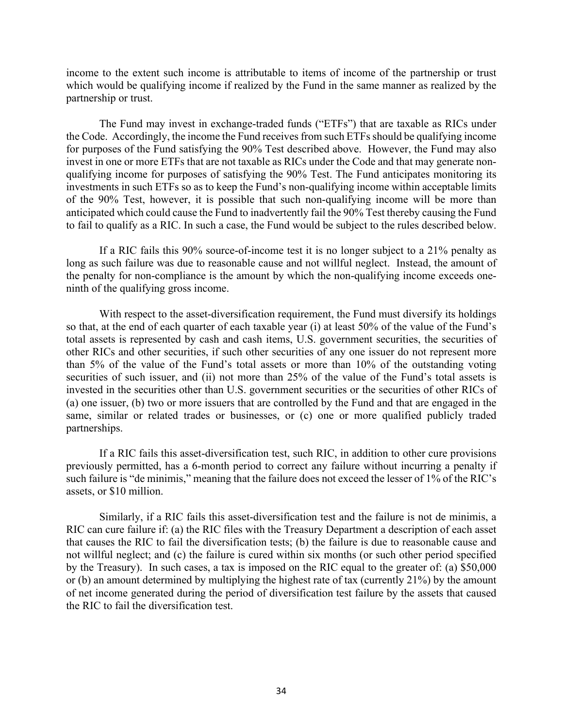income to the extent such income is attributable to items of income of the partnership or trust which would be qualifying income if realized by the Fund in the same manner as realized by the partnership or trust.

The Fund may invest in exchange-traded funds ("ETFs") that are taxable as RICs under the Code. Accordingly, the income the Fund receives from such ETFs should be qualifying income for purposes of the Fund satisfying the 90% Test described above. However, the Fund may also invest in one or more ETFs that are not taxable as RICs under the Code and that may generate non-qualifying income for purposes of satisfying the 90% Test. The Fund anticipates monitoring its investments in such ETFs so as to keep the Fund's non-qualifying income within acceptable limits of the 90% Test, however, it is possible that such non-qualifying income will be more than anticipated which could cause the Fund to inadvertently fail the 90% Test thereby causing the Fund to fail to qualify as a RIC. In such a case, the Fund would be subject to the rules described below.

If a RIC fails this 90% source-of-income test it is no longer subject to a 21% penalty as long as such failure was due to reasonable cause and not willful neglect. Instead, the amount of the penalty for non-compliance is the amount by which the non-qualifying income exceeds one-ninth of the qualifying gross income.

With respect to the asset-diversification requirement, the Fund must diversify its holdings so that, at the end of each quarter of each taxable year (i) at least 50% of the value of the Fund's total assets is represented by cash and cash items, U.S. government securities, the securities of other RICs and other securities, if such other securities of any one issuer do not represent more than 5% of the value of the Fund's total assets or more than 10% of the outstanding voting securities of such issuer, and (ii) not more than 25% of the value of the Fund's total assets is invested in the securities other than U.S. government securities or the securities of other RICs of (a) one issuer, (b) two or more issuers that are controlled by the Fund and that are engaged in the same, similar or related trades or businesses, or (c) one or more qualified publicly traded partnerships.

If a RIC fails this asset-diversification test, such RIC, in addition to other cure provisions previously permitted, has a 6-month period to correct any failure without incurring a penalty if such failure is "de minimis," meaning that the failure does not exceed the lesser of 1% of the RIC's assets, or $10 million.

Similarly, if a RIC fails this asset-diversification test and the failure is not de minimis, a RIC can cure failure if: (a) the RIC files with the Treasury Department a description of each asset that causes the RIC to fail the diversification tests; (b) the failure is due to reasonable cause and not willful neglect; and (c) the failure is cured within six months (or such other period specified by the Treasury). In such cases, a tax is imposed on the RIC equal to the greater of: (a) $50,000 or (b) an amount determined by multiplying the highest rate of tax (currently 21%) by the amount of net income generated during the period of diversification test failure by the assets that caused the RIC to fail the diversification test.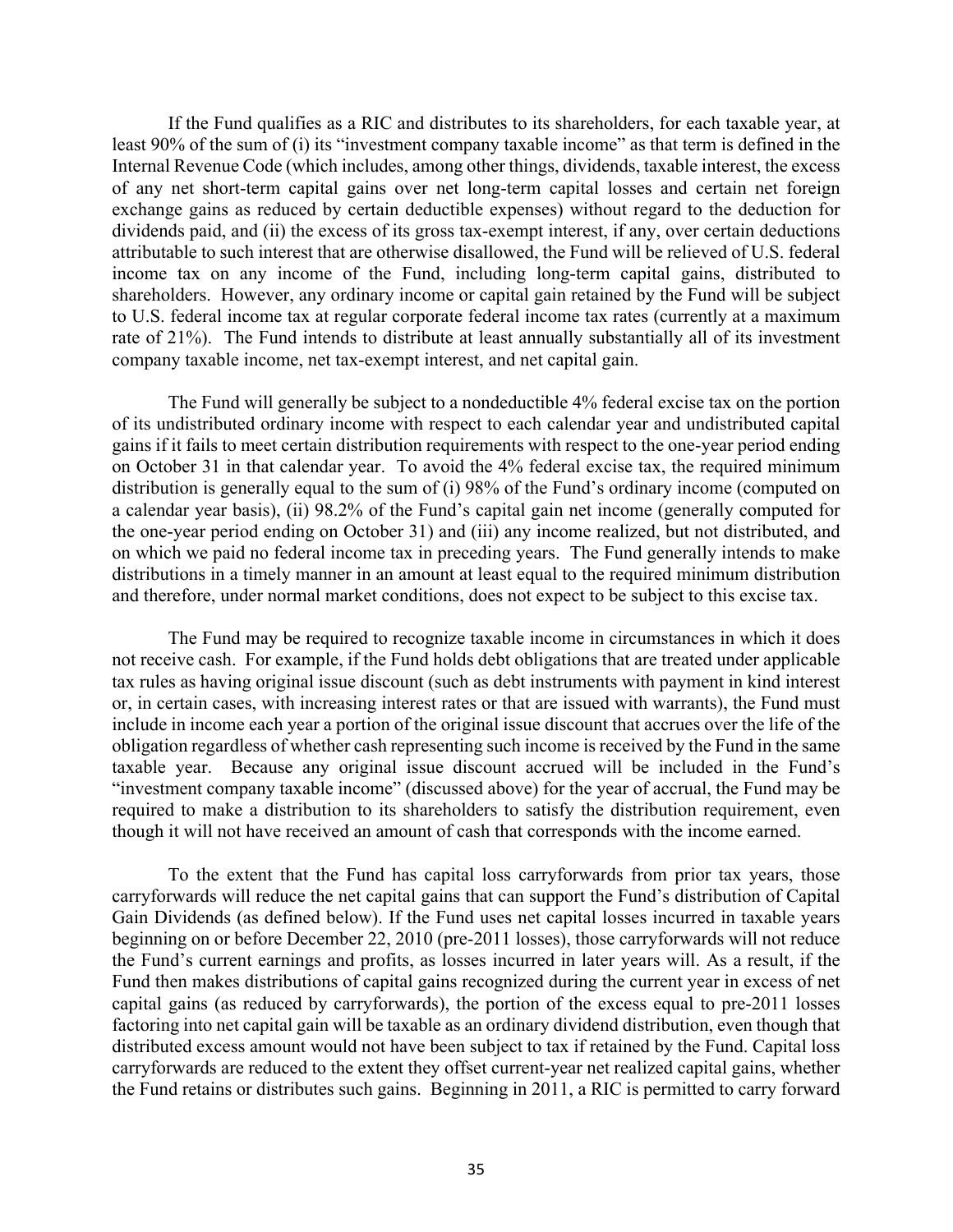If the Fund qualifies as a RIC and distributes to its shareholders, for each taxable year, at least 90% of the sum of (i) its "investment company taxable income" as that term is defined in the Internal Revenue Code (which includes, among other things, dividends, taxable interest, the excess of any net short-term capital gains over net long-term capital losses and certain net foreign exchange gains as reduced by certain deductible expenses) without regard to the deduction for dividends paid, and (ii) the excess of its gross tax-exempt interest, if any, over certain deductions attributable to such interest that are otherwise disallowed, the Fund will be relieved of U.S. federal income tax on any income of the Fund, including long-term capital gains, distributed to shareholders. However, any ordinary income or capital gain retained by the Fund will be subject to U.S. federal income tax at regular corporate federal income tax rates (currently at a maximum rate of 21%). The Fund intends to distribute at least annually substantially all of its investment company taxable income, net tax-exempt interest, and net capital gain.

The Fund will generally be subject to a nondeductible 4% federal excise tax on the portion of its undistributed ordinary income with respect to each calendar year and undistributed capital gains if it fails to meet certain distribution requirements with respect to the one-year period ending on October 31 in that calendar year. To avoid the 4% federal excise tax, the required minimum distribution is generally equal to the sum of (i) 98% of the Fund's ordinary income (computed on a calendar year basis), (ii) 98.2% of the Fund's capital gain net income (generally computed for the one-year period ending on October 31) and (iii) any income realized, but not distributed, and on which we paid no federal income tax in preceding years. The Fund generally intends to make distributions in a timely manner in an amount at least equal to the required minimum distribution and therefore, under normal market conditions, does not expect to be subject to this excise tax.

The Fund may be required to recognize taxable income in circumstances in which it does not receive cash. For example, if the Fund holds debt obligations that are treated under applicable tax rules as having original issue discount (such as debt instruments with payment in kind interest or, in certain cases, with increasing interest rates or that are issued with warrants), the Fund must include in income each year a portion of the original issue discount that accrues over the life of the obligation regardless of whether cash representing such income is received by the Fund in the same taxable year. Because any original issue discount accrued will be included in the Fund's "investment company taxable income" (discussed above) for the year of accrual, the Fund may be required to make a distribution to its shareholders to satisfy the distribution requirement, even though it will not have received an amount of cash that corresponds with the income earned.

To the extent that the Fund has capital loss carryforwards from prior tax years, those carryforwards will reduce the net capital gains that can support the Fund's distribution of Capital Gain Dividends (as defined below). If the Fund uses net capital losses incurred in taxable years beginning on or before December 22, 2010 (pre-2011 losses), those carryforwards will not reduce the Fund's current earnings and profits, as losses incurred in later years will. As a result, if the Fund then makes distributions of capital gains recognized during the current year in excess of net capital gains (as reduced by carryforwards), the portion of the excess equal to pre-2011 losses factoring into net capital gain will be taxable as an ordinary dividend distribution, even though that distributed excess amount would not have been subject to tax if retained by the Fund. Capital loss carryforwards are reduced to the extent they offset current-year net realized capital gains, whether the Fund retains or distributes such gains. Beginning in 2011, a RIC is permitted to carry forward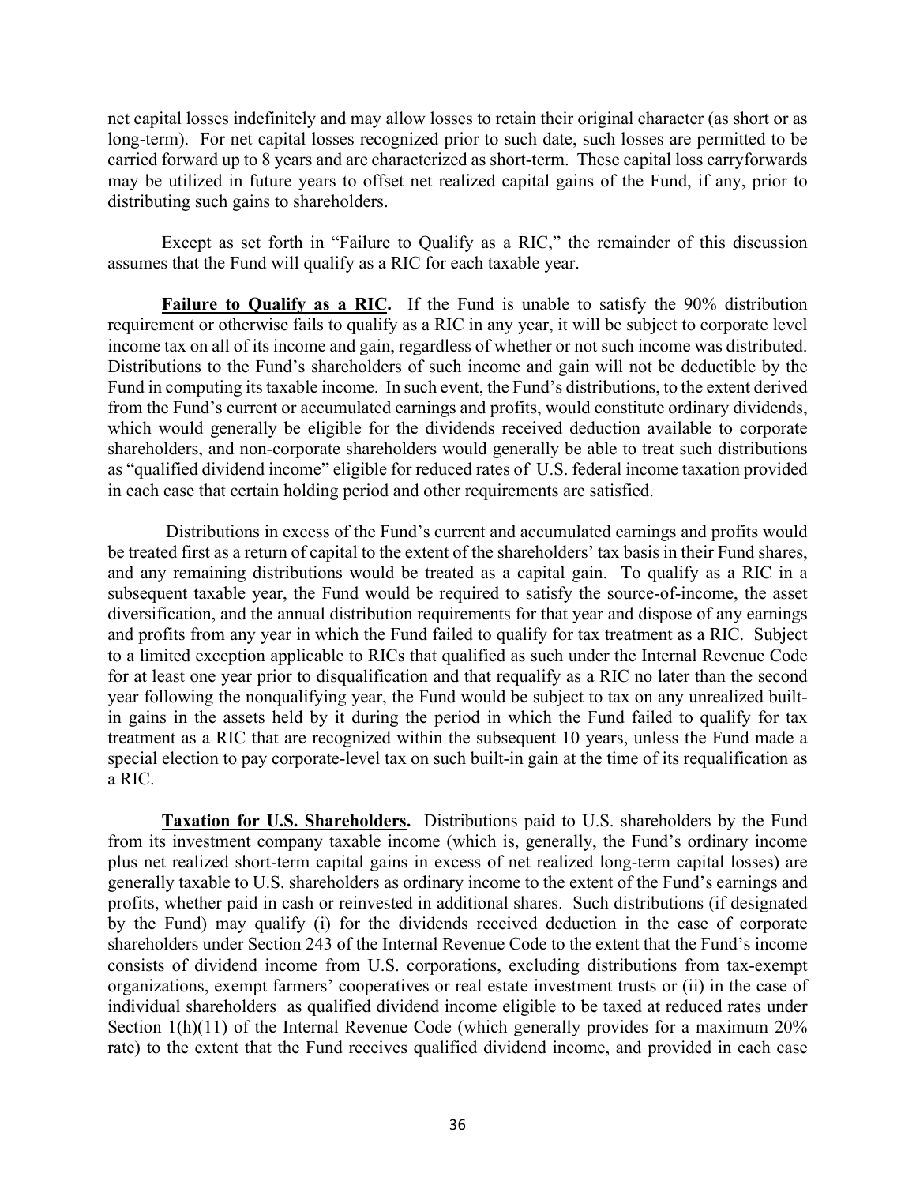net capital losses indefinitely and may allow losses to retain their original character (as short or as long-term). For net capital losses recognized prior to such date, such losses are permitted to be carried forward up to 8 years and are characterized as short-term. These capital loss carryforwards may be utilized in future years to offset net realized capital gains of the Fund, if any, prior to distributing such gains to shareholders.

Except as set forth in "Failure to Qualify as a RIC," the remainder of this discussion assumes that the Fund will qualify as a RIC for each taxable year.

**Failure to Qualify as a RIC.** If the Fund is unable to satisfy the 90% distribution requirement or otherwise fails to qualify as a RIC in any year, it will be subject to corporate level income tax on all of its income and gain, regardless of whether or not such income was distributed. Distributions to the Fund's shareholders of such income and gain will not be deductible by the Fund in computing its taxable income. In such event, the Fund's distributions, to the extent derived from the Fund's current or accumulated earnings and profits, would constitute ordinary dividends, which would generally be eligible for the dividends received deduction available to corporate shareholders, and non-corporate shareholders would generally be able to treat such distributions as "qualified dividend income" eligible for reduced rates of U.S. federal income taxation provided in each case that certain holding period and other requirements are satisfied.

Distributions in excess of the Fund's current and accumulated earnings and profits would be treated first as a return of capital to the extent of the shareholders' tax basis in their Fund shares, and any remaining distributions would be treated as a capital gain. To qualify as a RIC in a subsequent taxable year, the Fund would be required to satisfy the source-of-income, the asset diversification, and the annual distribution requirements for that year and dispose of any earnings and profits from any year in which the Fund failed to qualify for tax treatment as a RIC. Subject to a limited exception applicable to RICs that qualified as such under the Internal Revenue Code for at least one year prior to disqualification and that requalify as a RIC no later than the second year following the nonqualifying year, the Fund would be subject to tax on any unrealized built-in gains in the assets held by it during the period in which the Fund failed to qualify for tax treatment as a RIC that are recognized within the subsequent 10 years, unless the Fund made a special election to pay corporate-level tax on such built-in gain at the time of its requalification as a RIC.

**Taxation for U.S. Shareholders.** Distributions paid to U.S. shareholders by the Fund from its investment company taxable income (which is, generally, the Fund's ordinary income plus net realized short-term capital gains in excess of net realized long-term capital losses) are generally taxable to U.S. shareholders as ordinary income to the extent of the Fund's earnings and profits, whether paid in cash or reinvested in additional shares. Such distributions (if designated by the Fund) may qualify (i) for the dividends received deduction in the case of corporate shareholders under Section 243 of the Internal Revenue Code to the extent that the Fund's income consists of dividend income from U.S. corporations, excluding distributions from tax-exempt organizations, exempt farmers' cooperatives or real estate investment trusts or (ii) in the case of individual shareholders as qualified dividend income eligible to be taxed at reduced rates under Section 1(h)(11) of the Internal Revenue Code (which generally provides for a maximum 20% rate) to the extent that the Fund receives qualified dividend income, and provided in each case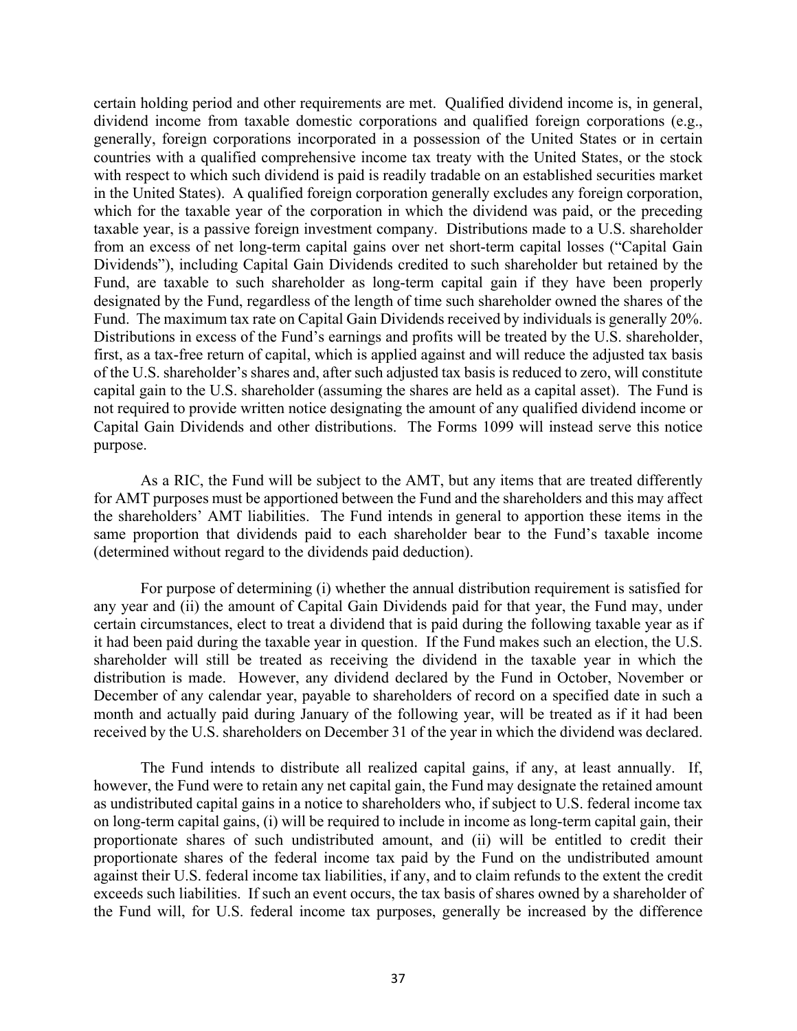certain holding period and other requirements are met. Qualified dividend income is, in general, dividend income from taxable domestic corporations and qualified foreign corporations (e.g., generally, foreign corporations incorporated in a possession of the United States or in certain countries with a qualified comprehensive income tax treaty with the United States, or the stock with respect to which such dividend is paid is readily tradable on an established securities market in the United States). A qualified foreign corporation generally excludes any foreign corporation, which for the taxable year of the corporation in which the dividend was paid, or the preceding taxable year, is a passive foreign investment company. Distributions made to a U.S. shareholder from an excess of net long-term capital gains over net short-term capital losses ("Capital Gain Dividends"), including Capital Gain Dividends credited to such shareholder but retained by the Fund, are taxable to such shareholder as long-term capital gain if they have been properly designated by the Fund, regardless of the length of time such shareholder owned the shares of the Fund. The maximum tax rate on Capital Gain Dividends received by individuals is generally 20%. Distributions in excess of the Fund's earnings and profits will be treated by the U.S. shareholder, first, as a tax-free return of capital, which is applied against and will reduce the adjusted tax basis of the U.S. shareholder's shares and, after such adjusted tax basis is reduced to zero, will constitute capital gain to the U.S. shareholder (assuming the shares are held as a capital asset). The Fund is not required to provide written notice designating the amount of any qualified dividend income or Capital Gain Dividends and other distributions. The Forms 1099 will instead serve this notice purpose.

As a RIC, the Fund will be subject to the AMT, but any items that are treated differently for AMT purposes must be apportioned between the Fund and the shareholders and this may affect the shareholders' AMT liabilities. The Fund intends in general to apportion these items in the same proportion that dividends paid to each shareholder bear to the Fund's taxable income (determined without regard to the dividends paid deduction).

For purpose of determining (i) whether the annual distribution requirement is satisfied for any year and (ii) the amount of Capital Gain Dividends paid for that year, the Fund may, under certain circumstances, elect to treat a dividend that is paid during the following taxable year as if it had been paid during the taxable year in question. If the Fund makes such an election, the U.S. shareholder will still be treated as receiving the dividend in the taxable year in which the distribution is made. However, any dividend declared by the Fund in October, November or December of any calendar year, payable to shareholders of record on a specified date in such a month and actually paid during January of the following year, will be treated as if it had been received by the U.S. shareholders on December 31 of the year in which the dividend was declared.

The Fund intends to distribute all realized capital gains, if any, at least annually. If, however, the Fund were to retain any net capital gain, the Fund may designate the retained amount as undistributed capital gains in a notice to shareholders who, if subject to U.S. federal income tax on long-term capital gains, (i) will be required to include in income as long-term capital gain, their proportionate shares of such undistributed amount, and (ii) will be entitled to credit their proportionate shares of the federal income tax paid by the Fund on the undistributed amount against their U.S. federal income tax liabilities, if any, and to claim refunds to the extent the credit exceeds such liabilities. If such an event occurs, the tax basis of shares owned by a shareholder of the Fund will, for U.S. federal income tax purposes, generally be increased by the difference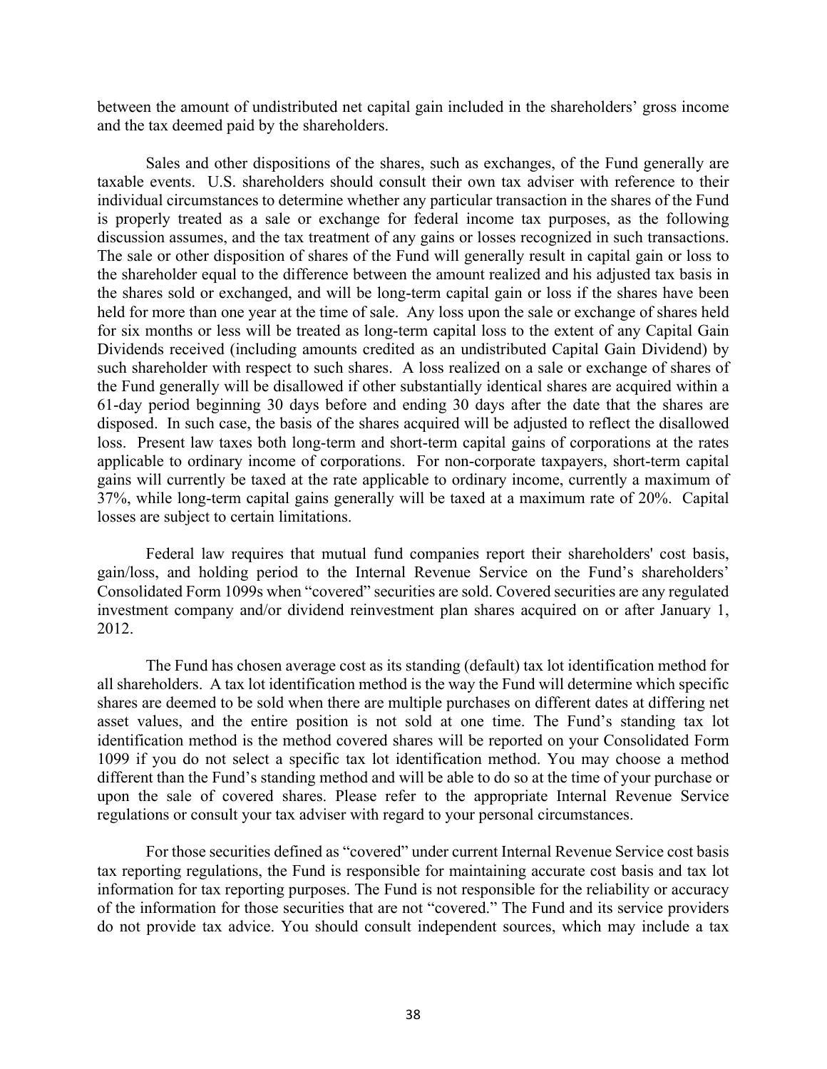between the amount of undistributed net capital gain included in the shareholders' gross income and the tax deemed paid by the shareholders.

Sales and other dispositions of the shares, such as exchanges, of the Fund generally are taxable events. U.S. shareholders should consult their own tax adviser with reference to their individual circumstances to determine whether any particular transaction in the shares of the Fund is properly treated as a sale or exchange for federal income tax purposes, as the following discussion assumes, and the tax treatment of any gains or losses recognized in such transactions. The sale or other disposition of shares of the Fund will generally result in capital gain or loss to the shareholder equal to the difference between the amount realized and his adjusted tax basis in the shares sold or exchanged, and will be long-term capital gain or loss if the shares have been held for more than one year at the time of sale. Any loss upon the sale or exchange of shares held for six months or less will be treated as long-term capital loss to the extent of any Capital Gain Dividends received (including amounts credited as an undistributed Capital Gain Dividend) by such shareholder with respect to such shares. A loss realized on a sale or exchange of shares of the Fund generally will be disallowed if other substantially identical shares are acquired within a 61-day period beginning 30 days before and ending 30 days after the date that the shares are disposed. In such case, the basis of the shares acquired will be adjusted to reflect the disallowed loss. Present law taxes both long-term and short-term capital gains of corporations at the rates applicable to ordinary income of corporations. For non-corporate taxpayers, short-term capital gains will currently be taxed at the rate applicable to ordinary income, currently a maximum of 37%, while long-term capital gains generally will be taxed at a maximum rate of 20%. Capital losses are subject to certain limitations.

Federal law requires that mutual fund companies report their shareholders' cost basis, gain/loss, and holding period to the Internal Revenue Service on the Fund's shareholders' Consolidated Form 1099s when "covered" securities are sold. Covered securities are any regulated investment company and/or dividend reinvestment plan shares acquired on or after January 1, 2012.

The Fund has chosen average cost as its standing (default) tax lot identification method for all shareholders. A tax lot identification method is the way the Fund will determine which specific shares are deemed to be sold when there are multiple purchases on different dates at differing net asset values, and the entire position is not sold at one time. The Fund's standing tax lot identification method is the method covered shares will be reported on your Consolidated Form 1099 if you do not select a specific tax lot identification method. You may choose a method different than the Fund's standing method and will be able to do so at the time of your purchase or upon the sale of covered shares. Please refer to the appropriate Internal Revenue Service regulations or consult your tax adviser with regard to your personal circumstances.

For those securities defined as "covered" under current Internal Revenue Service cost basis tax reporting regulations, the Fund is responsible for maintaining accurate cost basis and tax lot information for tax reporting purposes. The Fund is not responsible for the reliability or accuracy of the information for those securities that are not "covered." The Fund and its service providers do not provide tax advice. You should consult independent sources, which may include a tax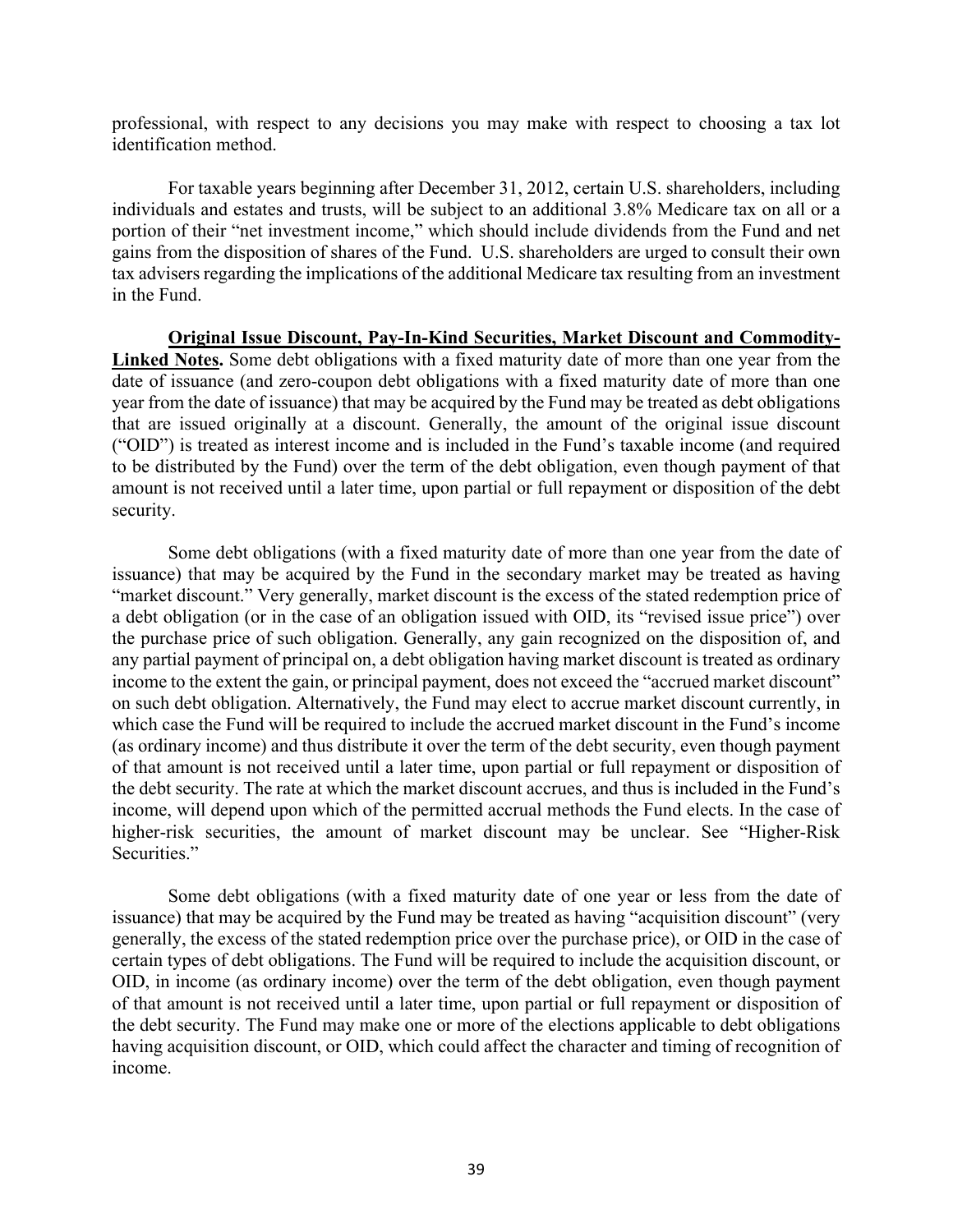professional, with respect to any decisions you may make with respect to choosing a tax lot identification method.

For taxable years beginning after December 31, 2012, certain U.S. shareholders, including individuals and estates and trusts, will be subject to an additional 3.8% Medicare tax on all or a portion of their "net investment income," which should include dividends from the Fund and net gains from the disposition of shares of the Fund. U.S. shareholders are urged to consult their own tax advisers regarding the implications of the additional Medicare tax resulting from an investment in the Fund.

**Original Issue Discount, Pay-In-Kind Securities, Market Discount and Commodity-Linked Notes.** Some debt obligations with a fixed maturity date of more than one year from the date of issuance (and zero-coupon debt obligations with a fixed maturity date of more than one year from the date of issuance) that may be acquired by the Fund may be treated as debt obligations that are issued originally at a discount. Generally, the amount of the original issue discount ("OID") is treated as interest income and is included in the Fund's taxable income (and required to be distributed by the Fund) over the term of the debt obligation, even though payment of that amount is not received until a later time, upon partial or full repayment or disposition of the debt security.

Some debt obligations (with a fixed maturity date of more than one year from the date of issuance) that may be acquired by the Fund in the secondary market may be treated as having "market discount." Very generally, market discount is the excess of the stated redemption price of a debt obligation (or in the case of an obligation issued with OID, its "revised issue price") over the purchase price of such obligation. Generally, any gain recognized on the disposition of, and any partial payment of principal on, a debt obligation having market discount is treated as ordinary income to the extent the gain, or principal payment, does not exceed the "accrued market discount" on such debt obligation. Alternatively, the Fund may elect to accrue market discount currently, in which case the Fund will be required to include the accrued market discount in the Fund's income (as ordinary income) and thus distribute it over the term of the debt security, even though payment of that amount is not received until a later time, upon partial or full repayment or disposition of the debt security. The rate at which the market discount accrues, and thus is included in the Fund's income, will depend upon which of the permitted accrual methods the Fund elects. In the case of higher-risk securities, the amount of market discount may be unclear. See "Higher-Risk Securities."

Some debt obligations (with a fixed maturity date of one year or less from the date of issuance) that may be acquired by the Fund may be treated as having "acquisition discount" (very generally, the excess of the stated redemption price over the purchase price), or OID in the case of certain types of debt obligations. The Fund will be required to include the acquisition discount, or OID, in income (as ordinary income) over the term of the debt obligation, even though payment of that amount is not received until a later time, upon partial or full repayment or disposition of the debt security. The Fund may make one or more of the elections applicable to debt obligations having acquisition discount, or OID, which could affect the character and timing of recognition of income.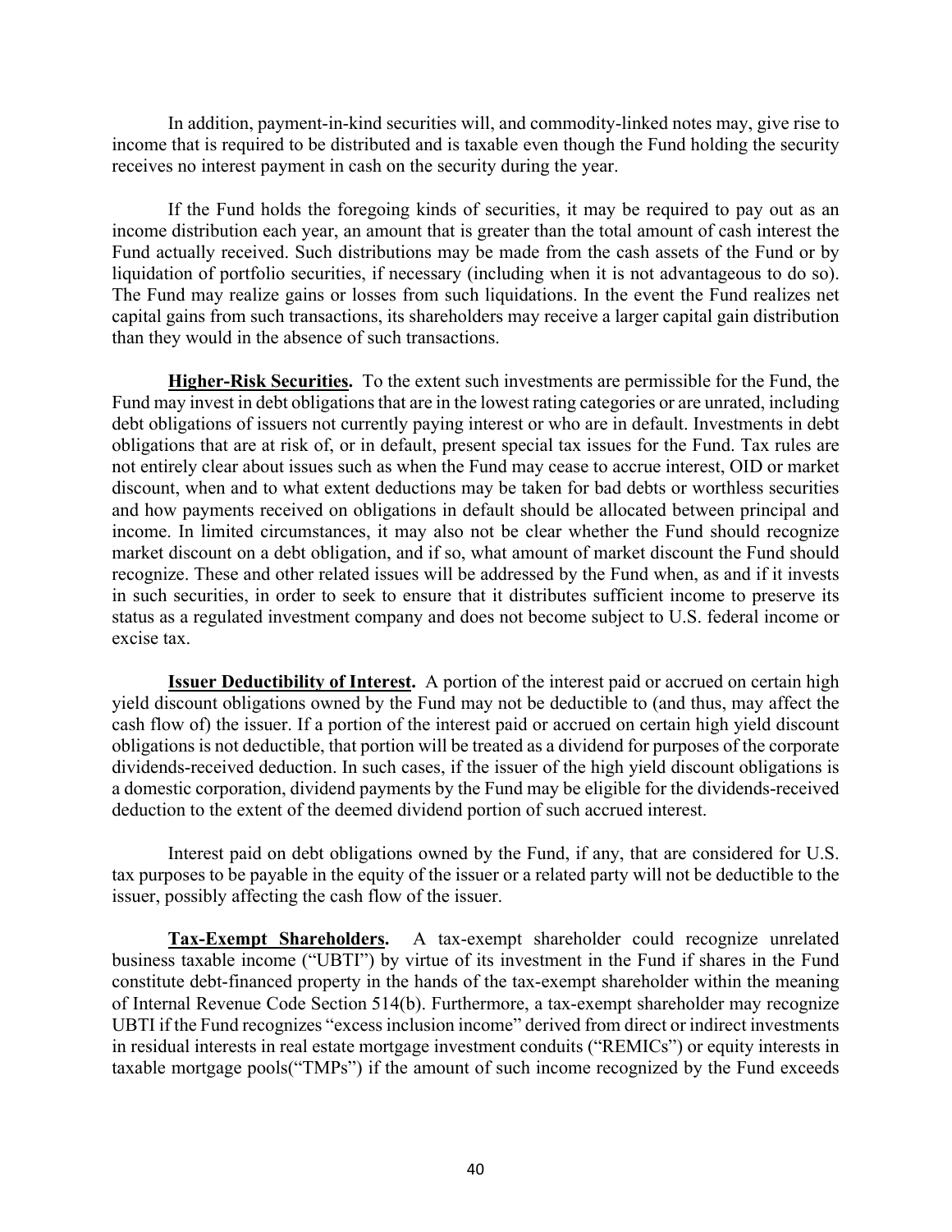In addition, payment-in-kind securities will, and commodity-linked notes may, give rise to income that is required to be distributed and is taxable even though the Fund holding the security receives no interest payment in cash on the security during the year.

If the Fund holds the foregoing kinds of securities, it may be required to pay out as an income distribution each year, an amount that is greater than the total amount of cash interest the Fund actually received. Such distributions may be made from the cash assets of the Fund or by liquidation of portfolio securities, if necessary (including when it is not advantageous to do so). The Fund may realize gains or losses from such liquidations. In the event the Fund realizes net capital gains from such transactions, its shareholders may receive a larger capital gain distribution than they would in the absence of such transactions.

**Higher-Risk Securities.** To the extent such investments are permissible for the Fund, the Fund may invest in debt obligations that are in the lowest rating categories or are unrated, including debt obligations of issuers not currently paying interest or who are in default. Investments in debt obligations that are at risk of, or in default, present special tax issues for the Fund. Tax rules are not entirely clear about issues such as when the Fund may cease to accrue interest, OID or market discount, when and to what extent deductions may be taken for bad debts or worthless securities and how payments received on obligations in default should be allocated between principal and income. In limited circumstances, it may also not be clear whether the Fund should recognize market discount on a debt obligation, and if so, what amount of market discount the Fund should recognize. These and other related issues will be addressed by the Fund when, as and if it invests in such securities, in order to seek to ensure that it distributes sufficient income to preserve its status as a regulated investment company and does not become subject to U.S. federal income or excise tax.

**Issuer Deductibility of Interest.** A portion of the interest paid or accrued on certain high yield discount obligations owned by the Fund may not be deductible to (and thus, may affect the cash flow of) the issuer. If a portion of the interest paid or accrued on certain high yield discount obligations is not deductible, that portion will be treated as a dividend for purposes of the corporate dividends-received deduction. In such cases, if the issuer of the high yield discount obligations is a domestic corporation, dividend payments by the Fund may be eligible for the dividends-received deduction to the extent of the deemed dividend portion of such accrued interest.

Interest paid on debt obligations owned by the Fund, if any, that are considered for U.S. tax purposes to be payable in the equity of the issuer or a related party will not be deductible to the issuer, possibly affecting the cash flow of the issuer.

**Tax-Exempt Shareholders.** A tax-exempt shareholder could recognize unrelated business taxable income ("UBTI") by virtue of its investment in the Fund if shares in the Fund constitute debt-financed property in the hands of the tax-exempt shareholder within the meaning of Internal Revenue Code Section 514(b). Furthermore, a tax-exempt shareholder may recognize UBTI if the Fund recognizes "excess inclusion income" derived from direct or indirect investments in residual interests in real estate mortgage investment conduits ("REMICs") or equity interests in taxable mortgage pools("TMPs") if the amount of such income recognized by the Fund exceeds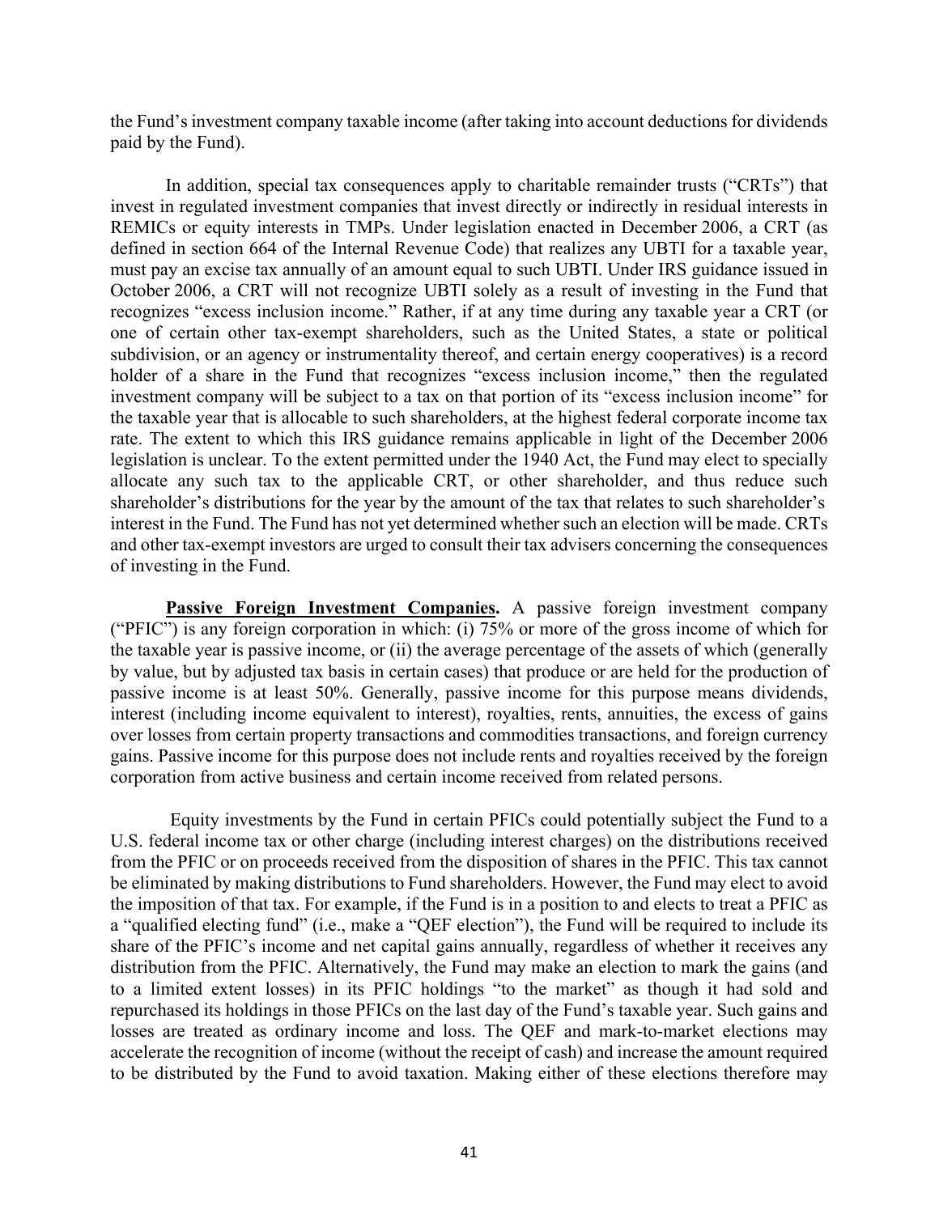the Fund's investment company taxable income (after taking into account deductions for dividends paid by the Fund).

In addition, special tax consequences apply to charitable remainder trusts ("CRTs") that invest in regulated investment companies that invest directly or indirectly in residual interests in REMICs or equity interests in TMPs. Under legislation enacted in December 2006, a CRT (as defined in section 664 of the Internal Revenue Code) that realizes any UBTI for a taxable year, must pay an excise tax annually of an amount equal to such UBTI. Under IRS guidance issued in October 2006, a CRT will not recognize UBTI solely as a result of investing in the Fund that recognizes "excess inclusion income." Rather, if at any time during any taxable year a CRT (or one of certain other tax-exempt shareholders, such as the United States, a state or political subdivision, or an agency or instrumentality thereof, and certain energy cooperatives) is a record holder of a share in the Fund that recognizes "excess inclusion income," then the regulated investment company will be subject to a tax on that portion of its "excess inclusion income" for the taxable year that is allocable to such shareholders, at the highest federal corporate income tax rate. The extent to which this IRS guidance remains applicable in light of the December 2006 legislation is unclear. To the extent permitted under the 1940 Act, the Fund may elect to specially allocate any such tax to the applicable CRT, or other shareholder, and thus reduce such shareholder's distributions for the year by the amount of the tax that relates to such shareholder's interest in the Fund. The Fund has not yet determined whether such an election will be made. CRTs and other tax-exempt investors are urged to consult their tax advisers concerning the consequences of investing in the Fund.

**Passive Foreign Investment Companies.** A passive foreign investment company ("PFIC") is any foreign corporation in which: (i) 75% or more of the gross income of which for the taxable year is passive income, or (ii) the average percentage of the assets of which (generally by value, but by adjusted tax basis in certain cases) that produce or are held for the production of passive income is at least 50%. Generally, passive income for this purpose means dividends, interest (including income equivalent to interest), royalties, rents, annuities, the excess of gains over losses from certain property transactions and commodities transactions, and foreign currency gains. Passive income for this purpose does not include rents and royalties received by the foreign corporation from active business and certain income received from related persons.

Equity investments by the Fund in certain PFICs could potentially subject the Fund to a U.S. federal income tax or other charge (including interest charges) on the distributions received from the PFIC or on proceeds received from the disposition of shares in the PFIC. This tax cannot be eliminated by making distributions to Fund shareholders. However, the Fund may elect to avoid the imposition of that tax. For example, if the Fund is in a position to and elects to treat a PFIC as a "qualified electing fund" (i.e., make a "QEF election"), the Fund will be required to include its share of the PFIC's income and net capital gains annually, regardless of whether it receives any distribution from the PFIC. Alternatively, the Fund may make an election to mark the gains (and to a limited extent losses) in its PFIC holdings "to the market" as though it had sold and repurchased its holdings in those PFICs on the last day of the Fund's taxable year. Such gains and losses are treated as ordinary income and loss. The QEF and mark-to-market elections may accelerate the recognition of income (without the receipt of cash) and increase the amount required to be distributed by the Fund to avoid taxation. Making either of these elections therefore may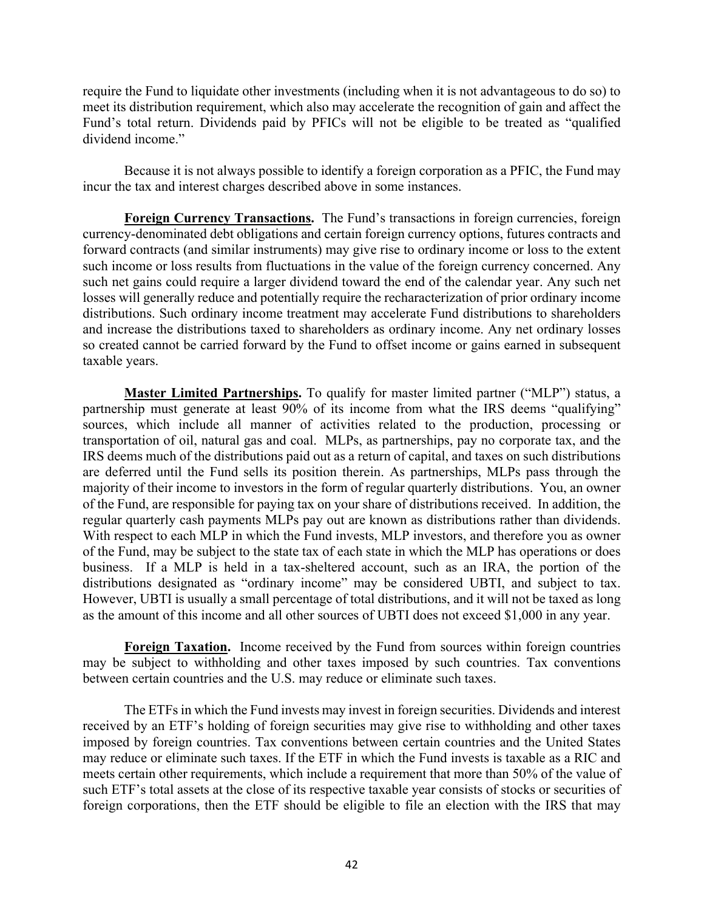require the Fund to liquidate other investments (including when it is not advantageous to do so) to meet its distribution requirement, which also may accelerate the recognition of gain and affect the Fund's total return. Dividends paid by PFICs will not be eligible to be treated as "qualified dividend income."

Because it is not always possible to identify a foreign corporation as a PFIC, the Fund may incur the tax and interest charges described above in some instances.

**Foreign Currency Transactions.** The Fund's transactions in foreign currencies, foreign currency-denominated debt obligations and certain foreign currency options, futures contracts and forward contracts (and similar instruments) may give rise to ordinary income or loss to the extent such income or loss results from fluctuations in the value of the foreign currency concerned. Any such net gains could require a larger dividend toward the end of the calendar year. Any such net losses will generally reduce and potentially require the recharacterization of prior ordinary income distributions. Such ordinary income treatment may accelerate Fund distributions to shareholders and increase the distributions taxed to shareholders as ordinary income. Any net ordinary losses so created cannot be carried forward by the Fund to offset income or gains earned in subsequent taxable years.

**Master Limited Partnerships.** To qualify for master limited partner ("MLP") status, a partnership must generate at least 90% of its income from what the IRS deems "qualifying" sources, which include all manner of activities related to the production, processing or transportation of oil, natural gas and coal. MLPs, as partnerships, pay no corporate tax, and the IRS deems much of the distributions paid out as a return of capital, and taxes on such distributions are deferred until the Fund sells its position therein. As partnerships, MLPs pass through the majority of their income to investors in the form of regular quarterly distributions. You, an owner of the Fund, are responsible for paying tax on your share of distributions received. In addition, the regular quarterly cash payments MLPs pay out are known as distributions rather than dividends. With respect to each MLP in which the Fund invests, MLP investors, and therefore you as owner of the Fund, may be subject to the state tax of each state in which the MLP has operations or does business. If a MLP is held in a tax-sheltered account, such as an IRA, the portion of the distributions designated as "ordinary income" may be considered UBTI, and subject to tax. However, UBTI is usually a small percentage of total distributions, and it will not be taxed as long as the amount of this income and all other sources of UBTI does not exceed $1,000 in any year.

**Foreign Taxation.** Income received by the Fund from sources within foreign countries may be subject to withholding and other taxes imposed by such countries. Tax conventions between certain countries and the U.S. may reduce or eliminate such taxes.

The ETFs in which the Fund invests may invest in foreign securities. Dividends and interest received by an ETF's holding of foreign securities may give rise to withholding and other taxes imposed by foreign countries. Tax conventions between certain countries and the United States may reduce or eliminate such taxes. If the ETF in which the Fund invests is taxable as a RIC and meets certain other requirements, which include a requirement that more than 50% of the value of such ETF's total assets at the close of its respective taxable year consists of stocks or securities of foreign corporations, then the ETF should be eligible to file an election with the IRS that may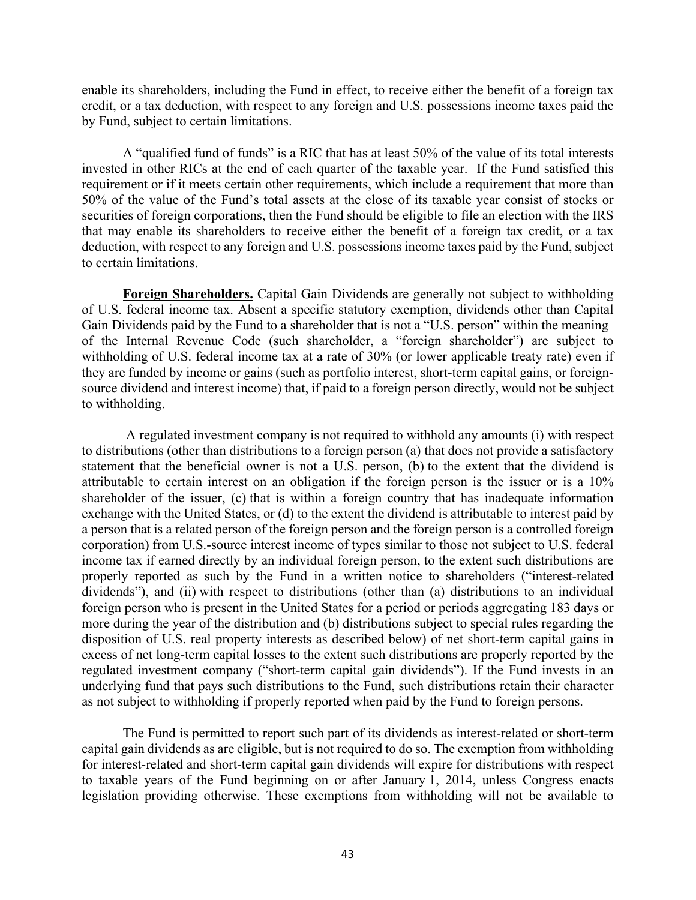enable its shareholders, including the Fund in effect, to receive either the benefit of a foreign tax credit, or a tax deduction, with respect to any foreign and U.S. possessions income taxes paid the by Fund, subject to certain limitations.

A "qualified fund of funds" is a RIC that has at least 50% of the value of its total interests invested in other RICs at the end of each quarter of the taxable year. If the Fund satisfied this requirement or if it meets certain other requirements, which include a requirement that more than 50% of the value of the Fund's total assets at the close of its taxable year consist of stocks or securities of foreign corporations, then the Fund should be eligible to file an election with the IRS that may enable its shareholders to receive either the benefit of a foreign tax credit, or a tax deduction, with respect to any foreign and U.S. possessions income taxes paid by the Fund, subject to certain limitations.

**Foreign Shareholders.** Capital Gain Dividends are generally not subject to withholding of U.S. federal income tax. Absent a specific statutory exemption, dividends other than Capital Gain Dividends paid by the Fund to a shareholder that is not a "U.S. person" within the meaning of the Internal Revenue Code (such shareholder, a "foreign shareholder") are subject to withholding of U.S. federal income tax at a rate of 30% (or lower applicable treaty rate) even if they are funded by income or gains (such as portfolio interest, short-term capital gains, or foreign-source dividend and interest income) that, if paid to a foreign person directly, would not be subject to withholding.

A regulated investment company is not required to withhold any amounts (i) with respect to distributions (other than distributions to a foreign person (a) that does not provide a satisfactory statement that the beneficial owner is not a U.S. person, (b) to the extent that the dividend is attributable to certain interest on an obligation if the foreign person is the issuer or is a 10% shareholder of the issuer, (c) that is within a foreign country that has inadequate information exchange with the United States, or (d) to the extent the dividend is attributable to interest paid by a person that is a related person of the foreign person and the foreign person is a controlled foreign corporation) from U.S.-source interest income of types similar to those not subject to U.S. federal income tax if earned directly by an individual foreign person, to the extent such distributions are properly reported as such by the Fund in a written notice to shareholders ("interest-related dividends"), and (ii) with respect to distributions (other than (a) distributions to an individual foreign person who is present in the United States for a period or periods aggregating 183 days or more during the year of the distribution and (b) distributions subject to special rules regarding the disposition of U.S. real property interests as described below) of net short-term capital gains in excess of net long-term capital losses to the extent such distributions are properly reported by the regulated investment company ("short-term capital gain dividends"). If the Fund invests in an underlying fund that pays such distributions to the Fund, such distributions retain their character as not subject to withholding if properly reported when paid by the Fund to foreign persons.

The Fund is permitted to report such part of its dividends as interest-related or short-term capital gain dividends as are eligible, but is not required to do so. The exemption from withholding for interest-related and short-term capital gain dividends will expire for distributions with respect to taxable years of the Fund beginning on or after January 1, 2014, unless Congress enacts legislation providing otherwise. These exemptions from withholding will not be available to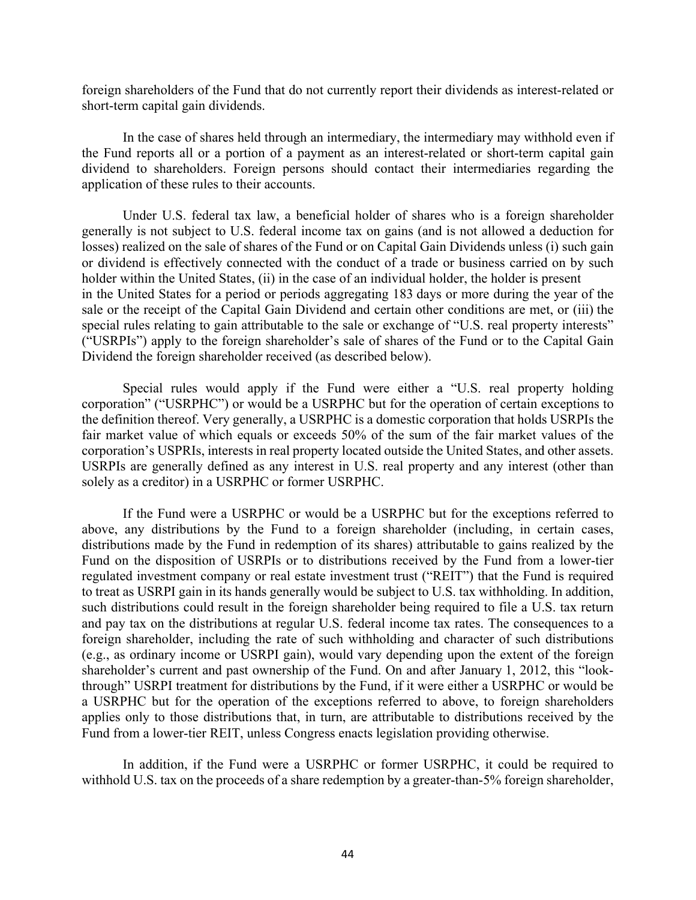foreign shareholders of the Fund that do not currently report their dividends as interest-related or short-term capital gain dividends.

In the case of shares held through an intermediary, the intermediary may withhold even if the Fund reports all or a portion of a payment as an interest-related or short-term capital gain dividend to shareholders. Foreign persons should contact their intermediaries regarding the application of these rules to their accounts.

Under U.S. federal tax law, a beneficial holder of shares who is a foreign shareholder generally is not subject to U.S. federal income tax on gains (and is not allowed a deduction for losses) realized on the sale of shares of the Fund or on Capital Gain Dividends unless (i) such gain or dividend is effectively connected with the conduct of a trade or business carried on by such holder within the United States, (ii) in the case of an individual holder, the holder is present in the United States for a period or periods aggregating 183 days or more during the year of the sale or the receipt of the Capital Gain Dividend and certain other conditions are met, or (iii) the special rules relating to gain attributable to the sale or exchange of "U.S. real property interests" ("USRPIs") apply to the foreign shareholder's sale of shares of the Fund or to the Capital Gain Dividend the foreign shareholder received (as described below).

Special rules would apply if the Fund were either a "U.S. real property holding corporation" ("USRPHC") or would be a USRPHC but for the operation of certain exceptions to the definition thereof. Very generally, a USRPHC is a domestic corporation that holds USRPIs the fair market value of which equals or exceeds 50% of the sum of the fair market values of the corporation's USPRIs, interests in real property located outside the United States, and other assets. USRPIs are generally defined as any interest in U.S. real property and any interest (other than solely as a creditor) in a USRPHC or former USRPHC.

If the Fund were a USRPHC or would be a USRPHC but for the exceptions referred to above, any distributions by the Fund to a foreign shareholder (including, in certain cases, distributions made by the Fund in redemption of its shares) attributable to gains realized by the Fund on the disposition of USRPIs or to distributions received by the Fund from a lower-tier regulated investment company or real estate investment trust ("REIT") that the Fund is required to treat as USRPI gain in its hands generally would be subject to U.S. tax withholding. In addition, such distributions could result in the foreign shareholder being required to file a U.S. tax return and pay tax on the distributions at regular U.S. federal income tax rates. The consequences to a foreign shareholder, including the rate of such withholding and character of such distributions (e.g., as ordinary income or USRPI gain), would vary depending upon the extent of the foreign shareholder's current and past ownership of the Fund. On and after January 1, 2012, this "look-through" USRPI treatment for distributions by the Fund, if it were either a USRPHC or would be a USRPHC but for the operation of the exceptions referred to above, to foreign shareholders applies only to those distributions that, in turn, are attributable to distributions received by the Fund from a lower-tier REIT, unless Congress enacts legislation providing otherwise.

In addition, if the Fund were a USRPHC or former USRPHC, it could be required to withhold U.S. tax on the proceeds of a share redemption by a greater-than-5% foreign shareholder,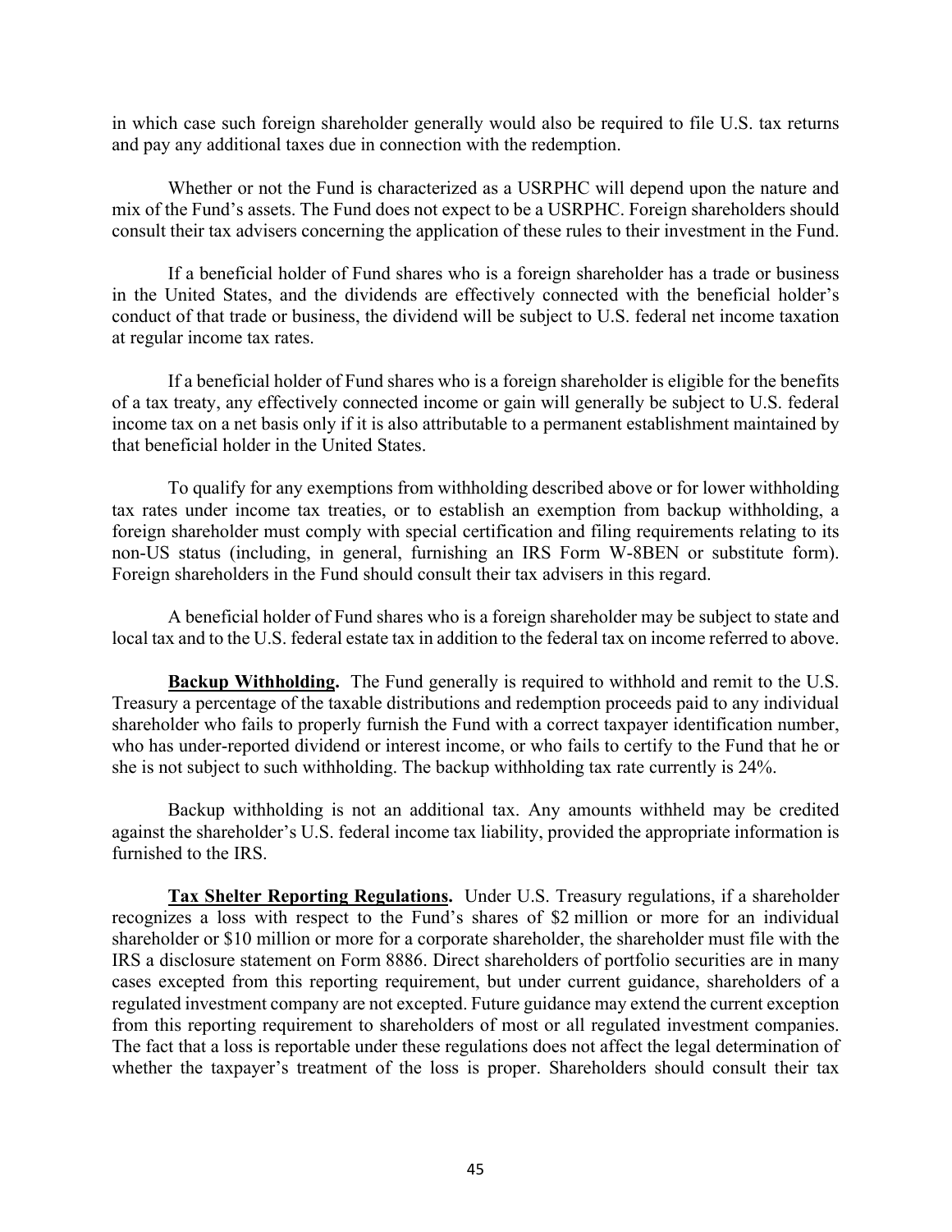in which case such foreign shareholder generally would also be required to file U.S. tax returns and pay any additional taxes due in connection with the redemption.

Whether or not the Fund is characterized as a USRPHC will depend upon the nature and mix of the Fund's assets. The Fund does not expect to be a USRPHC. Foreign shareholders should consult their tax advisers concerning the application of these rules to their investment in the Fund.

If a beneficial holder of Fund shares who is a foreign shareholder has a trade or business in the United States, and the dividends are effectively connected with the beneficial holder's conduct of that trade or business, the dividend will be subject to U.S. federal net income taxation at regular income tax rates.

If a beneficial holder of Fund shares who is a foreign shareholder is eligible for the benefits of a tax treaty, any effectively connected income or gain will generally be subject to U.S. federal income tax on a net basis only if it is also attributable to a permanent establishment maintained by that beneficial holder in the United States.

To qualify for any exemptions from withholding described above or for lower withholding tax rates under income tax treaties, or to establish an exemption from backup withholding, a foreign shareholder must comply with special certification and filing requirements relating to its non-US status (including, in general, furnishing an IRS Form W-8BEN or substitute form). Foreign shareholders in the Fund should consult their tax advisers in this regard.

A beneficial holder of Fund shares who is a foreign shareholder may be subject to state and local tax and to the U.S. federal estate tax in addition to the federal tax on income referred to above.

**Backup Withholding.** The Fund generally is required to withhold and remit to the U.S. Treasury a percentage of the taxable distributions and redemption proceeds paid to any individual shareholder who fails to properly furnish the Fund with a correct taxpayer identification number, who has under-reported dividend or interest income, or who fails to certify to the Fund that he or she is not subject to such withholding. The backup withholding tax rate currently is 24%.

Backup withholding is not an additional tax. Any amounts withheld may be credited against the shareholder's U.S. federal income tax liability, provided the appropriate information is furnished to the IRS.

**Tax Shelter Reporting Regulations.** Under U.S. Treasury regulations, if a shareholder recognizes a loss with respect to the Fund's shares of $2 million or more for an individual shareholder or $10 million or more for a corporate shareholder, the shareholder must file with the IRS a disclosure statement on Form 8886. Direct shareholders of portfolio securities are in many cases excepted from this reporting requirement, but under current guidance, shareholders of a regulated investment company are not excepted. Future guidance may extend the current exception from this reporting requirement to shareholders of most or all regulated investment companies. The fact that a loss is reportable under these regulations does not affect the legal determination of whether the taxpayer's treatment of the loss is proper. Shareholders should consult their tax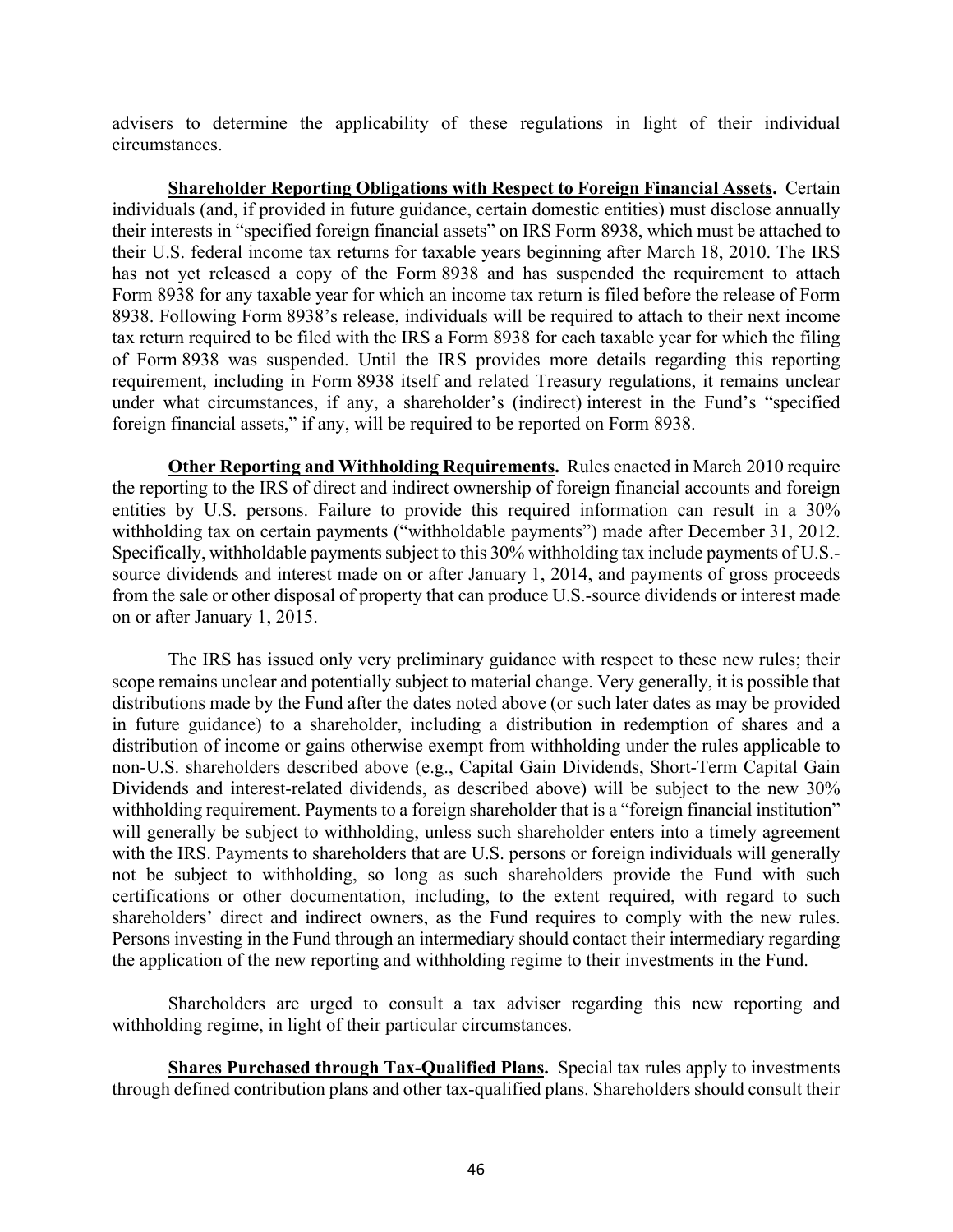advisers to determine the applicability of these regulations in light of their individual circumstances.

**Shareholder Reporting Obligations with Respect to Foreign Financial Assets.** Certain individuals (and, if provided in future guidance, certain domestic entities) must disclose annually their interests in "specified foreign financial assets" on IRS Form 8938, which must be attached to their U.S. federal income tax returns for taxable years beginning after March 18, 2010. The IRS has not yet released a copy of the Form 8938 and has suspended the requirement to attach Form 8938 for any taxable year for which an income tax return is filed before the release of Form 8938. Following Form 8938's release, individuals will be required to attach to their next income tax return required to be filed with the IRS a Form 8938 for each taxable year for which the filing of Form 8938 was suspended. Until the IRS provides more details regarding this reporting requirement, including in Form 8938 itself and related Treasury regulations, it remains unclear under what circumstances, if any, a shareholder's (indirect) interest in the Fund's "specified foreign financial assets," if any, will be required to be reported on Form 8938.

**Other Reporting and Withholding Requirements.** Rules enacted in March 2010 require the reporting to the IRS of direct and indirect ownership of foreign financial accounts and foreign entities by U.S. persons. Failure to provide this required information can result in a 30% withholding tax on certain payments ("withholdable payments") made after December 31, 2012. Specifically, withholdable payments subject to this 30% withholding tax include payments of U.S.-source dividends and interest made on or after January 1, 2014, and payments of gross proceeds from the sale or other disposal of property that can produce U.S.-source dividends or interest made on or after January 1, 2015.

The IRS has issued only very preliminary guidance with respect to these new rules; their scope remains unclear and potentially subject to material change. Very generally, it is possible that distributions made by the Fund after the dates noted above (or such later dates as may be provided in future guidance) to a shareholder, including a distribution in redemption of shares and a distribution of income or gains otherwise exempt from withholding under the rules applicable to non-U.S. shareholders described above (e.g., Capital Gain Dividends, Short-Term Capital Gain Dividends and interest-related dividends, as described above) will be subject to the new 30% withholding requirement. Payments to a foreign shareholder that is a "foreign financial institution" will generally be subject to withholding, unless such shareholder enters into a timely agreement with the IRS. Payments to shareholders that are U.S. persons or foreign individuals will generally not be subject to withholding, so long as such shareholders provide the Fund with such certifications or other documentation, including, to the extent required, with regard to such shareholders' direct and indirect owners, as the Fund requires to comply with the new rules. Persons investing in the Fund through an intermediary should contact their intermediary regarding the application of the new reporting and withholding regime to their investments in the Fund.

Shareholders are urged to consult a tax adviser regarding this new reporting and withholding regime, in light of their particular circumstances.

**Shares Purchased through Tax-Qualified Plans.** Special tax rules apply to investments through defined contribution plans and other tax-qualified plans. Shareholders should consult their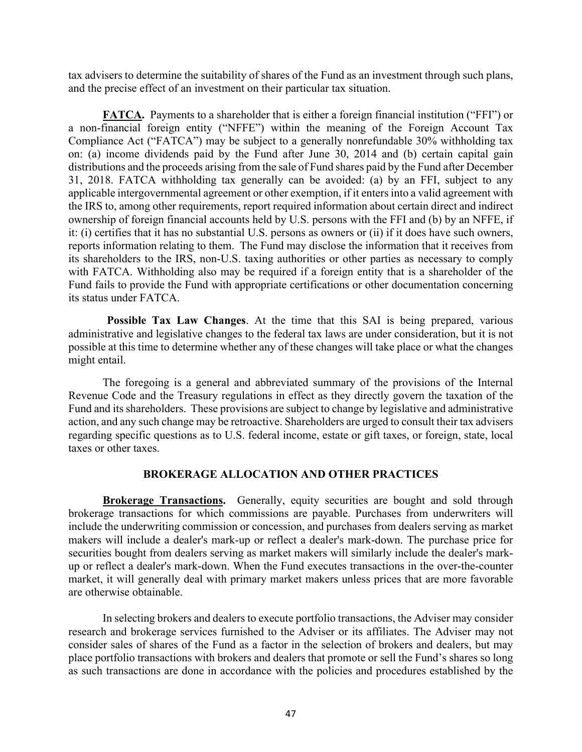tax advisers to determine the suitability of shares of the Fund as an investment through such plans, and the precise effect of an investment on their particular tax situation.

**FATCA.** Payments to a shareholder that is either a foreign financial institution ("FFI") or a non-financial foreign entity ("NFFE") within the meaning of the Foreign Account Tax Compliance Act ("FATCA") may be subject to a generally nonrefundable 30% withholding tax on: (a) income dividends paid by the Fund after June 30, 2014 and (b) certain capital gain distributions and the proceeds arising from the sale of Fund shares paid by the Fund after December 31, 2018. FATCA withholding tax generally can be avoided: (a) by an FFI, subject to any applicable intergovernmental agreement or other exemption, if it enters into a valid agreement with the IRS to, among other requirements, report required information about certain direct and indirect ownership of foreign financial accounts held by U.S. persons with the FFI and (b) by an NFFE, if it: (i) certifies that it has no substantial U.S. persons as owners or (ii) if it does have such owners, reports information relating to them. The Fund may disclose the information that it receives from its shareholders to the IRS, non-U.S. taxing authorities or other parties as necessary to comply with FATCA. Withholding also may be required if a foreign entity that is a shareholder of the Fund fails to provide the Fund with appropriate certifications or other documentation concerning its status under FATCA.

**Possible Tax Law Changes**. At the time that this SAI is being prepared, various administrative and legislative changes to the federal tax laws are under consideration, but it is not possible at this time to determine whether any of these changes will take place or what the changes might entail.

The foregoing is a general and abbreviated summary of the provisions of the Internal Revenue Code and the Treasury regulations in effect as they directly govern the taxation of the Fund and its shareholders. These provisions are subject to change by legislative and administrative action, and any such change may be retroactive. Shareholders are urged to consult their tax advisers regarding specific questions as to U.S. federal income, estate or gift taxes, or foreign, state, local taxes or other taxes.

## BROKERAGE ALLOCATION AND OTHER PRACTICES

**Brokerage Transactions.** Generally, equity securities are bought and sold through brokerage transactions for which commissions are payable. Purchases from underwriters will include the underwriting commission or concession, and purchases from dealers serving as market makers will include a dealer's mark-up or reflect a dealer's mark-down. The purchase price for securities bought from dealers serving as market makers will similarly include the dealer's mark-up or reflect a dealer's mark-down. When the Fund executes transactions in the over-the-counter market, it will generally deal with primary market makers unless prices that are more favorable are otherwise obtainable.

In selecting brokers and dealers to execute portfolio transactions, the Adviser may consider research and brokerage services furnished to the Adviser or its affiliates. The Adviser may not consider sales of shares of the Fund as a factor in the selection of brokers and dealers, but may place portfolio transactions with brokers and dealers that promote or sell the Fund's shares so long as such transactions are done in accordance with the policies and procedures established by the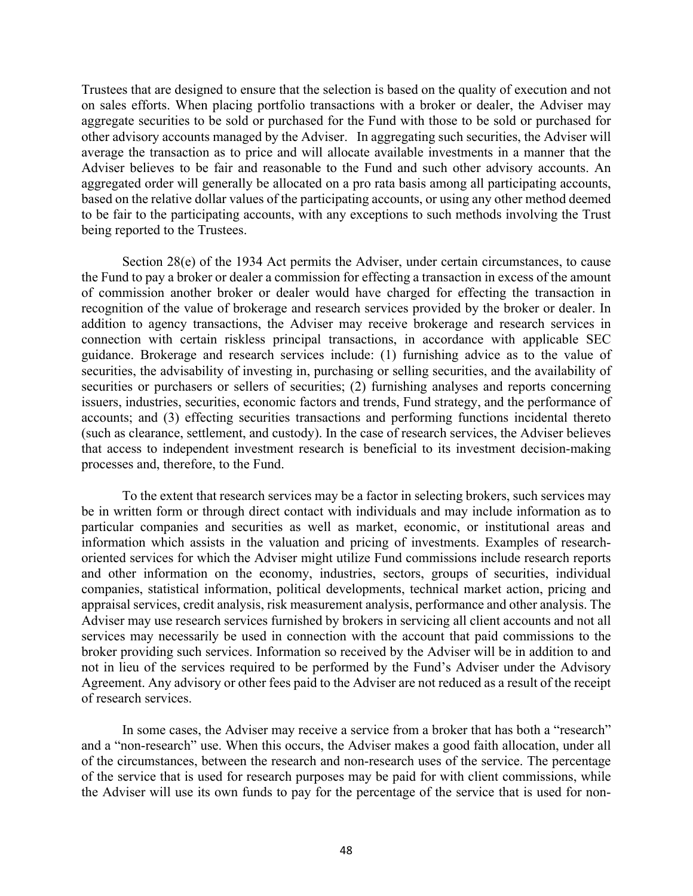Trustees that are designed to ensure that the selection is based on the quality of execution and not on sales efforts. When placing portfolio transactions with a broker or dealer, the Adviser may aggregate securities to be sold or purchased for the Fund with those to be sold or purchased for other advisory accounts managed by the Adviser. In aggregating such securities, the Adviser will average the transaction as to price and will allocate available investments in a manner that the Adviser believes to be fair and reasonable to the Fund and such other advisory accounts. An aggregated order will generally be allocated on a pro rata basis among all participating accounts, based on the relative dollar values of the participating accounts, or using any other method deemed to be fair to the participating accounts, with any exceptions to such methods involving the Trust being reported to the Trustees.

Section 28(e) of the 1934 Act permits the Adviser, under certain circumstances, to cause the Fund to pay a broker or dealer a commission for effecting a transaction in excess of the amount of commission another broker or dealer would have charged for effecting the transaction in recognition of the value of brokerage and research services provided by the broker or dealer. In addition to agency transactions, the Adviser may receive brokerage and research services in connection with certain riskless principal transactions, in accordance with applicable SEC guidance. Brokerage and research services include: (1) furnishing advice as to the value of securities, the advisability of investing in, purchasing or selling securities, and the availability of securities or purchasers or sellers of securities; (2) furnishing analyses and reports concerning issuers, industries, securities, economic factors and trends, Fund strategy, and the performance of accounts; and (3) effecting securities transactions and performing functions incidental thereto (such as clearance, settlement, and custody). In the case of research services, the Adviser believes that access to independent investment research is beneficial to its investment decision-making processes and, therefore, to the Fund.

To the extent that research services may be a factor in selecting brokers, such services may be in written form or through direct contact with individuals and may include information as to particular companies and securities as well as market, economic, or institutional areas and information which assists in the valuation and pricing of investments. Examples of research-oriented services for which the Adviser might utilize Fund commissions include research reports and other information on the economy, industries, sectors, groups of securities, individual companies, statistical information, political developments, technical market action, pricing and appraisal services, credit analysis, risk measurement analysis, performance and other analysis. The Adviser may use research services furnished by brokers in servicing all client accounts and not all services may necessarily be used in connection with the account that paid commissions to the broker providing such services. Information so received by the Adviser will be in addition to and not in lieu of the services required to be performed by the Fund's Adviser under the Advisory Agreement. Any advisory or other fees paid to the Adviser are not reduced as a result of the receipt of research services.

In some cases, the Adviser may receive a service from a broker that has both a "research" and a "non-research" use. When this occurs, the Adviser makes a good faith allocation, under all of the circumstances, between the research and non-research uses of the service. The percentage of the service that is used for research purposes may be paid for with client commissions, while the Adviser will use its own funds to pay for the percentage of the service that is used for non-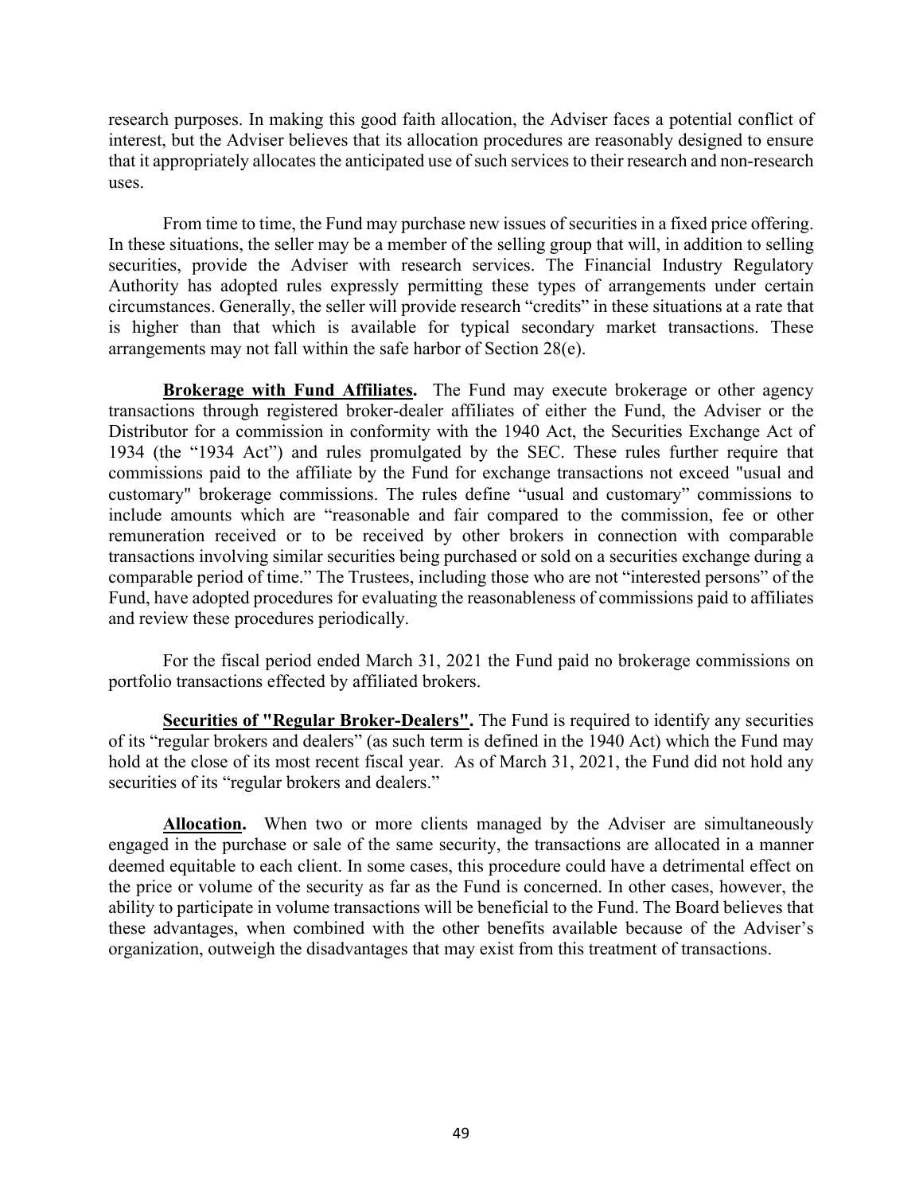research purposes. In making this good faith allocation, the Adviser faces a potential conflict of interest, but the Adviser believes that its allocation procedures are reasonably designed to ensure that it appropriately allocates the anticipated use of such services to their research and non-research uses.

From time to time, the Fund may purchase new issues of securities in a fixed price offering. In these situations, the seller may be a member of the selling group that will, in addition to selling securities, provide the Adviser with research services. The Financial Industry Regulatory Authority has adopted rules expressly permitting these types of arrangements under certain circumstances. Generally, the seller will provide research "credits" in these situations at a rate that is higher than that which is available for typical secondary market transactions. These arrangements may not fall within the safe harbor of Section 28(e).

**Brokerage with Fund Affiliates.** The Fund may execute brokerage or other agency transactions through registered broker-dealer affiliates of either the Fund, the Adviser or the Distributor for a commission in conformity with the 1940 Act, the Securities Exchange Act of 1934 (the "1934 Act") and rules promulgated by the SEC. These rules further require that commissions paid to the affiliate by the Fund for exchange transactions not exceed "usual and customary" brokerage commissions. The rules define "usual and customary" commissions to include amounts which are "reasonable and fair compared to the commission, fee or other remuneration received or to be received by other brokers in connection with comparable transactions involving similar securities being purchased or sold on a securities exchange during a comparable period of time." The Trustees, including those who are not "interested persons" of the Fund, have adopted procedures for evaluating the reasonableness of commissions paid to affiliates and review these procedures periodically.

For the fiscal period ended March 31, 2021 the Fund paid no brokerage commissions on portfolio transactions effected by affiliated brokers.

**Securities of "Regular Broker-Dealers".** The Fund is required to identify any securities of its "regular brokers and dealers" (as such term is defined in the 1940 Act) which the Fund may hold at the close of its most recent fiscal year. As of March 31, 2021, the Fund did not hold any securities of its "regular brokers and dealers."

**Allocation.** When two or more clients managed by the Adviser are simultaneously engaged in the purchase or sale of the same security, the transactions are allocated in a manner deemed equitable to each client. In some cases, this procedure could have a detrimental effect on the price or volume of the security as far as the Fund is concerned. In other cases, however, the ability to participate in volume transactions will be beneficial to the Fund. The Board believes that these advantages, when combined with the other benefits available because of the Adviser's organization, outweigh the disadvantages that may exist from this treatment of transactions.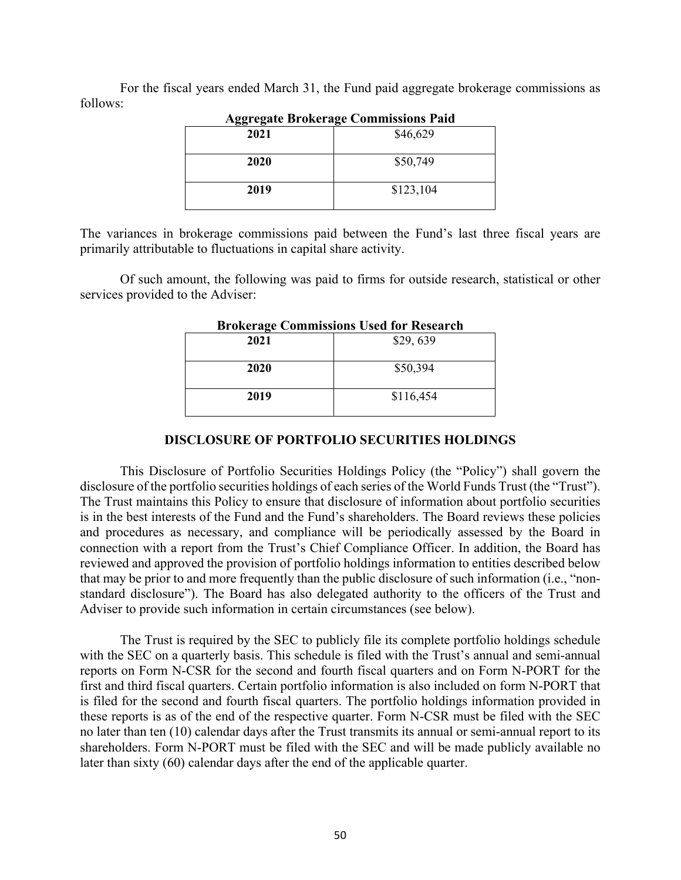For the fiscal years ended March 31, the Fund paid aggregate brokerage commissions as follows:

**Aggregate Brokerage Commissions Paid**

| | |
|---|---|
| **2021** | $46,629 |
| **2020** | $50,749 |
| **2019** | $123,104 |

The variances in brokerage commissions paid between the Fund's last three fiscal years are primarily attributable to fluctuations in capital share activity.

Of such amount, the following was paid to firms for outside research, statistical or other services provided to the Adviser:

**Brokerage Commissions Used for Research**

| | |
|---|---|
| **2021** | $29, 639 |
| **2020** | $50,394 |
| **2019** | $116,454 |

## DISCLOSURE OF PORTFOLIO SECURITIES HOLDINGS

This Disclosure of Portfolio Securities Holdings Policy (the "Policy") shall govern the disclosure of the portfolio securities holdings of each series of the World Funds Trust (the "Trust"). The Trust maintains this Policy to ensure that disclosure of information about portfolio securities is in the best interests of the Fund and the Fund's shareholders. The Board reviews these policies and procedures as necessary, and compliance will be periodically assessed by the Board in connection with a report from the Trust's Chief Compliance Officer. In addition, the Board has reviewed and approved the provision of portfolio holdings information to entities described below that may be prior to and more frequently than the public disclosure of such information (i.e., "non-standard disclosure"). The Board has also delegated authority to the officers of the Trust and Adviser to provide such information in certain circumstances (see below).

The Trust is required by the SEC to publicly file its complete portfolio holdings schedule with the SEC on a quarterly basis. This schedule is filed with the Trust's annual and semi-annual reports on Form N-CSR for the second and fourth fiscal quarters and on Form N-PORT for the first and third fiscal quarters. Certain portfolio information is also included on form N-PORT that is filed for the second and fourth fiscal quarters. The portfolio holdings information provided in these reports is as of the end of the respective quarter. Form N-CSR must be filed with the SEC no later than ten (10) calendar days after the Trust transmits its annual or semi-annual report to its shareholders. Form N-PORT must be filed with the SEC and will be made publicly available no later than sixty (60) calendar days after the end of the applicable quarter.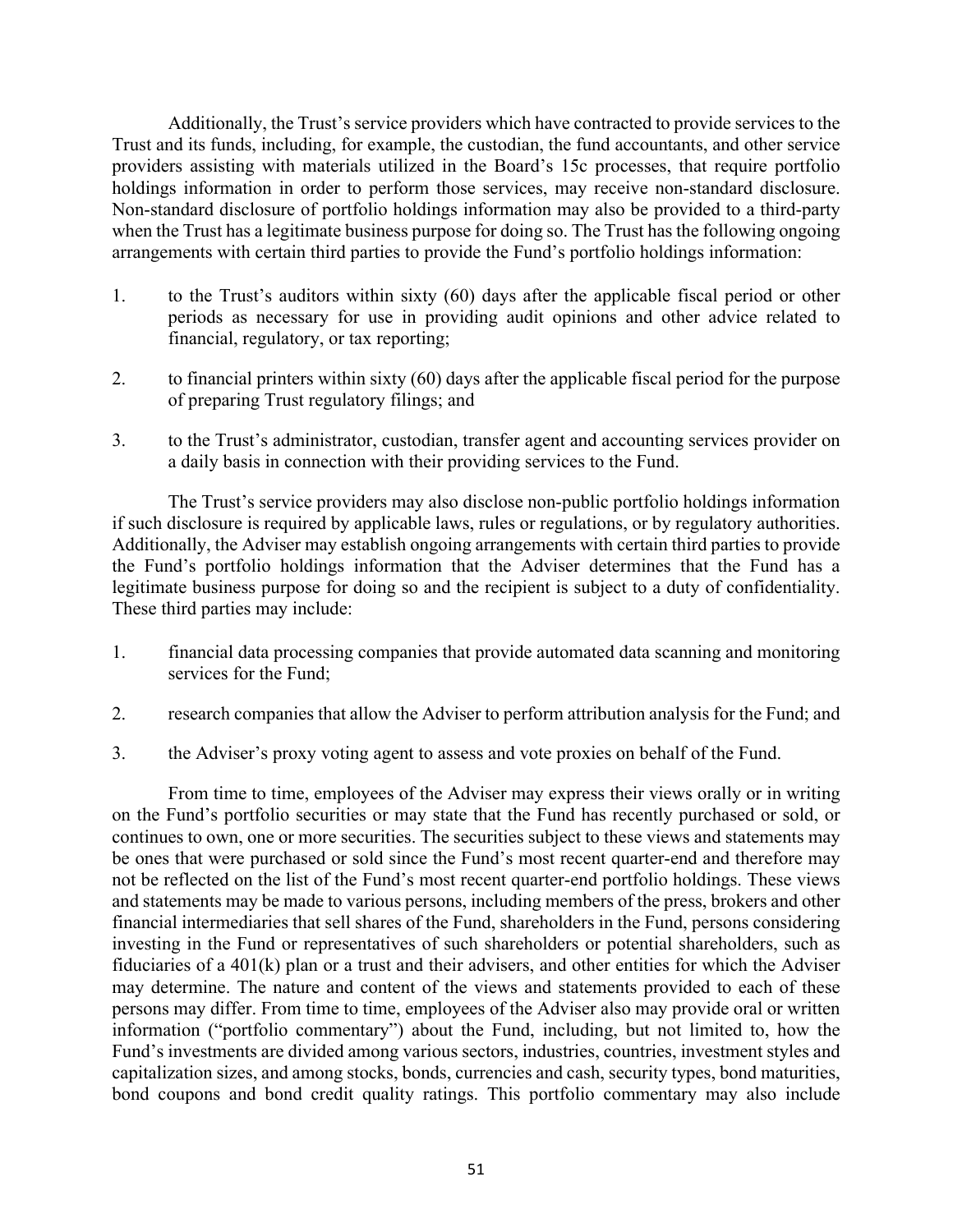Additionally, the Trust's service providers which have contracted to provide services to the Trust and its funds, including, for example, the custodian, the fund accountants, and other service providers assisting with materials utilized in the Board's 15c processes, that require portfolio holdings information in order to perform those services, may receive non-standard disclosure. Non-standard disclosure of portfolio holdings information may also be provided to a third-party when the Trust has a legitimate business purpose for doing so. The Trust has the following ongoing arrangements with certain third parties to provide the Fund's portfolio holdings information:

1. to the Trust's auditors within sixty (60) days after the applicable fiscal period or other periods as necessary for use in providing audit opinions and other advice related to financial, regulatory, or tax reporting;
2. to financial printers within sixty (60) days after the applicable fiscal period for the purpose of preparing Trust regulatory filings; and
3. to the Trust's administrator, custodian, transfer agent and accounting services provider on a daily basis in connection with their providing services to the Fund.

The Trust's service providers may also disclose non-public portfolio holdings information if such disclosure is required by applicable laws, rules or regulations, or by regulatory authorities. Additionally, the Adviser may establish ongoing arrangements with certain third parties to provide the Fund's portfolio holdings information that the Adviser determines that the Fund has a legitimate business purpose for doing so and the recipient is subject to a duty of confidentiality. These third parties may include:

1. financial data processing companies that provide automated data scanning and monitoring services for the Fund;
2. research companies that allow the Adviser to perform attribution analysis for the Fund; and
3. the Adviser's proxy voting agent to assess and vote proxies on behalf of the Fund.

From time to time, employees of the Adviser may express their views orally or in writing on the Fund's portfolio securities or may state that the Fund has recently purchased or sold, or continues to own, one or more securities. The securities subject to these views and statements may be ones that were purchased or sold since the Fund's most recent quarter-end and therefore may not be reflected on the list of the Fund's most recent quarter-end portfolio holdings. These views and statements may be made to various persons, including members of the press, brokers and other financial intermediaries that sell shares of the Fund, shareholders in the Fund, persons considering investing in the Fund or representatives of such shareholders or potential shareholders, such as fiduciaries of a 401(k) plan or a trust and their advisers, and other entities for which the Adviser may determine. The nature and content of the views and statements provided to each of these persons may differ. From time to time, employees of the Adviser also may provide oral or written information ("portfolio commentary") about the Fund, including, but not limited to, how the Fund's investments are divided among various sectors, industries, countries, investment styles and capitalization sizes, and among stocks, bonds, currencies and cash, security types, bond maturities, bond coupons and bond credit quality ratings. This portfolio commentary may also include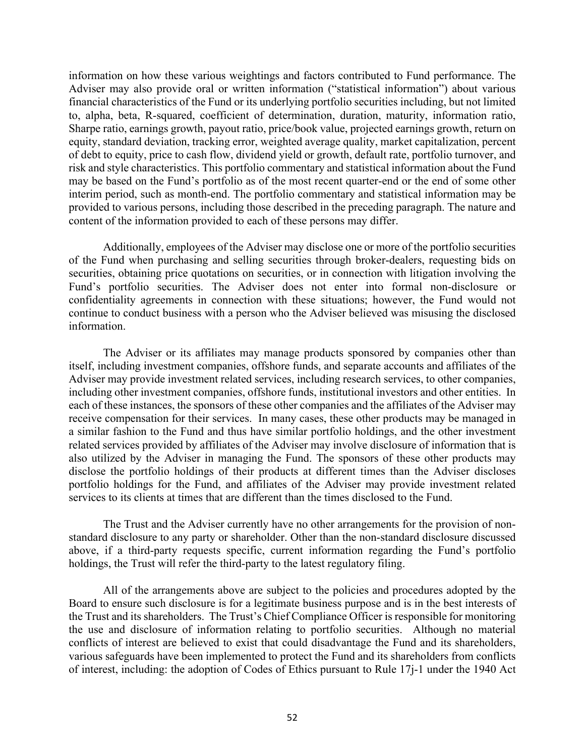information on how these various weightings and factors contributed to Fund performance. The Adviser may also provide oral or written information ("statistical information") about various financial characteristics of the Fund or its underlying portfolio securities including, but not limited to, alpha, beta, R-squared, coefficient of determination, duration, maturity, information ratio, Sharpe ratio, earnings growth, payout ratio, price/book value, projected earnings growth, return on equity, standard deviation, tracking error, weighted average quality, market capitalization, percent of debt to equity, price to cash flow, dividend yield or growth, default rate, portfolio turnover, and risk and style characteristics. This portfolio commentary and statistical information about the Fund may be based on the Fund's portfolio as of the most recent quarter-end or the end of some other interim period, such as month-end. The portfolio commentary and statistical information may be provided to various persons, including those described in the preceding paragraph. The nature and content of the information provided to each of these persons may differ.

Additionally, employees of the Adviser may disclose one or more of the portfolio securities of the Fund when purchasing and selling securities through broker-dealers, requesting bids on securities, obtaining price quotations on securities, or in connection with litigation involving the Fund's portfolio securities. The Adviser does not enter into formal non-disclosure or confidentiality agreements in connection with these situations; however, the Fund would not continue to conduct business with a person who the Adviser believed was misusing the disclosed information.

The Adviser or its affiliates may manage products sponsored by companies other than itself, including investment companies, offshore funds, and separate accounts and affiliates of the Adviser may provide investment related services, including research services, to other companies, including other investment companies, offshore funds, institutional investors and other entities. In each of these instances, the sponsors of these other companies and the affiliates of the Adviser may receive compensation for their services. In many cases, these other products may be managed in a similar fashion to the Fund and thus have similar portfolio holdings, and the other investment related services provided by affiliates of the Adviser may involve disclosure of information that is also utilized by the Adviser in managing the Fund. The sponsors of these other products may disclose the portfolio holdings of their products at different times than the Adviser discloses portfolio holdings for the Fund, and affiliates of the Adviser may provide investment related services to its clients at times that are different than the times disclosed to the Fund.

The Trust and the Adviser currently have no other arrangements for the provision of non-standard disclosure to any party or shareholder. Other than the non-standard disclosure discussed above, if a third-party requests specific, current information regarding the Fund's portfolio holdings, the Trust will refer the third-party to the latest regulatory filing.

All of the arrangements above are subject to the policies and procedures adopted by the Board to ensure such disclosure is for a legitimate business purpose and is in the best interests of the Trust and its shareholders. The Trust's Chief Compliance Officer is responsible for monitoring the use and disclosure of information relating to portfolio securities. Although no material conflicts of interest are believed to exist that could disadvantage the Fund and its shareholders, various safeguards have been implemented to protect the Fund and its shareholders from conflicts of interest, including: the adoption of Codes of Ethics pursuant to Rule 17j-1 under the 1940 Act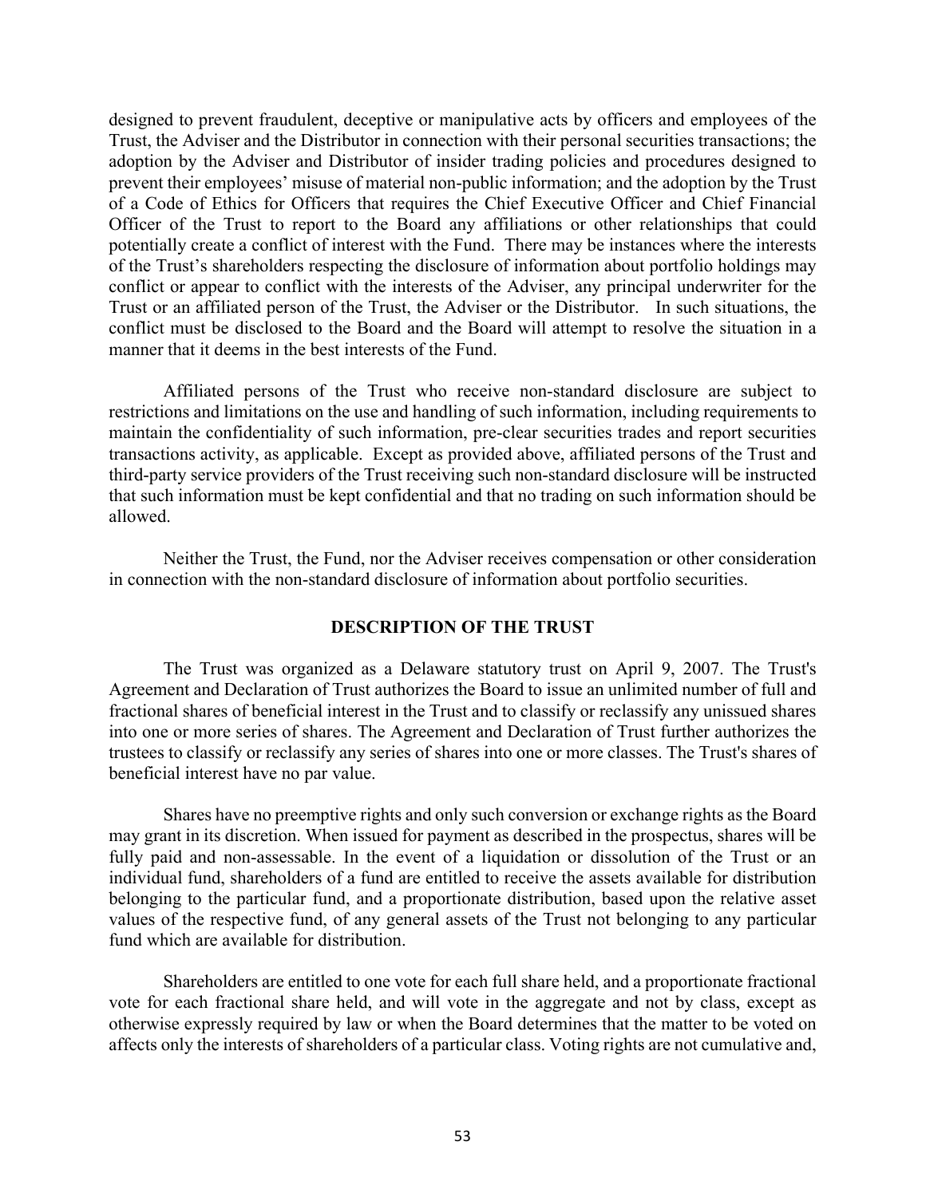designed to prevent fraudulent, deceptive or manipulative acts by officers and employees of the Trust, the Adviser and the Distributor in connection with their personal securities transactions; the adoption by the Adviser and Distributor of insider trading policies and procedures designed to prevent their employees' misuse of material non-public information; and the adoption by the Trust of a Code of Ethics for Officers that requires the Chief Executive Officer and Chief Financial Officer of the Trust to report to the Board any affiliations or other relationships that could potentially create a conflict of interest with the Fund. There may be instances where the interests of the Trust's shareholders respecting the disclosure of information about portfolio holdings may conflict or appear to conflict with the interests of the Adviser, any principal underwriter for the Trust or an affiliated person of the Trust, the Adviser or the Distributor. In such situations, the conflict must be disclosed to the Board and the Board will attempt to resolve the situation in a manner that it deems in the best interests of the Fund.

Affiliated persons of the Trust who receive non-standard disclosure are subject to restrictions and limitations on the use and handling of such information, including requirements to maintain the confidentiality of such information, pre-clear securities trades and report securities transactions activity, as applicable. Except as provided above, affiliated persons of the Trust and third-party service providers of the Trust receiving such non-standard disclosure will be instructed that such information must be kept confidential and that no trading on such information should be allowed.

Neither the Trust, the Fund, nor the Adviser receives compensation or other consideration in connection with the non-standard disclosure of information about portfolio securities.

## DESCRIPTION OF THE TRUST

The Trust was organized as a Delaware statutory trust on April 9, 2007. The Trust's Agreement and Declaration of Trust authorizes the Board to issue an unlimited number of full and fractional shares of beneficial interest in the Trust and to classify or reclassify any unissued shares into one or more series of shares. The Agreement and Declaration of Trust further authorizes the trustees to classify or reclassify any series of shares into one or more classes. The Trust's shares of beneficial interest have no par value.

Shares have no preemptive rights and only such conversion or exchange rights as the Board may grant in its discretion. When issued for payment as described in the prospectus, shares will be fully paid and non-assessable. In the event of a liquidation or dissolution of the Trust or an individual fund, shareholders of a fund are entitled to receive the assets available for distribution belonging to the particular fund, and a proportionate distribution, based upon the relative asset values of the respective fund, of any general assets of the Trust not belonging to any particular fund which are available for distribution.

Shareholders are entitled to one vote for each full share held, and a proportionate fractional vote for each fractional share held, and will vote in the aggregate and not by class, except as otherwise expressly required by law or when the Board determines that the matter to be voted on affects only the interests of shareholders of a particular class. Voting rights are not cumulative and,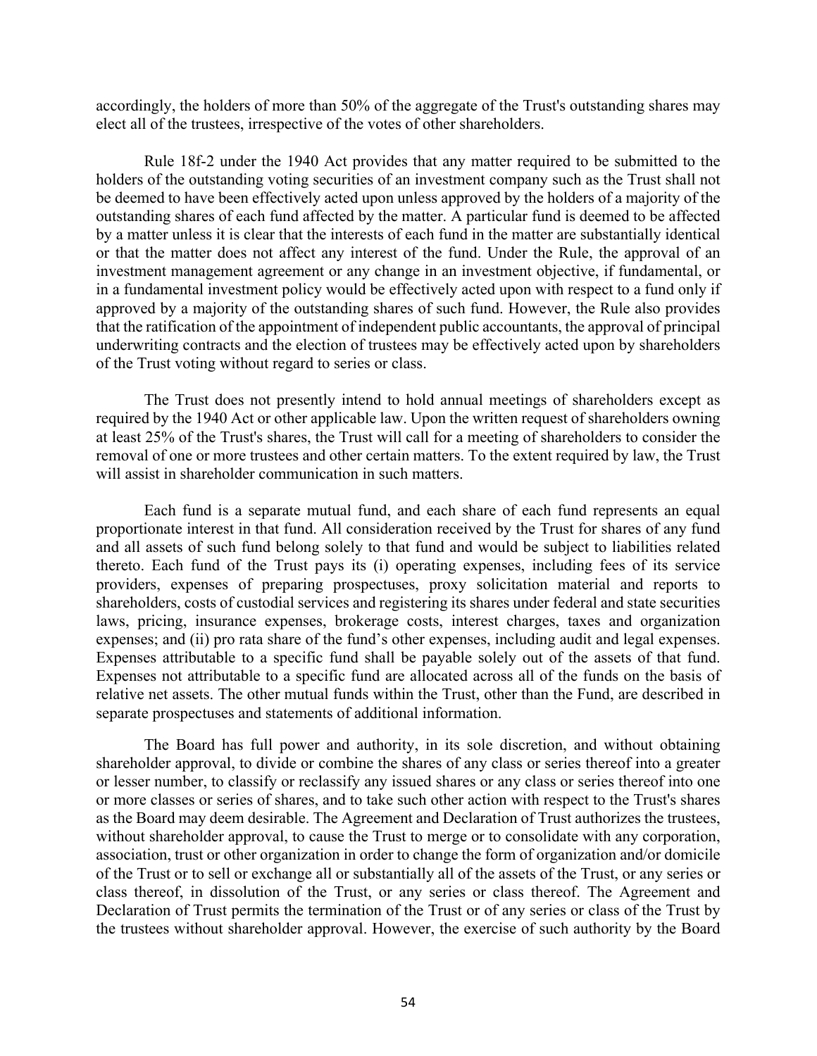accordingly, the holders of more than 50% of the aggregate of the Trust's outstanding shares may elect all of the trustees, irrespective of the votes of other shareholders.

Rule 18f-2 under the 1940 Act provides that any matter required to be submitted to the holders of the outstanding voting securities of an investment company such as the Trust shall not be deemed to have been effectively acted upon unless approved by the holders of a majority of the outstanding shares of each fund affected by the matter. A particular fund is deemed to be affected by a matter unless it is clear that the interests of each fund in the matter are substantially identical or that the matter does not affect any interest of the fund. Under the Rule, the approval of an investment management agreement or any change in an investment objective, if fundamental, or in a fundamental investment policy would be effectively acted upon with respect to a fund only if approved by a majority of the outstanding shares of such fund. However, the Rule also provides that the ratification of the appointment of independent public accountants, the approval of principal underwriting contracts and the election of trustees may be effectively acted upon by shareholders of the Trust voting without regard to series or class.

The Trust does not presently intend to hold annual meetings of shareholders except as required by the 1940 Act or other applicable law. Upon the written request of shareholders owning at least 25% of the Trust's shares, the Trust will call for a meeting of shareholders to consider the removal of one or more trustees and other certain matters. To the extent required by law, the Trust will assist in shareholder communication in such matters.

Each fund is a separate mutual fund, and each share of each fund represents an equal proportionate interest in that fund. All consideration received by the Trust for shares of any fund and all assets of such fund belong solely to that fund and would be subject to liabilities related thereto. Each fund of the Trust pays its (i) operating expenses, including fees of its service providers, expenses of preparing prospectuses, proxy solicitation material and reports to shareholders, costs of custodial services and registering its shares under federal and state securities laws, pricing, insurance expenses, brokerage costs, interest charges, taxes and organization expenses; and (ii) pro rata share of the fund's other expenses, including audit and legal expenses. Expenses attributable to a specific fund shall be payable solely out of the assets of that fund. Expenses not attributable to a specific fund are allocated across all of the funds on the basis of relative net assets. The other mutual funds within the Trust, other than the Fund, are described in separate prospectuses and statements of additional information.

The Board has full power and authority, in its sole discretion, and without obtaining shareholder approval, to divide or combine the shares of any class or series thereof into a greater or lesser number, to classify or reclassify any issued shares or any class or series thereof into one or more classes or series of shares, and to take such other action with respect to the Trust's shares as the Board may deem desirable. The Agreement and Declaration of Trust authorizes the trustees, without shareholder approval, to cause the Trust to merge or to consolidate with any corporation, association, trust or other organization in order to change the form of organization and/or domicile of the Trust or to sell or exchange all or substantially all of the assets of the Trust, or any series or class thereof, in dissolution of the Trust, or any series or class thereof. The Agreement and Declaration of Trust permits the termination of the Trust or of any series or class of the Trust by the trustees without shareholder approval. However, the exercise of such authority by the Board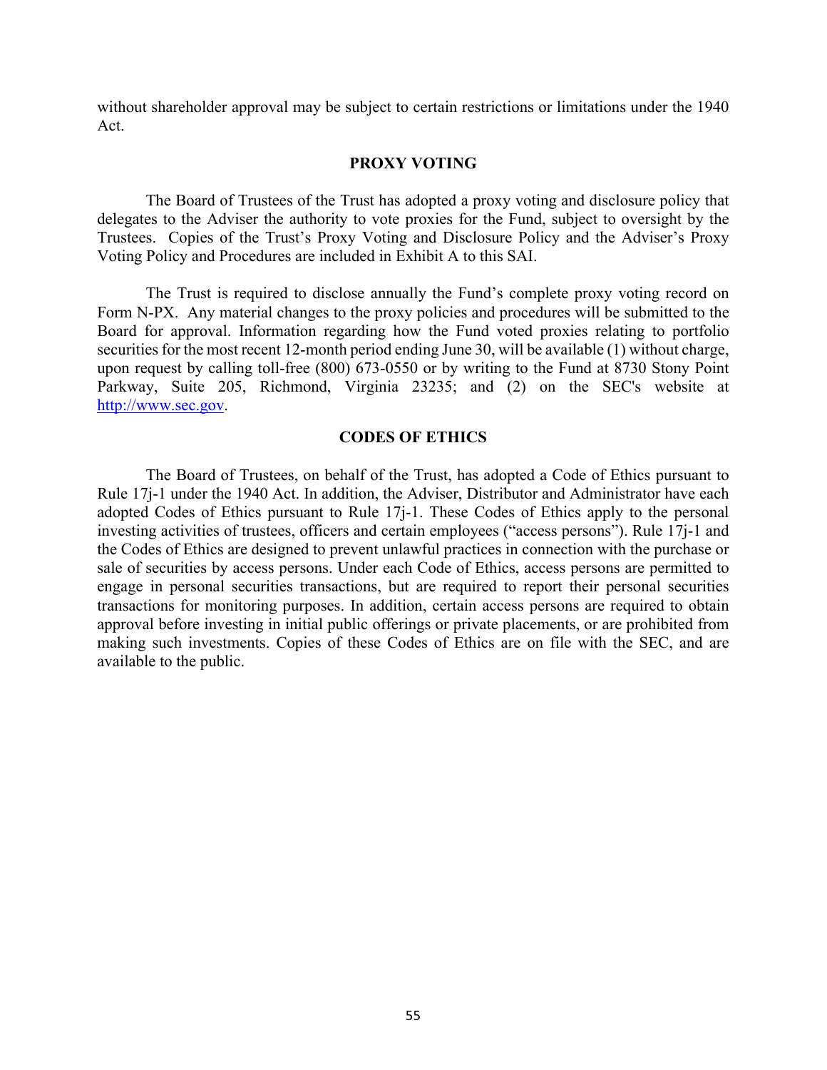without shareholder approval may be subject to certain restrictions or limitations under the 1940 Act.

## PROXY VOTING

The Board of Trustees of the Trust has adopted a proxy voting and disclosure policy that delegates to the Adviser the authority to vote proxies for the Fund, subject to oversight by the Trustees. Copies of the Trust's Proxy Voting and Disclosure Policy and the Adviser's Proxy Voting Policy and Procedures are included in Exhibit A to this SAI.

The Trust is required to disclose annually the Fund's complete proxy voting record on Form N-PX. Any material changes to the proxy policies and procedures will be submitted to the Board for approval. Information regarding how the Fund voted proxies relating to portfolio securities for the most recent 12-month period ending June 30, will be available (1) without charge, upon request by calling toll-free (800) 673-0550 or by writing to the Fund at 8730 Stony Point Parkway, Suite 205, Richmond, Virginia 23235; and (2) on the SEC's website at http://www.sec.gov.

## CODES OF ETHICS

The Board of Trustees, on behalf of the Trust, has adopted a Code of Ethics pursuant to Rule 17j-1 under the 1940 Act. In addition, the Adviser, Distributor and Administrator have each adopted Codes of Ethics pursuant to Rule 17j-1. These Codes of Ethics apply to the personal investing activities of trustees, officers and certain employees ("access persons"). Rule 17j-1 and the Codes of Ethics are designed to prevent unlawful practices in connection with the purchase or sale of securities by access persons. Under each Code of Ethics, access persons are permitted to engage in personal securities transactions, but are required to report their personal securities transactions for monitoring purposes. In addition, certain access persons are required to obtain approval before investing in initial public offerings or private placements, or are prohibited from making such investments. Copies of these Codes of Ethics are on file with the SEC, and are available to the public.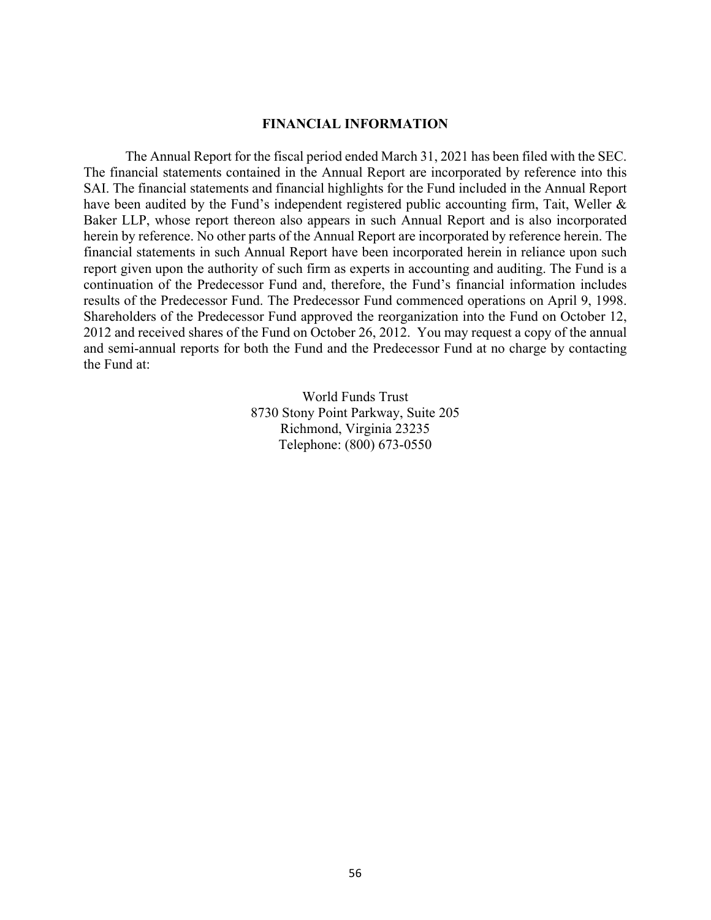## FINANCIAL INFORMATION

The Annual Report for the fiscal period ended March 31, 2021 has been filed with the SEC. The financial statements contained in the Annual Report are incorporated by reference into this SAI. The financial statements and financial highlights for the Fund included in the Annual Report have been audited by the Fund's independent registered public accounting firm, Tait, Weller & Baker LLP, whose report thereon also appears in such Annual Report and is also incorporated herein by reference. No other parts of the Annual Report are incorporated by reference herein. The financial statements in such Annual Report have been incorporated herein in reliance upon such report given upon the authority of such firm as experts in accounting and auditing. The Fund is a continuation of the Predecessor Fund and, therefore, the Fund's financial information includes results of the Predecessor Fund. The Predecessor Fund commenced operations on April 9, 1998. Shareholders of the Predecessor Fund approved the reorganization into the Fund on October 12, 2012 and received shares of the Fund on October 26, 2012. You may request a copy of the annual and semi-annual reports for both the Fund and the Predecessor Fund at no charge by contacting the Fund at:

World Funds Trust
8730 Stony Point Parkway, Suite 205
Richmond, Virginia 23235
Telephone: (800) 673-0550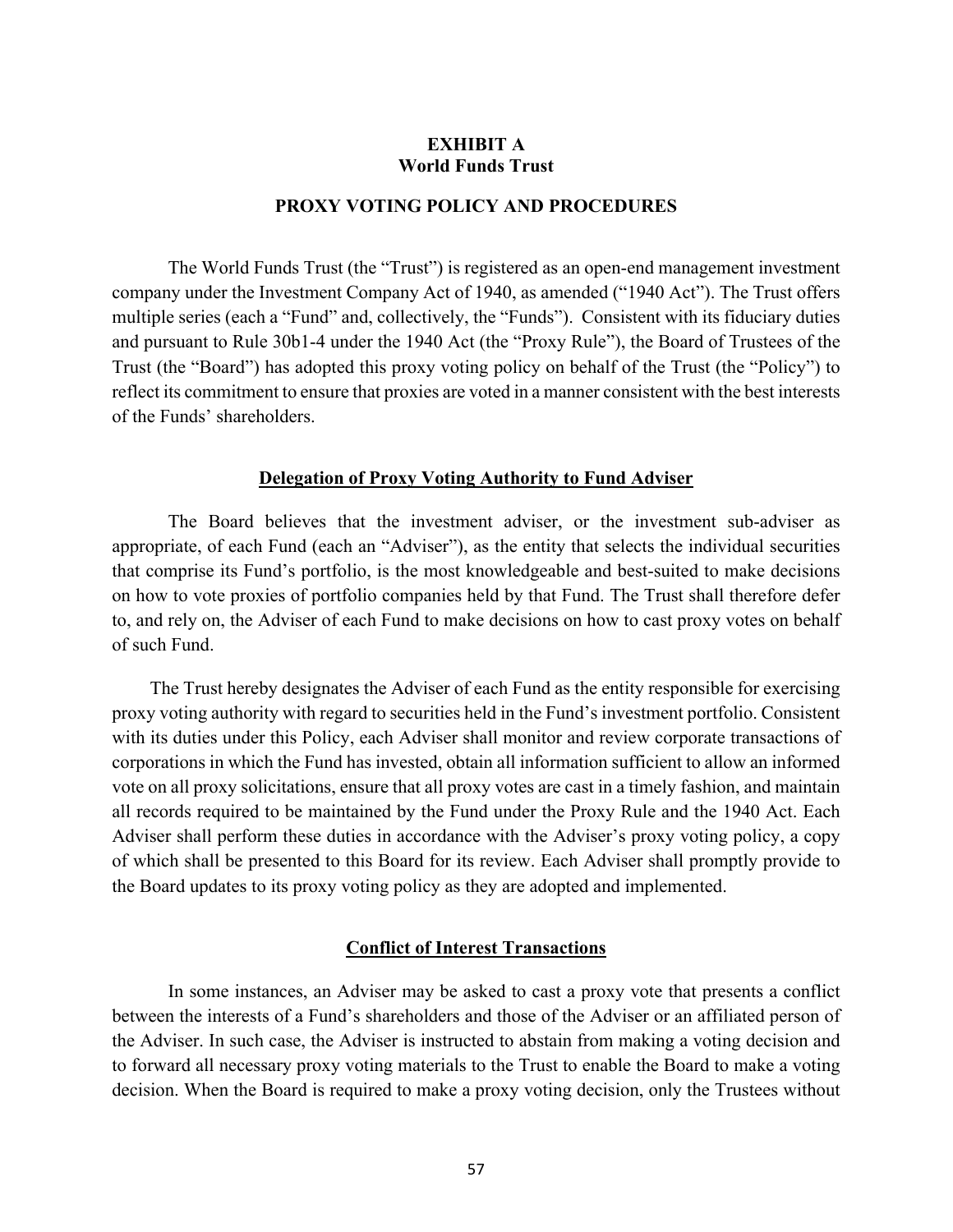# EXHIBIT A
# World Funds Trust

## PROXY VOTING POLICY AND PROCEDURES

The World Funds Trust (the "Trust") is registered as an open-end management investment company under the Investment Company Act of 1940, as amended ("1940 Act"). The Trust offers multiple series (each a "Fund" and, collectively, the "Funds"). Consistent with its fiduciary duties and pursuant to Rule 30b1-4 under the 1940 Act (the "Proxy Rule"), the Board of Trustees of the Trust (the "Board") has adopted this proxy voting policy on behalf of the Trust (the "Policy") to reflect its commitment to ensure that proxies are voted in a manner consistent with the best interests of the Funds' shareholders.

### Delegation of Proxy Voting Authority to Fund Adviser

The Board believes that the investment adviser, or the investment sub-adviser as appropriate, of each Fund (each an "Adviser"), as the entity that selects the individual securities that comprise its Fund's portfolio, is the most knowledgeable and best-suited to make decisions on how to vote proxies of portfolio companies held by that Fund. The Trust shall therefore defer to, and rely on, the Adviser of each Fund to make decisions on how to cast proxy votes on behalf of such Fund.

The Trust hereby designates the Adviser of each Fund as the entity responsible for exercising proxy voting authority with regard to securities held in the Fund's investment portfolio. Consistent with its duties under this Policy, each Adviser shall monitor and review corporate transactions of corporations in which the Fund has invested, obtain all information sufficient to allow an informed vote on all proxy solicitations, ensure that all proxy votes are cast in a timely fashion, and maintain all records required to be maintained by the Fund under the Proxy Rule and the 1940 Act. Each Adviser shall perform these duties in accordance with the Adviser's proxy voting policy, a copy of which shall be presented to this Board for its review. Each Adviser shall promptly provide to the Board updates to its proxy voting policy as they are adopted and implemented.

### Conflict of Interest Transactions

In some instances, an Adviser may be asked to cast a proxy vote that presents a conflict between the interests of a Fund's shareholders and those of the Adviser or an affiliated person of the Adviser. In such case, the Adviser is instructed to abstain from making a voting decision and to forward all necessary proxy voting materials to the Trust to enable the Board to make a voting decision. When the Board is required to make a proxy voting decision, only the Trustees without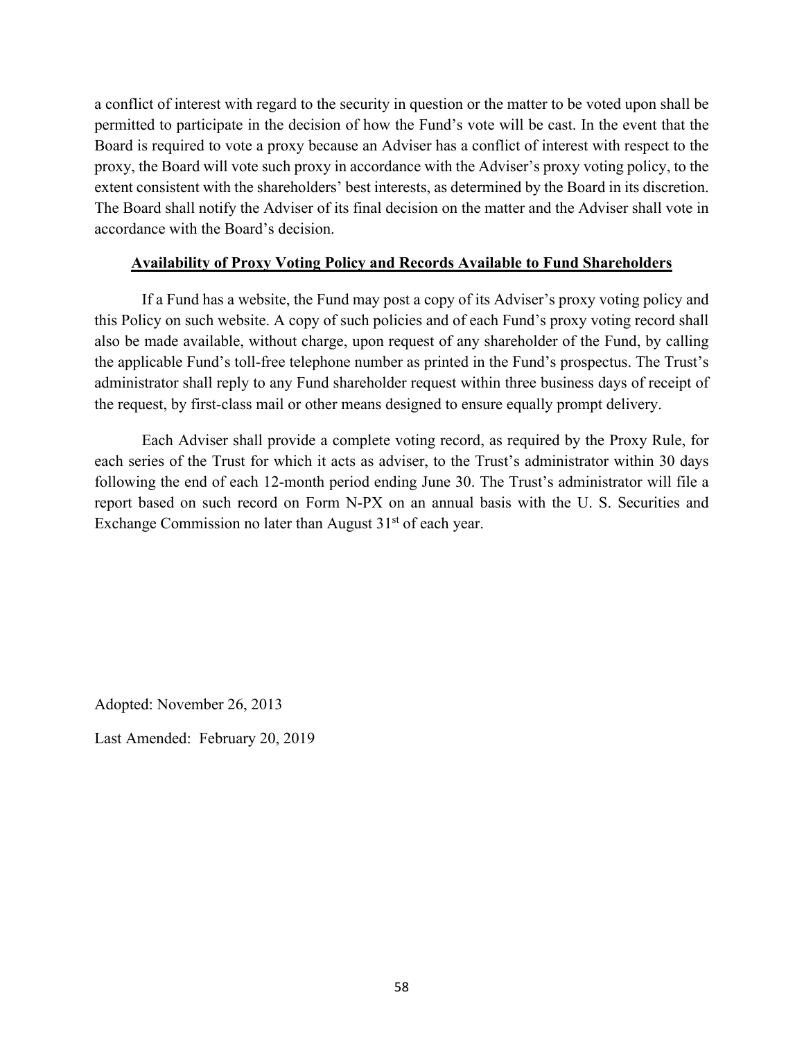a conflict of interest with regard to the security in question or the matter to be voted upon shall be permitted to participate in the decision of how the Fund's vote will be cast. In the event that the Board is required to vote a proxy because an Adviser has a conflict of interest with respect to the proxy, the Board will vote such proxy in accordance with the Adviser's proxy voting policy, to the extent consistent with the shareholders' best interests, as determined by the Board in its discretion. The Board shall notify the Adviser of its final decision on the matter and the Adviser shall vote in accordance with the Board's decision.

**Availability of Proxy Voting Policy and Records Available to Fund Shareholders**

If a Fund has a website, the Fund may post a copy of its Adviser's proxy voting policy and this Policy on such website. A copy of such policies and of each Fund's proxy voting record shall also be made available, without charge, upon request of any shareholder of the Fund, by calling the applicable Fund's toll-free telephone number as printed in the Fund's prospectus. The Trust's administrator shall reply to any Fund shareholder request within three business days of receipt of the request, by first-class mail or other means designed to ensure equally prompt delivery.

Each Adviser shall provide a complete voting record, as required by the Proxy Rule, for each series of the Trust for which it acts as adviser, to the Trust's administrator within 30 days following the end of each 12-month period ending June 30. The Trust's administrator will file a report based on such record on Form N-PX on an annual basis with the U. S. Securities and Exchange Commission no later than August 31st of each year.

Adopted: November 26, 2013

Last Amended: February 20, 2019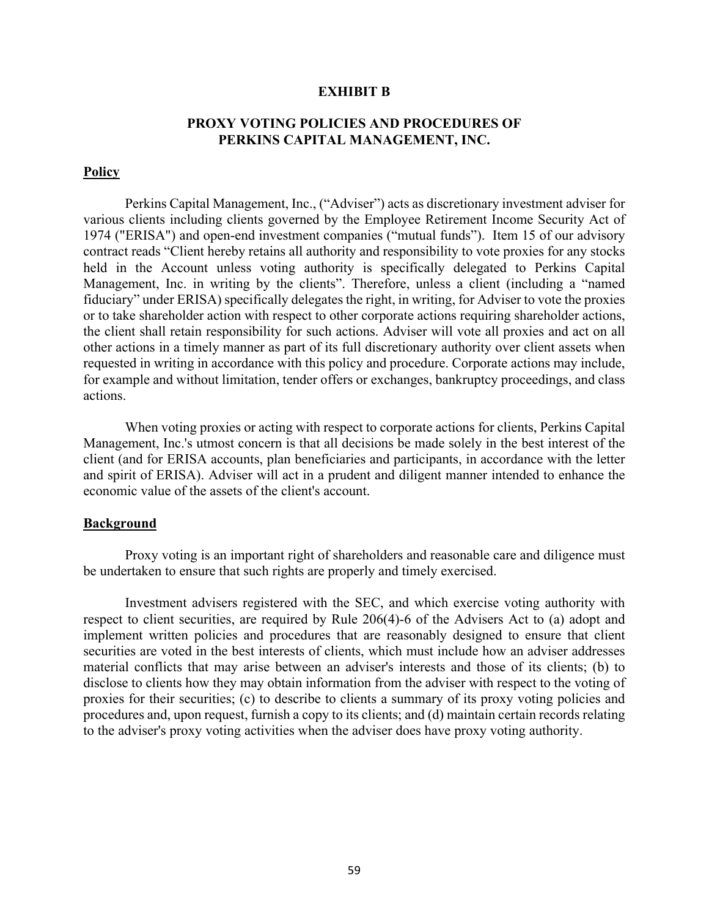# EXHIBIT B

## PROXY VOTING POLICIES AND PROCEDURES OF PERKINS CAPITAL MANAGEMENT, INC.

### Policy

Perkins Capital Management, Inc., ("Adviser") acts as discretionary investment adviser for various clients including clients governed by the Employee Retirement Income Security Act of 1974 ("ERISA") and open-end investment companies ("mutual funds"). Item 15 of our advisory contract reads "Client hereby retains all authority and responsibility to vote proxies for any stocks held in the Account unless voting authority is specifically delegated to Perkins Capital Management, Inc. in writing by the clients". Therefore, unless a client (including a "named fiduciary" under ERISA) specifically delegates the right, in writing, for Adviser to vote the proxies or to take shareholder action with respect to other corporate actions requiring shareholder actions, the client shall retain responsibility for such actions. Adviser will vote all proxies and act on all other actions in a timely manner as part of its full discretionary authority over client assets when requested in writing in accordance with this policy and procedure. Corporate actions may include, for example and without limitation, tender offers or exchanges, bankruptcy proceedings, and class actions.

When voting proxies or acting with respect to corporate actions for clients, Perkins Capital Management, Inc.'s utmost concern is that all decisions be made solely in the best interest of the client (and for ERISA accounts, plan beneficiaries and participants, in accordance with the letter and spirit of ERISA). Adviser will act in a prudent and diligent manner intended to enhance the economic value of the assets of the client's account.

### Background

Proxy voting is an important right of shareholders and reasonable care and diligence must be undertaken to ensure that such rights are properly and timely exercised.

Investment advisers registered with the SEC, and which exercise voting authority with respect to client securities, are required by Rule 206(4)-6 of the Advisers Act to (a) adopt and implement written policies and procedures that are reasonably designed to ensure that client securities are voted in the best interests of clients, which must include how an adviser addresses material conflicts that may arise between an adviser's interests and those of its clients; (b) to disclose to clients how they may obtain information from the adviser with respect to the voting of proxies for their securities; (c) to describe to clients a summary of its proxy voting policies and procedures and, upon request, furnish a copy to its clients; and (d) maintain certain records relating to the adviser's proxy voting activities when the adviser does have proxy voting authority.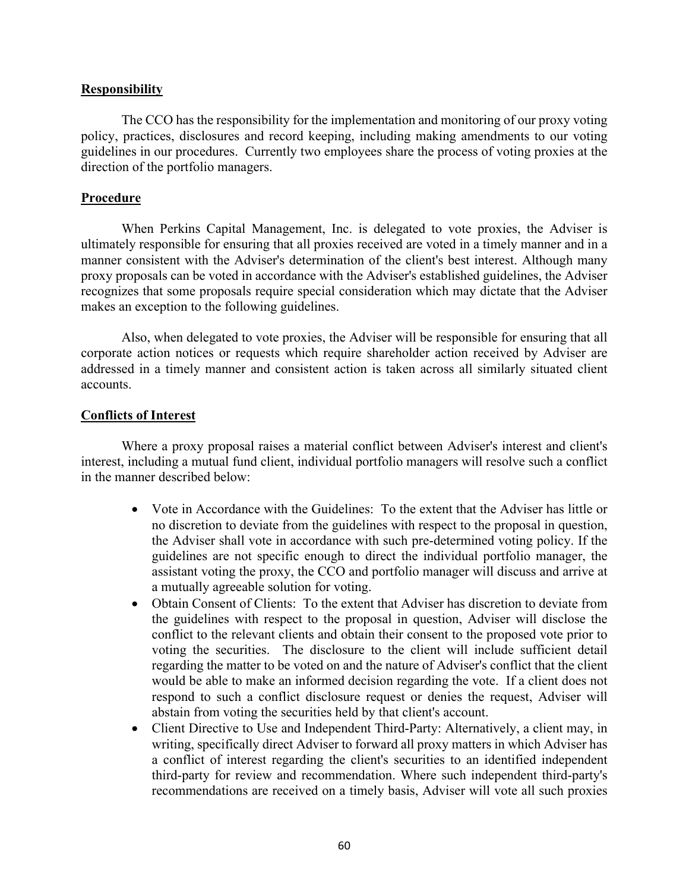**Responsibility**

The CCO has the responsibility for the implementation and monitoring of our proxy voting policy, practices, disclosures and record keeping, including making amendments to our voting guidelines in our procedures. Currently two employees share the process of voting proxies at the direction of the portfolio managers.

**Procedure**

When Perkins Capital Management, Inc. is delegated to vote proxies, the Adviser is ultimately responsible for ensuring that all proxies received are voted in a timely manner and in a manner consistent with the Adviser's determination of the client's best interest. Although many proxy proposals can be voted in accordance with the Adviser's established guidelines, the Adviser recognizes that some proposals require special consideration which may dictate that the Adviser makes an exception to the following guidelines.

Also, when delegated to vote proxies, the Adviser will be responsible for ensuring that all corporate action notices or requests which require shareholder action received by Adviser are addressed in a timely manner and consistent action is taken across all similarly situated client accounts.

**Conflicts of Interest**

Where a proxy proposal raises a material conflict between Adviser's interest and client's interest, including a mutual fund client, individual portfolio managers will resolve such a conflict in the manner described below:

- Vote in Accordance with the Guidelines: To the extent that the Adviser has little or no discretion to deviate from the guidelines with respect to the proposal in question, the Adviser shall vote in accordance with such pre-determined voting policy. If the guidelines are not specific enough to direct the individual portfolio manager, the assistant voting the proxy, the CCO and portfolio manager will discuss and arrive at a mutually agreeable solution for voting.
- Obtain Consent of Clients: To the extent that Adviser has discretion to deviate from the guidelines with respect to the proposal in question, Adviser will disclose the conflict to the relevant clients and obtain their consent to the proposed vote prior to voting the securities. The disclosure to the client will include sufficient detail regarding the matter to be voted on and the nature of Adviser's conflict that the client would be able to make an informed decision regarding the vote. If a client does not respond to such a conflict disclosure request or denies the request, Adviser will abstain from voting the securities held by that client's account.
- Client Directive to Use and Independent Third-Party: Alternatively, a client may, in writing, specifically direct Adviser to forward all proxy matters in which Adviser has a conflict of interest regarding the client's securities to an identified independent third-party for review and recommendation. Where such independent third-party's recommendations are received on a timely basis, Adviser will vote all such proxies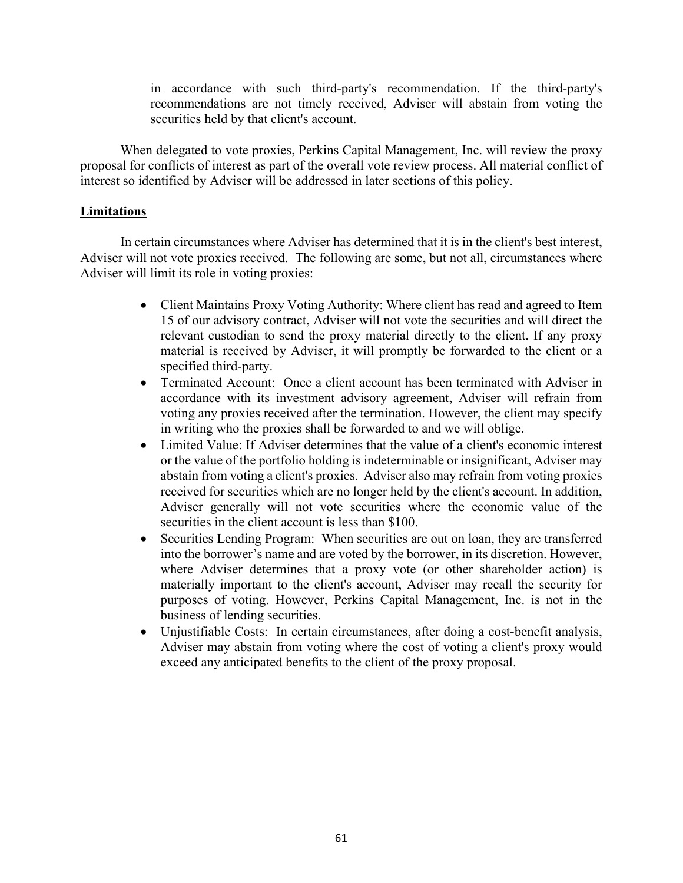in accordance with such third-party's recommendation. If the third-party's recommendations are not timely received, Adviser will abstain from voting the securities held by that client's account.

When delegated to vote proxies, Perkins Capital Management, Inc. will review the proxy proposal for conflicts of interest as part of the overall vote review process. All material conflict of interest so identified by Adviser will be addressed in later sections of this policy.

## Limitations

In certain circumstances where Adviser has determined that it is in the client's best interest, Adviser will not vote proxies received. The following are some, but not all, circumstances where Adviser will limit its role in voting proxies:

- Client Maintains Proxy Voting Authority: Where client has read and agreed to Item 15 of our advisory contract, Adviser will not vote the securities and will direct the relevant custodian to send the proxy material directly to the client. If any proxy material is received by Adviser, it will promptly be forwarded to the client or a specified third-party.
- Terminated Account: Once a client account has been terminated with Adviser in accordance with its investment advisory agreement, Adviser will refrain from voting any proxies received after the termination. However, the client may specify in writing who the proxies shall be forwarded to and we will oblige.
- Limited Value: If Adviser determines that the value of a client's economic interest or the value of the portfolio holding is indeterminable or insignificant, Adviser may abstain from voting a client's proxies. Adviser also may refrain from voting proxies received for securities which are no longer held by the client's account. In addition, Adviser generally will not vote securities where the economic value of the securities in the client account is less than $100.
- Securities Lending Program: When securities are out on loan, they are transferred into the borrower's name and are voted by the borrower, in its discretion. However, where Adviser determines that a proxy vote (or other shareholder action) is materially important to the client's account, Adviser may recall the security for purposes of voting. However, Perkins Capital Management, Inc. is not in the business of lending securities.
- Unjustifiable Costs: In certain circumstances, after doing a cost-benefit analysis, Adviser may abstain from voting where the cost of voting a client's proxy would exceed any anticipated benefits to the client of the proxy proposal.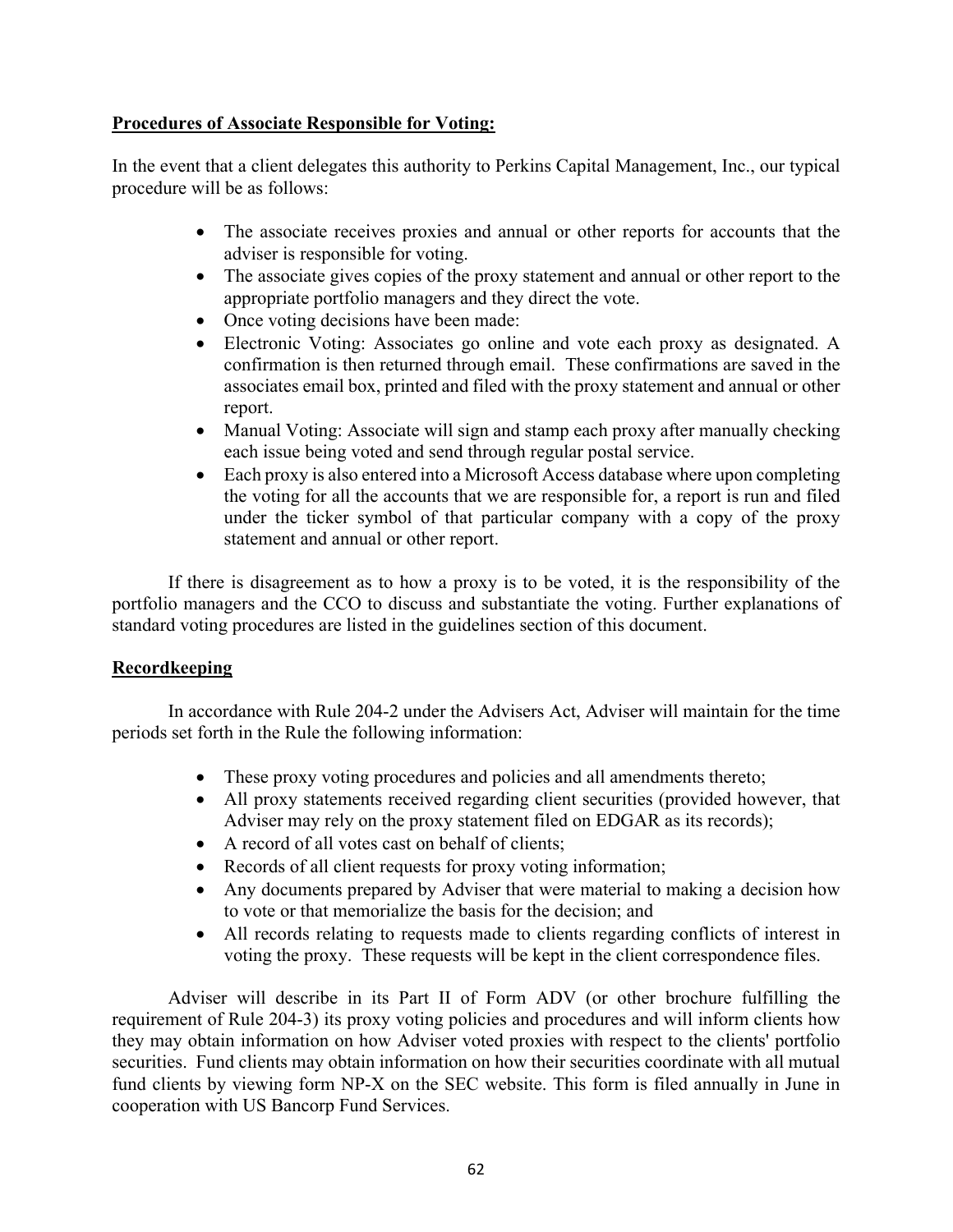**Procedures of Associate Responsible for Voting:**

In the event that a client delegates this authority to Perkins Capital Management, Inc., our typical procedure will be as follows:

- The associate receives proxies and annual or other reports for accounts that the adviser is responsible for voting.
- The associate gives copies of the proxy statement and annual or other report to the appropriate portfolio managers and they direct the vote.
- Once voting decisions have been made:
- Electronic Voting: Associates go online and vote each proxy as designated. A confirmation is then returned through email. These confirmations are saved in the associates email box, printed and filed with the proxy statement and annual or other report.
- Manual Voting: Associate will sign and stamp each proxy after manually checking each issue being voted and send through regular postal service.
- Each proxy is also entered into a Microsoft Access database where upon completing the voting for all the accounts that we are responsible for, a report is run and filed under the ticker symbol of that particular company with a copy of the proxy statement and annual or other report.

If there is disagreement as to how a proxy is to be voted, it is the responsibility of the portfolio managers and the CCO to discuss and substantiate the voting. Further explanations of standard voting procedures are listed in the guidelines section of this document.

**Recordkeeping**

In accordance with Rule 204-2 under the Advisers Act, Adviser will maintain for the time periods set forth in the Rule the following information:

- These proxy voting procedures and policies and all amendments thereto;
- All proxy statements received regarding client securities (provided however, that Adviser may rely on the proxy statement filed on EDGAR as its records);
- A record of all votes cast on behalf of clients;
- Records of all client requests for proxy voting information;
- Any documents prepared by Adviser that were material to making a decision how to vote or that memorialize the basis for the decision; and
- All records relating to requests made to clients regarding conflicts of interest in voting the proxy. These requests will be kept in the client correspondence files.

Adviser will describe in its Part II of Form ADV (or other brochure fulfilling the requirement of Rule 204-3) its proxy voting policies and procedures and will inform clients how they may obtain information on how Adviser voted proxies with respect to the clients' portfolio securities. Fund clients may obtain information on how their securities coordinate with all mutual fund clients by viewing form NP-X on the SEC website. This form is filed annually in June in cooperation with US Bancorp Fund Services.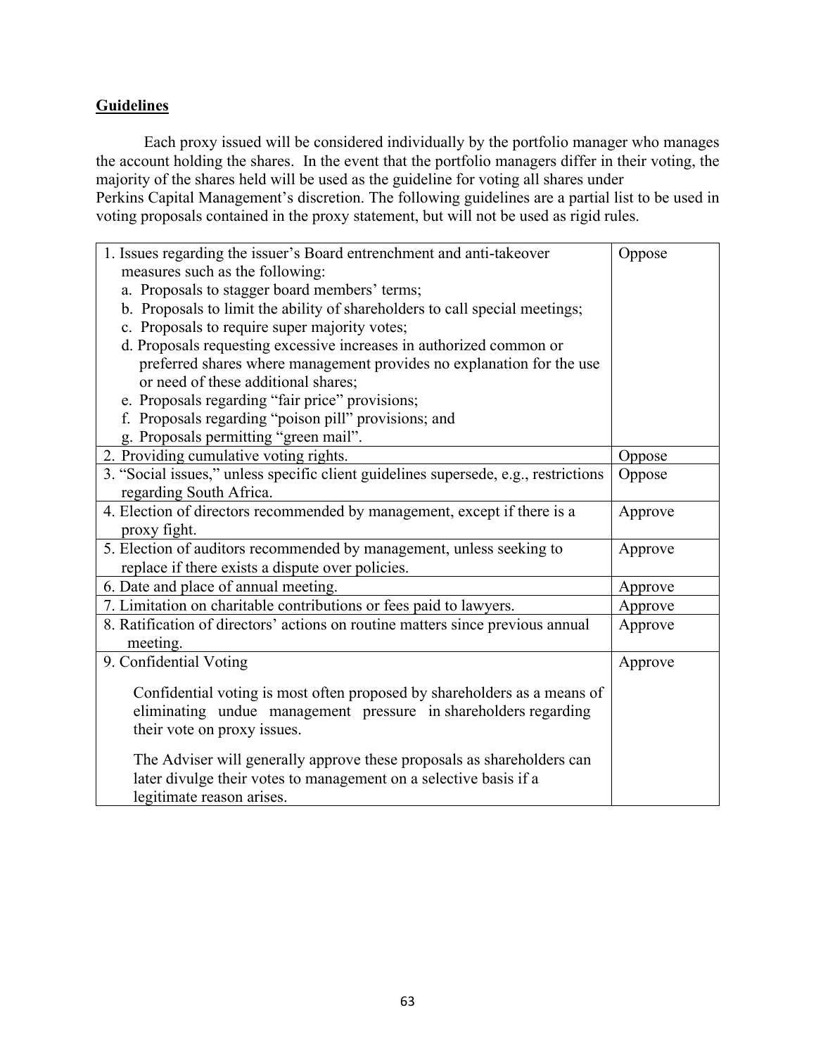**Guidelines**

Each proxy issued will be considered individually by the portfolio manager who manages the account holding the shares. In the event that the portfolio managers differ in their voting, the majority of the shares held will be used as the guideline for voting all shares under Perkins Capital Management's discretion. The following guidelines are a partial list to be used in voting proposals contained in the proxy statement, but will not be used as rigid rules.

| | |
|---|---|
| 1. Issues regarding the issuer's Board entrenchment and anti-takeover measures such as the following:<br>a. Proposals to stagger board members' terms;<br>b. Proposals to limit the ability of shareholders to call special meetings;<br>c. Proposals to require super majority votes;<br>d. Proposals requesting excessive increases in authorized common or preferred shares where management provides no explanation for the use or need of these additional shares;<br>e. Proposals regarding "fair price" provisions;<br>f. Proposals regarding "poison pill" provisions; and<br>g. Proposals permitting "green mail". | Oppose |
| 2. Providing cumulative voting rights. | Oppose |
| 3. "Social issues," unless specific client guidelines supersede, e.g., restrictions regarding South Africa. | Oppose |
| 4. Election of directors recommended by management, except if there is a proxy fight. | Approve |
| 5. Election of auditors recommended by management, unless seeking to replace if there exists a dispute over policies. | Approve |
| 6. Date and place of annual meeting. | Approve |
| 7. Limitation on charitable contributions or fees paid to lawyers. | Approve |
| 8. Ratification of directors' actions on routine matters since previous annual meeting. | Approve |
| 9. Confidential Voting<br><br>Confidential voting is most often proposed by shareholders as a means of eliminating undue management pressure in shareholders regarding their vote on proxy issues.<br><br>The Adviser will generally approve these proposals as shareholders can later divulge their votes to management on a selective basis if a legitimate reason arises. | Approve |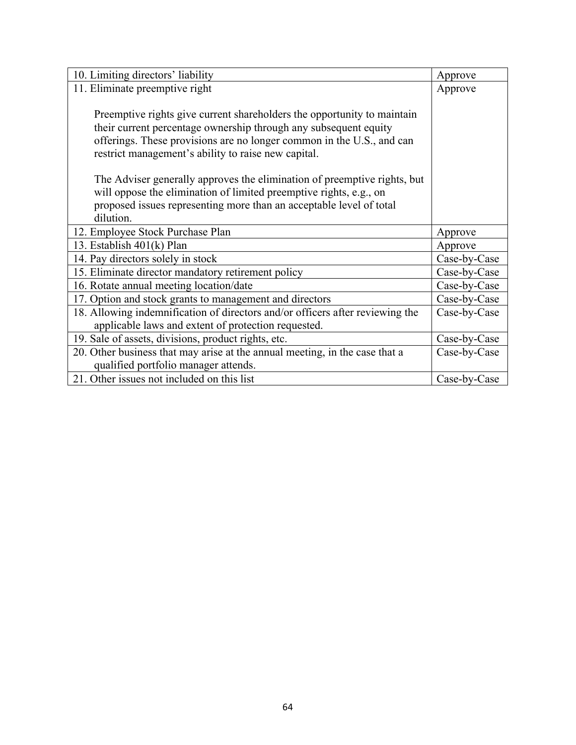| | |
|---|---|
| 10. Limiting directors' liability | Approve |
| 11. Eliminate preemptive right<br><br>Preemptive rights give current shareholders the opportunity to maintain their current percentage ownership through any subsequent equity offerings. These provisions are no longer common in the U.S., and can restrict management's ability to raise new capital.<br><br>The Adviser generally approves the elimination of preemptive rights, but will oppose the elimination of limited preemptive rights, e.g., on proposed issues representing more than an acceptable level of total dilution. | Approve |
| 12. Employee Stock Purchase Plan | Approve |
| 13. Establish 401(k) Plan | Approve |
| 14. Pay directors solely in stock | Case-by-Case |
| 15. Eliminate director mandatory retirement policy | Case-by-Case |
| 16. Rotate annual meeting location/date | Case-by-Case |
| 17. Option and stock grants to management and directors | Case-by-Case |
| 18. Allowing indemnification of directors and/or officers after reviewing the applicable laws and extent of protection requested. | Case-by-Case |
| 19. Sale of assets, divisions, product rights, etc. | Case-by-Case |
| 20. Other business that may arise at the annual meeting, in the case that a qualified portfolio manager attends. | Case-by-Case |
| 21. Other issues not included on this list | Case-by-Case |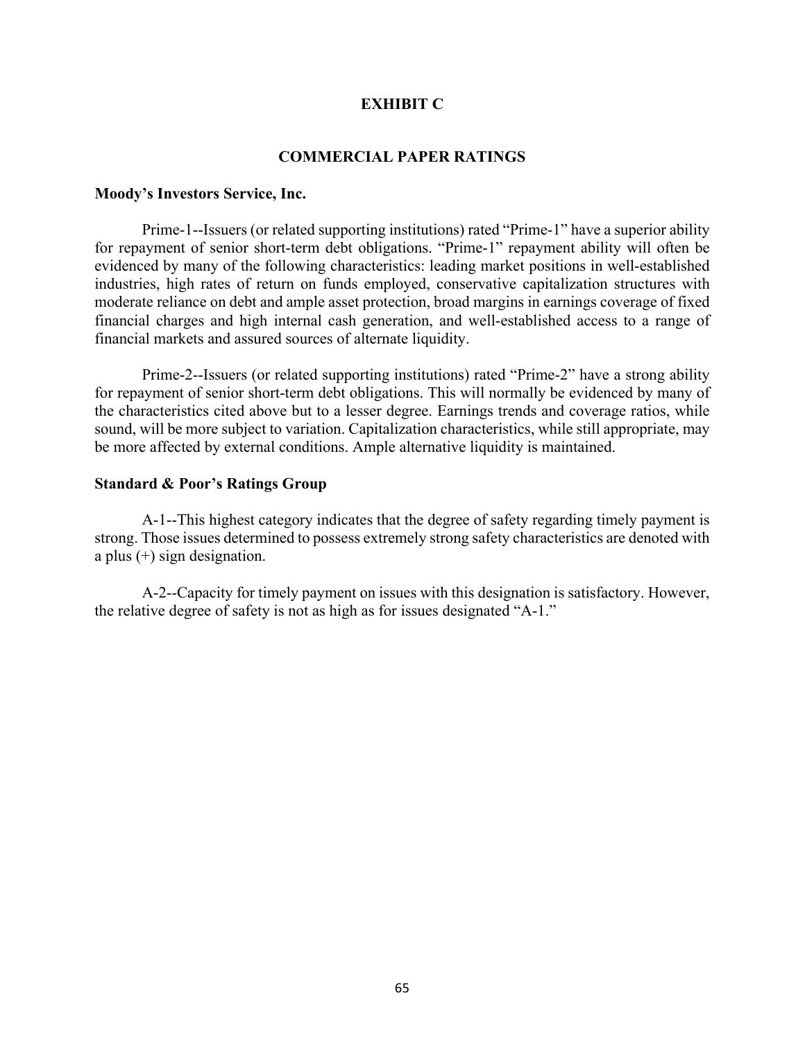# EXHIBIT C

## COMMERCIAL PAPER RATINGS

### Moody's Investors Service, Inc.

Prime-1--Issuers (or related supporting institutions) rated "Prime-1" have a superior ability for repayment of senior short-term debt obligations. "Prime-1" repayment ability will often be evidenced by many of the following characteristics: leading market positions in well-established industries, high rates of return on funds employed, conservative capitalization structures with moderate reliance on debt and ample asset protection, broad margins in earnings coverage of fixed financial charges and high internal cash generation, and well-established access to a range of financial markets and assured sources of alternate liquidity.

Prime-2--Issuers (or related supporting institutions) rated "Prime-2" have a strong ability for repayment of senior short-term debt obligations. This will normally be evidenced by many of the characteristics cited above but to a lesser degree. Earnings trends and coverage ratios, while sound, will be more subject to variation. Capitalization characteristics, while still appropriate, may be more affected by external conditions. Ample alternative liquidity is maintained.

### Standard & Poor's Ratings Group

A-1--This highest category indicates that the degree of safety regarding timely payment is strong. Those issues determined to possess extremely strong safety characteristics are denoted with a plus (+) sign designation.

A-2--Capacity for timely payment on issues with this designation is satisfactory. However, the relative degree of safety is not as high as for issues designated "A-1."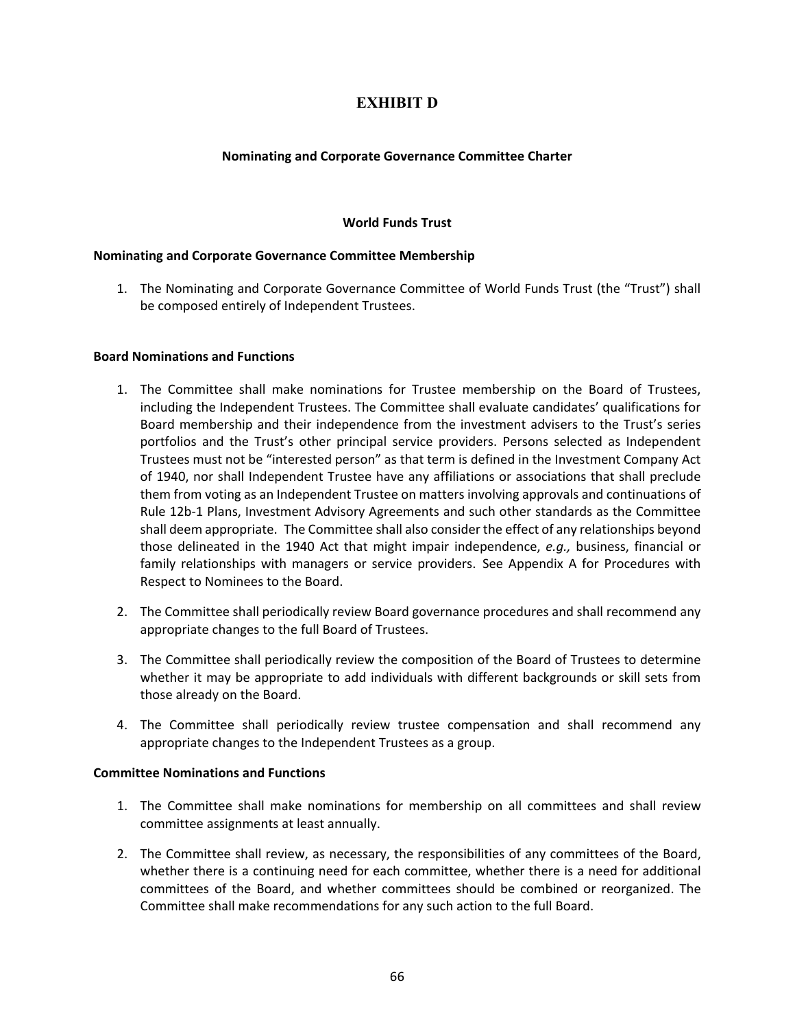# EXHIBIT D

### Nominating and Corporate Governance Committee Charter

### World Funds Trust

**Nominating and Corporate Governance Committee Membership**

1. The Nominating and Corporate Governance Committee of World Funds Trust (the "Trust") shall be composed entirely of Independent Trustees.

**Board Nominations and Functions**

1. The Committee shall make nominations for Trustee membership on the Board of Trustees, including the Independent Trustees. The Committee shall evaluate candidates' qualifications for Board membership and their independence from the investment advisers to the Trust's series portfolios and the Trust's other principal service providers. Persons selected as Independent Trustees must not be "interested person" as that term is defined in the Investment Company Act of 1940, nor shall Independent Trustee have any affiliations or associations that shall preclude them from voting as an Independent Trustee on matters involving approvals and continuations of Rule 12b-1 Plans, Investment Advisory Agreements and such other standards as the Committee shall deem appropriate. The Committee shall also consider the effect of any relationships beyond those delineated in the 1940 Act that might impair independence, *e.g.,* business, financial or family relationships with managers or service providers. See Appendix A for Procedures with Respect to Nominees to the Board.
2. The Committee shall periodically review Board governance procedures and shall recommend any appropriate changes to the full Board of Trustees.
3. The Committee shall periodically review the composition of the Board of Trustees to determine whether it may be appropriate to add individuals with different backgrounds or skill sets from those already on the Board.
4. The Committee shall periodically review trustee compensation and shall recommend any appropriate changes to the Independent Trustees as a group.

**Committee Nominations and Functions**

1. The Committee shall make nominations for membership on all committees and shall review committee assignments at least annually.
2. The Committee shall review, as necessary, the responsibilities of any committees of the Board, whether there is a continuing need for each committee, whether there is a need for additional committees of the Board, and whether committees should be combined or reorganized. The Committee shall make recommendations for any such action to the full Board.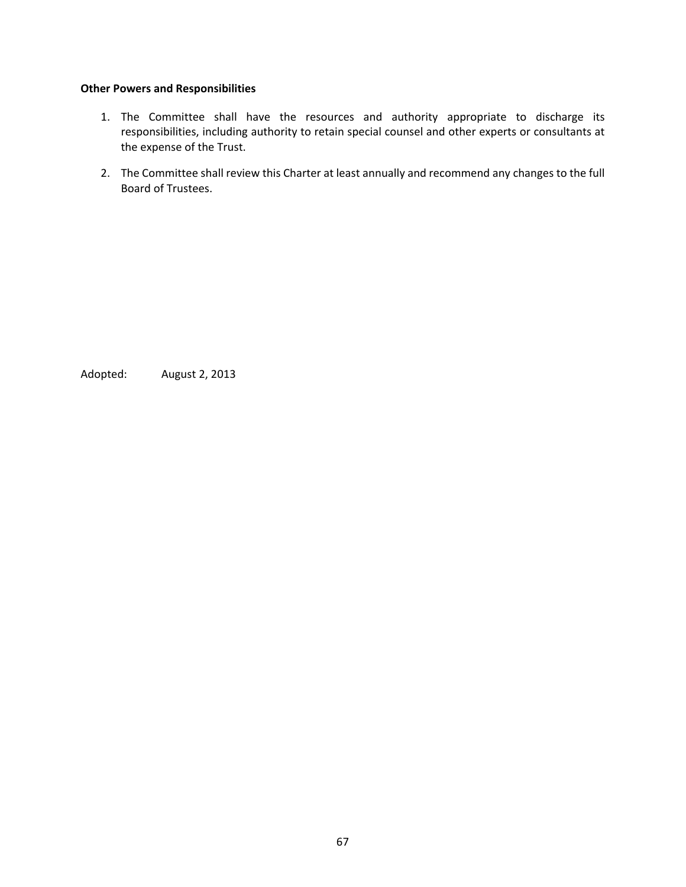**Other Powers and Responsibilities**

1. The Committee shall have the resources and authority appropriate to discharge its responsibilities, including authority to retain special counsel and other experts or consultants at the expense of the Trust.

2. The Committee shall review this Charter at least annually and recommend any changes to the full Board of Trustees.

Adopted: August 2, 2013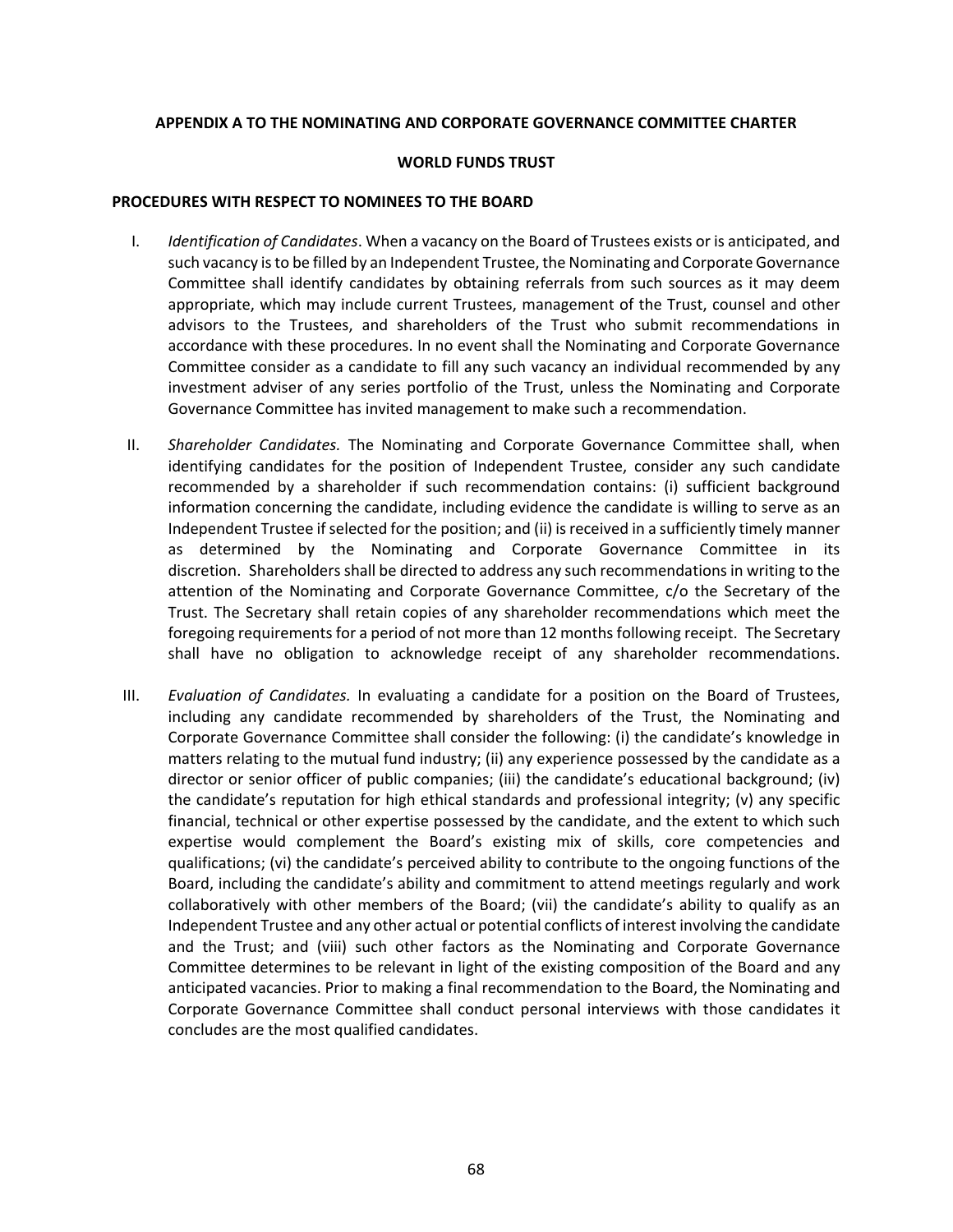**APPENDIX A TO THE NOMINATING AND CORPORATE GOVERNANCE COMMITTEE CHARTER**

**WORLD FUNDS TRUST**

**PROCEDURES WITH RESPECT TO NOMINEES TO THE BOARD**

I. *Identification of Candidates*. When a vacancy on the Board of Trustees exists or is anticipated, and such vacancy is to be filled by an Independent Trustee, the Nominating and Corporate Governance Committee shall identify candidates by obtaining referrals from such sources as it may deem appropriate, which may include current Trustees, management of the Trust, counsel and other advisors to the Trustees, and shareholders of the Trust who submit recommendations in accordance with these procedures. In no event shall the Nominating and Corporate Governance Committee consider as a candidate to fill any such vacancy an individual recommended by any investment adviser of any series portfolio of the Trust, unless the Nominating and Corporate Governance Committee has invited management to make such a recommendation.

II. *Shareholder Candidates.* The Nominating and Corporate Governance Committee shall, when identifying candidates for the position of Independent Trustee, consider any such candidate recommended by a shareholder if such recommendation contains: (i) sufficient background information concerning the candidate, including evidence the candidate is willing to serve as an Independent Trustee if selected for the position; and (ii) is received in a sufficiently timely manner as determined by the Nominating and Corporate Governance Committee in its discretion. Shareholders shall be directed to address any such recommendations in writing to the attention of the Nominating and Corporate Governance Committee, c/o the Secretary of the Trust. The Secretary shall retain copies of any shareholder recommendations which meet the foregoing requirements for a period of not more than 12 months following receipt. The Secretary shall have no obligation to acknowledge receipt of any shareholder recommendations.

III. *Evaluation of Candidates.* In evaluating a candidate for a position on the Board of Trustees, including any candidate recommended by shareholders of the Trust, the Nominating and Corporate Governance Committee shall consider the following: (i) the candidate's knowledge in matters relating to the mutual fund industry; (ii) any experience possessed by the candidate as a director or senior officer of public companies; (iii) the candidate's educational background; (iv) the candidate's reputation for high ethical standards and professional integrity; (v) any specific financial, technical or other expertise possessed by the candidate, and the extent to which such expertise would complement the Board's existing mix of skills, core competencies and qualifications; (vi) the candidate's perceived ability to contribute to the ongoing functions of the Board, including the candidate's ability and commitment to attend meetings regularly and work collaboratively with other members of the Board; (vii) the candidate's ability to qualify as an Independent Trustee and any other actual or potential conflicts of interest involving the candidate and the Trust; and (viii) such other factors as the Nominating and Corporate Governance Committee determines to be relevant in light of the existing composition of the Board and any anticipated vacancies. Prior to making a final recommendation to the Board, the Nominating and Corporate Governance Committee shall conduct personal interviews with those candidates it concludes are the most qualified candidates.